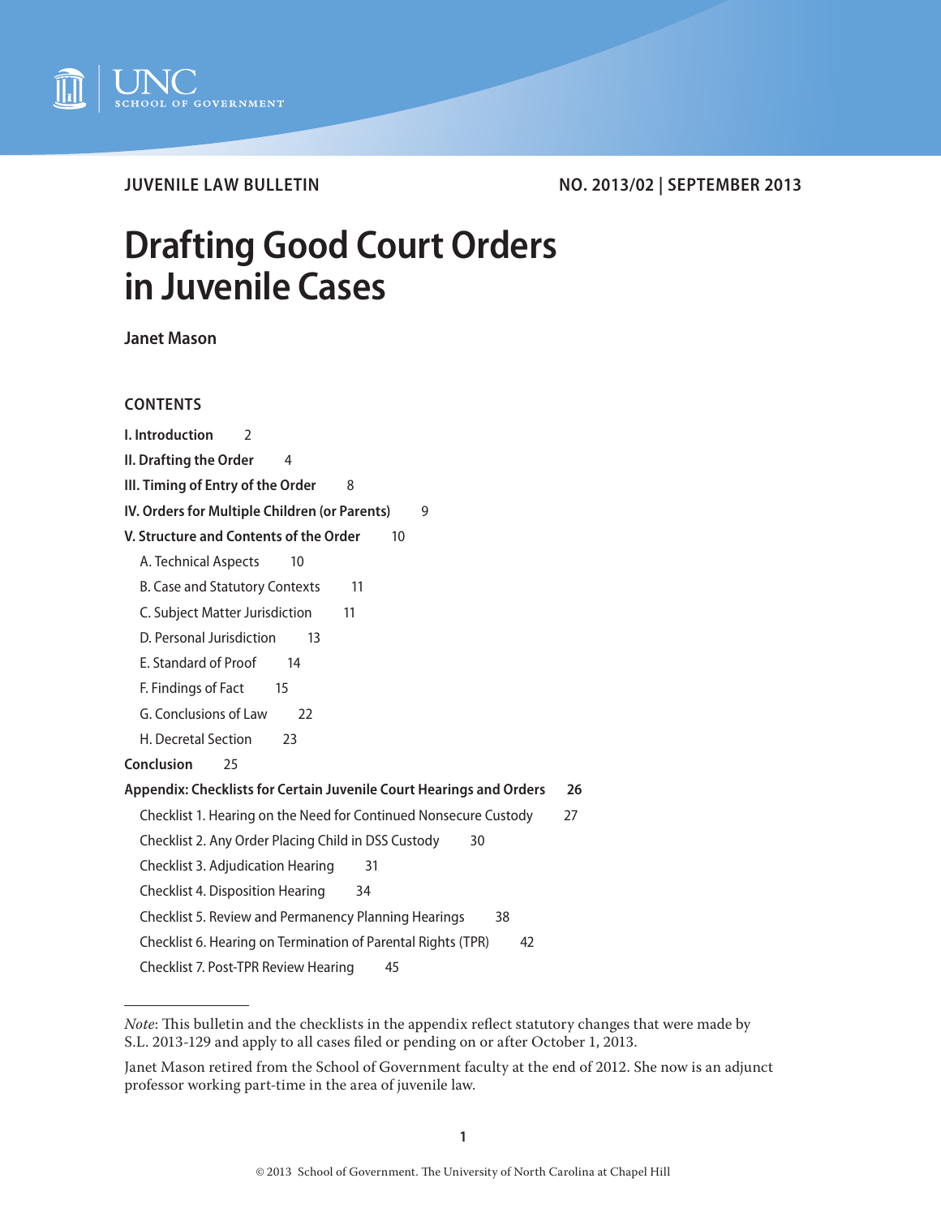UNC SCHOOL OF GOVERNMENT

**JUVENILE LAW BULLETIN** **NO. 2013/02 | SEPTEMBER 2013**

# Drafting Good Court Orders in Juvenile Cases

**Janet Mason**

## CONTENTS

**I. Introduction** 2

**II. Drafting the Order** 4

**III. Timing of Entry of the Order** 8

**IV. Orders for Multiple Children (or Parents)** 9

**V. Structure and Contents of the Order** 10

- A. Technical Aspects 10
- B. Case and Statutory Contexts 11
- C. Subject Matter Jurisdiction 11
- D. Personal Jurisdiction 13
- E. Standard of Proof 14
- F. Findings of Fact 15
- G. Conclusions of Law 22
- H. Decretal Section 23

**Conclusion** 25

**Appendix: Checklists for Certain Juvenile Court Hearings and Orders** 26

- Checklist 1. Hearing on the Need for Continued Nonsecure Custody 27
- Checklist 2. Any Order Placing Child in DSS Custody 30
- Checklist 3. Adjudication Hearing 31
- Checklist 4. Disposition Hearing 34
- Checklist 5. Review and Permanency Planning Hearings 38
- Checklist 6. Hearing on Termination of Parental Rights (TPR) 42
- Checklist 7. Post-TPR Review Hearing 45

---

*Note*: This bulletin and the checklists in the appendix reflect statutory changes that were made by S.L. 2013-129 and apply to all cases filed or pending on or after October 1, 2013.

Janet Mason retired from the School of Government faculty at the end of 2012. She now is an adjunct professor working part-time in the area of juvenile law.

© 2013 School of Government. The University of North Carolina at Chapel Hill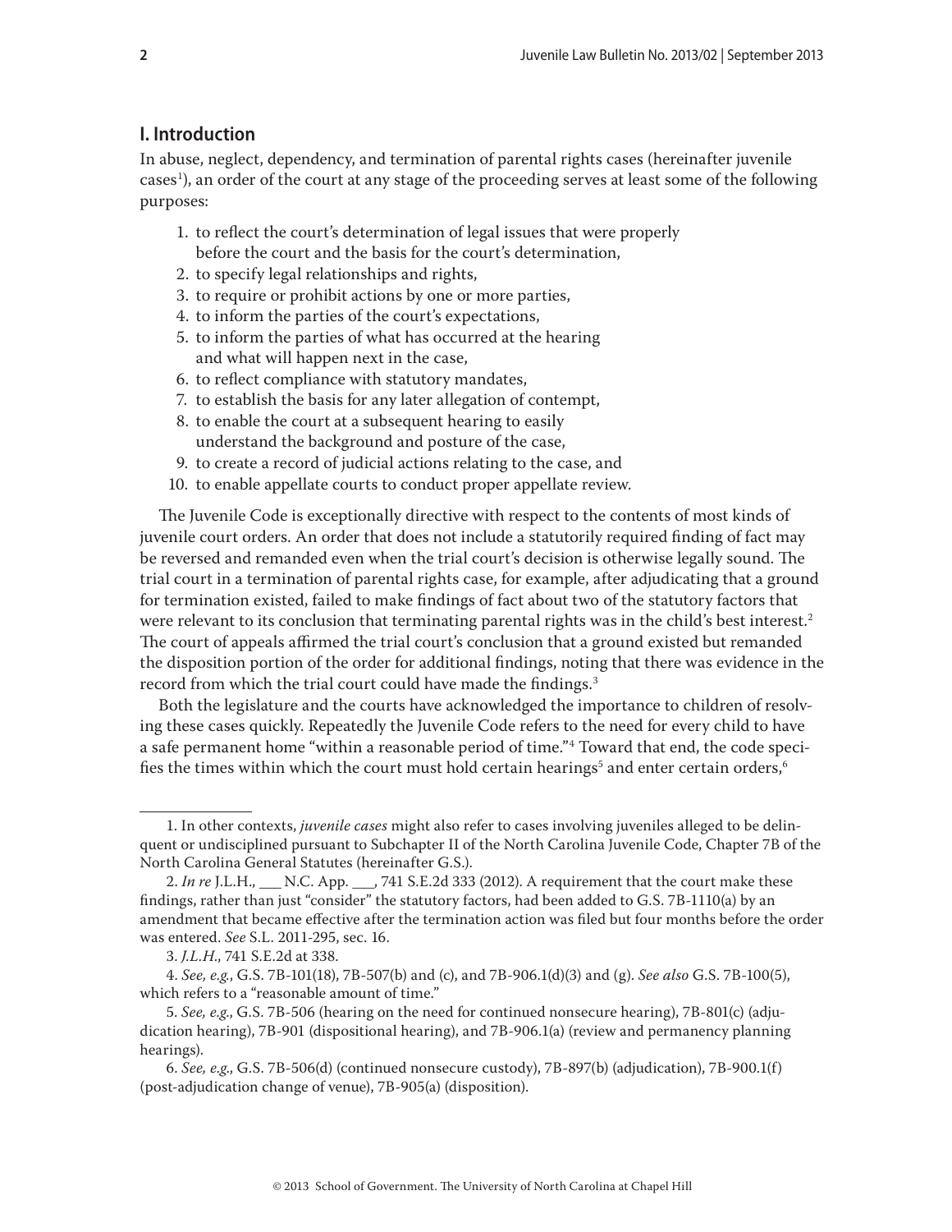## I. Introduction

In abuse, neglect, dependency, and termination of parental rights cases (hereinafter juvenile cases[1]), an order of the court at any stage of the proceeding serves at least some of the following purposes:

1. to reflect the court's determination of legal issues that were properly before the court and the basis for the court's determination,
2. to specify legal relationships and rights,
3. to require or prohibit actions by one or more parties,
4. to inform the parties of the court's expectations,
5. to inform the parties of what has occurred at the hearing and what will happen next in the case,
6. to reflect compliance with statutory mandates,
7. to establish the basis for any later allegation of contempt,
8. to enable the court at a subsequent hearing to easily understand the background and posture of the case,
9. to create a record of judicial actions relating to the case, and
10. to enable appellate courts to conduct proper appellate review.

The Juvenile Code is exceptionally directive with respect to the contents of most kinds of juvenile court orders. An order that does not include a statutorily required finding of fact may be reversed and remanded even when the trial court's decision is otherwise legally sound. The trial court in a termination of parental rights case, for example, after adjudicating that a ground for termination existed, failed to make findings of fact about two of the statutory factors that were relevant to its conclusion that terminating parental rights was in the child's best interest.[2] The court of appeals affirmed the trial court's conclusion that a ground existed but remanded the disposition portion of the order for additional findings, noting that there was evidence in the record from which the trial court could have made the findings.[3]

Both the legislature and the courts have acknowledged the importance to children of resolving these cases quickly. Repeatedly the Juvenile Code refers to the need for every child to have a safe permanent home "within a reasonable period of time."[4] Toward that end, the code specifies the times within which the court must hold certain hearings[5] and enter certain orders,[6]

---

1. In other contexts, *juvenile cases* might also refer to cases involving juveniles alleged to be delinquent or undisciplined pursuant to Subchapter II of the North Carolina Juvenile Code, Chapter 7B of the North Carolina General Statutes (hereinafter G.S.).

2. *In re* J.L.H., ___ N.C. App. ___, 741 S.E.2d 333 (2012). A requirement that the court make these findings, rather than just "consider" the statutory factors, had been added to G.S. 7B-1110(a) by an amendment that became effective after the termination action was filed but four months before the order was entered. *See* S.L. 2011-295, sec. 16.

3. *J.L.H.*, 741 S.E.2d at 338.

4. *See, e.g.*, G.S. 7B-101(18), 7B-507(b) and (c), and 7B-906.1(d)(3) and (g). *See also* G.S. 7B-100(5), which refers to a "reasonable amount of time."

5. *See, e.g.*, G.S. 7B-506 (hearing on the need for continued nonsecure hearing), 7B-801(c) (adjudication hearing), 7B-901 (dispositional hearing), and 7B-906.1(a) (review and permanency planning hearings).

6. *See, e.g.*, G.S. 7B-506(d) (continued nonsecure custody), 7B-897(b) (adjudication), 7B-900.1(f) (post-adjudication change of venue), 7B-905(a) (disposition).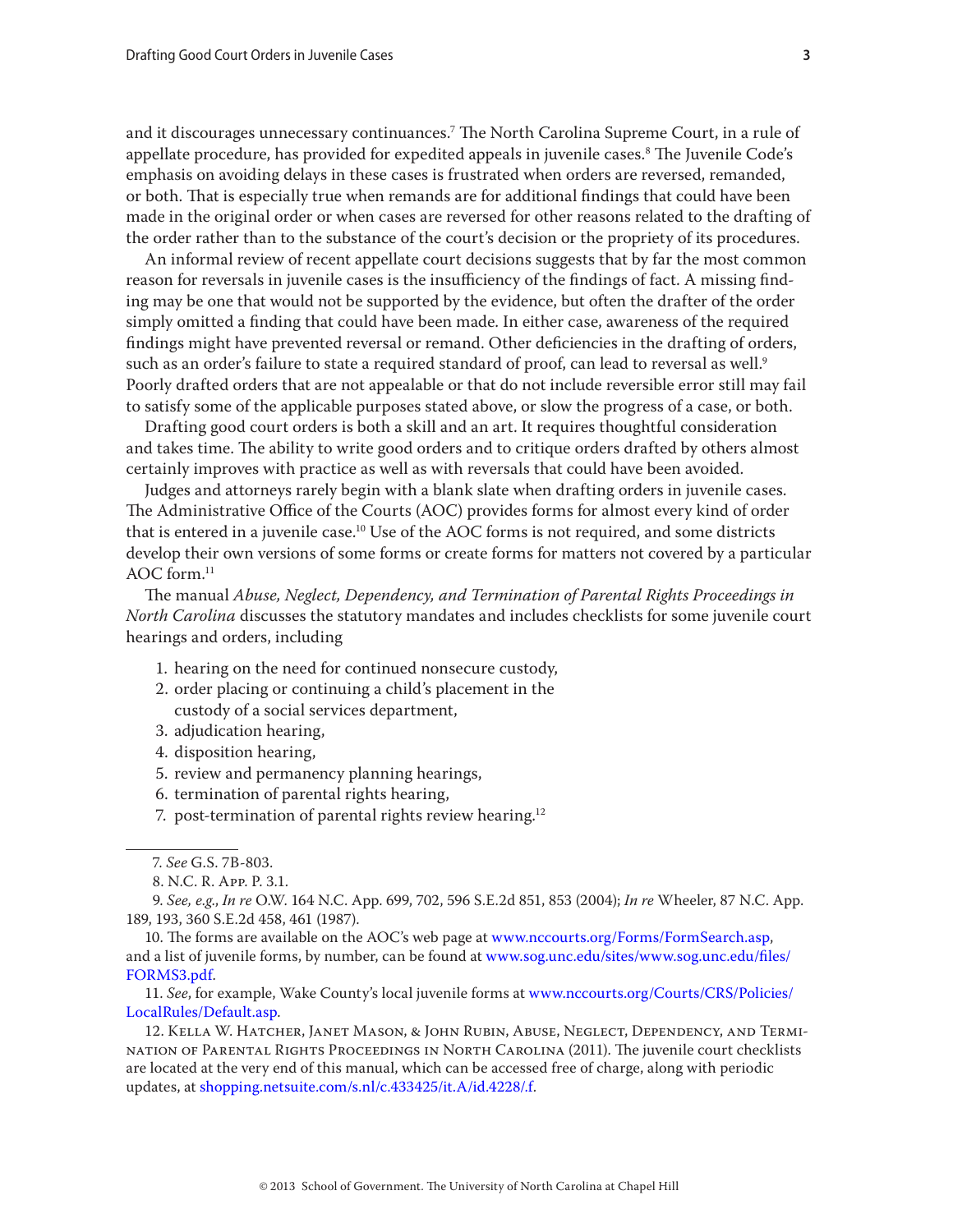and it discourages unnecessary continuances.[7] The North Carolina Supreme Court, in a rule of appellate procedure, has provided for expedited appeals in juvenile cases.[8] The Juvenile Code's emphasis on avoiding delays in these cases is frustrated when orders are reversed, remanded, or both. That is especially true when remands are for additional findings that could have been made in the original order or when cases are reversed for other reasons related to the drafting of the order rather than to the substance of the court's decision or the propriety of its procedures.

An informal review of recent appellate court decisions suggests that by far the most common reason for reversals in juvenile cases is the insufficiency of the findings of fact. A missing finding may be one that would not be supported by the evidence, but often the drafter of the order simply omitted a finding that could have been made. In either case, awareness of the required findings might have prevented reversal or remand. Other deficiencies in the drafting of orders, such as an order's failure to state a required standard of proof, can lead to reversal as well.[9] Poorly drafted orders that are not appealable or that do not include reversible error still may fail to satisfy some of the applicable purposes stated above, or slow the progress of a case, or both.

Drafting good court orders is both a skill and an art. It requires thoughtful consideration and takes time. The ability to write good orders and to critique orders drafted by others almost certainly improves with practice as well as with reversals that could have been avoided.

Judges and attorneys rarely begin with a blank slate when drafting orders in juvenile cases. The Administrative Office of the Courts (AOC) provides forms for almost every kind of order that is entered in a juvenile case.[10] Use of the AOC forms is not required, and some districts develop their own versions of some forms or create forms for matters not covered by a particular AOC form.[11]

The manual *Abuse, Neglect, Dependency, and Termination of Parental Rights Proceedings in North Carolina* discusses the statutory mandates and includes checklists for some juvenile court hearings and orders, including

1. hearing on the need for continued nonsecure custody,
2. order placing or continuing a child's placement in the custody of a social services department,
3. adjudication hearing,
4. disposition hearing,
5. review and permanency planning hearings,
6. termination of parental rights hearing,
7. post-termination of parental rights review hearing.[12]

---

7. *See* G.S. 7B-803.

8. N.C. R. App. P. 3.1.

9. *See, e.g., In re* O.W. 164 N.C. App. 699, 702, 596 S.E.2d 851, 853 (2004); *In re* Wheeler, 87 N.C. App. 189, 193, 360 S.E.2d 458, 461 (1987).

10. The forms are available on the AOC's web page at www.nccourts.org/Forms/FormSearch.asp, and a list of juvenile forms, by number, can be found at www.sog.unc.edu/sites/www.sog.unc.edu/files/FORMS3.pdf.

11. *See*, for example, Wake County's local juvenile forms at www.nccourts.org/Courts/CRS/Policies/LocalRules/Default.asp.

12. Kella W. Hatcher, Janet Mason, & John Rubin, Abuse, Neglect, Dependency, and Termination of Parental Rights Proceedings in North Carolina (2011). The juvenile court checklists are located at the very end of this manual, which can be accessed free of charge, along with periodic updates, at shopping.netsuite.com/s.nl/c.433425/it.A/id.4228/.f.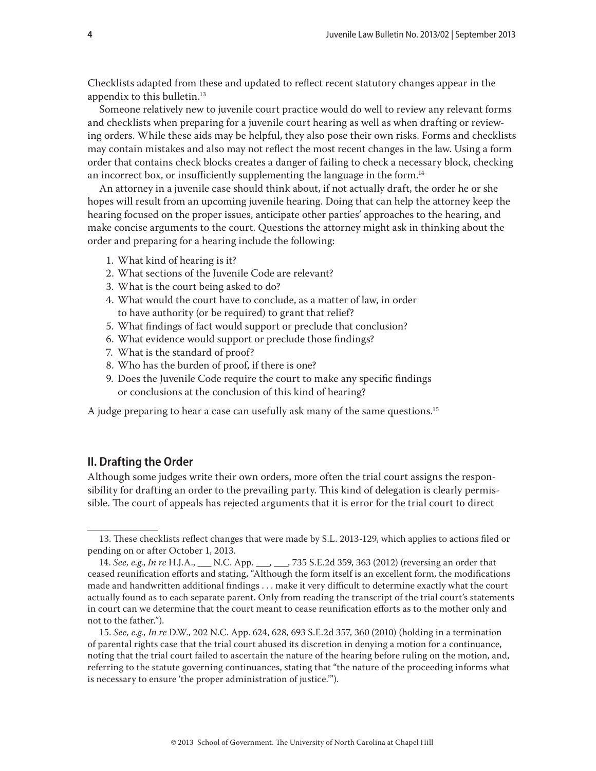Checklists adapted from these and updated to reflect recent statutory changes appear in the appendix to this bulletin.[13]

Someone relatively new to juvenile court practice would do well to review any relevant forms and checklists when preparing for a juvenile court hearing as well as when drafting or reviewing orders. While these aids may be helpful, they also pose their own risks. Forms and checklists may contain mistakes and also may not reflect the most recent changes in the law. Using a form order that contains check blocks creates a danger of failing to check a necessary block, checking an incorrect box, or insufficiently supplementing the language in the form.[14]

An attorney in a juvenile case should think about, if not actually draft, the order he or she hopes will result from an upcoming juvenile hearing. Doing that can help the attorney keep the hearing focused on the proper issues, anticipate other parties' approaches to the hearing, and make concise arguments to the court. Questions the attorney might ask in thinking about the order and preparing for a hearing include the following:

1. What kind of hearing is it?
2. What sections of the Juvenile Code are relevant?
3. What is the court being asked to do?
4. What would the court have to conclude, as a matter of law, in order to have authority (or be required) to grant that relief?
5. What findings of fact would support or preclude that conclusion?
6. What evidence would support or preclude those findings?
7. What is the standard of proof?
8. Who has the burden of proof, if there is one?
9. Does the Juvenile Code require the court to make any specific findings or conclusions at the conclusion of this kind of hearing?

A judge preparing to hear a case can usefully ask many of the same questions.[15]

## II. Drafting the Order

Although some judges write their own orders, more often the trial court assigns the responsibility for drafting an order to the prevailing party. This kind of delegation is clearly permissible. The court of appeals has rejected arguments that it is error for the trial court to direct

---

13. These checklists reflect changes that were made by S.L. 2013-129, which applies to actions filed or pending on or after October 1, 2013.

14. *See, e.g., In re* H.J.A., ___ N.C. App. ___, ___, 735 S.E.2d 359, 363 (2012) (reversing an order that ceased reunification efforts and stating, "Although the form itself is an excellent form, the modifications made and handwritten additional findings . . . make it very difficult to determine exactly what the court actually found as to each separate parent. Only from reading the transcript of the trial court's statements in court can we determine that the court meant to cease reunification efforts as to the mother only and not to the father.").

15. *See, e.g., In re* D.W., 202 N.C. App. 624, 628, 693 S.E.2d 357, 360 (2010) (holding in a termination of parental rights case that the trial court abused its discretion in denying a motion for a continuance, noting that the trial court failed to ascertain the nature of the hearing before ruling on the motion, and, referring to the statute governing continuances, stating that "the nature of the proceeding informs what is necessary to ensure 'the proper administration of justice.'").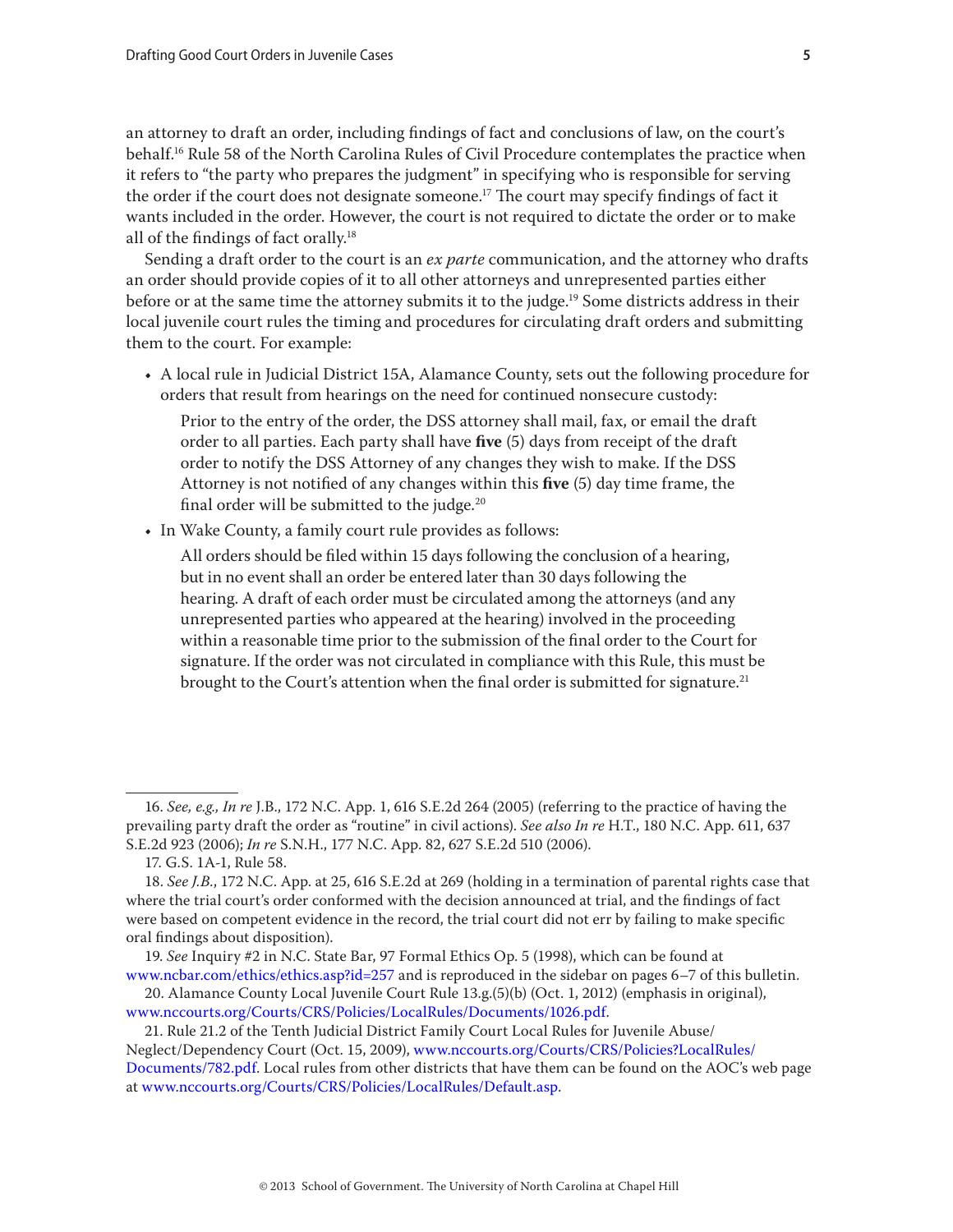an attorney to draft an order, including findings of fact and conclusions of law, on the court's behalf.[16] Rule 58 of the North Carolina Rules of Civil Procedure contemplates the practice when it refers to "the party who prepares the judgment" in specifying who is responsible for serving the order if the court does not designate someone.[17] The court may specify findings of fact it wants included in the order. However, the court is not required to dictate the order or to make all of the findings of fact orally.[18]

Sending a draft order to the court is an *ex parte* communication, and the attorney who drafts an order should provide copies of it to all other attorneys and unrepresented parties either before or at the same time the attorney submits it to the judge.[19] Some districts address in their local juvenile court rules the timing and procedures for circulating draft orders and submitting them to the court. For example:

- A local rule in Judicial District 15A, Alamance County, sets out the following procedure for orders that result from hearings on the need for continued nonsecure custody:

  > Prior to the entry of the order, the DSS attorney shall mail, fax, or email the draft order to all parties. Each party shall have **five** (5) days from receipt of the draft order to notify the DSS Attorney of any changes they wish to make. If the DSS Attorney is not notified of any changes within this **five** (5) day time frame, the final order will be submitted to the judge.[20]

- In Wake County, a family court rule provides as follows:

  > All orders should be filed within 15 days following the conclusion of a hearing, but in no event shall an order be entered later than 30 days following the hearing. A draft of each order must be circulated among the attorneys (and any unrepresented parties who appeared at the hearing) involved in the proceeding within a reasonable time prior to the submission of the final order to the Court for signature. If the order was not circulated in compliance with this Rule, this must be brought to the Court's attention when the final order is submitted for signature.[21]

---

16. *See, e.g., In re* J.B., 172 N.C. App. 1, 616 S.E.2d 264 (2005) (referring to the practice of having the prevailing party draft the order as "routine" in civil actions). *See also In re* H.T., 180 N.C. App. 611, 637 S.E.2d 923 (2006); *In re* S.N.H., 177 N.C. App. 82, 627 S.E.2d 510 (2006).

17. G.S. 1A-1, Rule 58.

18. *See J.B.*, 172 N.C. App. at 25, 616 S.E.2d at 269 (holding in a termination of parental rights case that where the trial court's order conformed with the decision announced at trial, and the findings of fact were based on competent evidence in the record, the trial court did not err by failing to make specific oral findings about disposition).

19. *See* Inquiry #2 in N.C. State Bar, 97 Formal Ethics Op. 5 (1998), which can be found at www.ncbar.com/ethics/ethics.asp?id=257 and is reproduced in the sidebar on pages 6–7 of this bulletin.

20. Alamance County Local Juvenile Court Rule 13.g.(5)(b) (Oct. 1, 2012) (emphasis in original), www.nccourts.org/Courts/CRS/Policies/LocalRules/Documents/1026.pdf.

21. Rule 21.2 of the Tenth Judicial District Family Court Local Rules for Juvenile Abuse/Neglect/Dependency Court (Oct. 15, 2009), www.nccourts.org/Courts/CRS/Policies?LocalRules/Documents/782.pdf. Local rules from other districts that have them can be found on the AOC's web page at www.nccourts.org/Courts/CRS/Policies/LocalRules/Default.asp.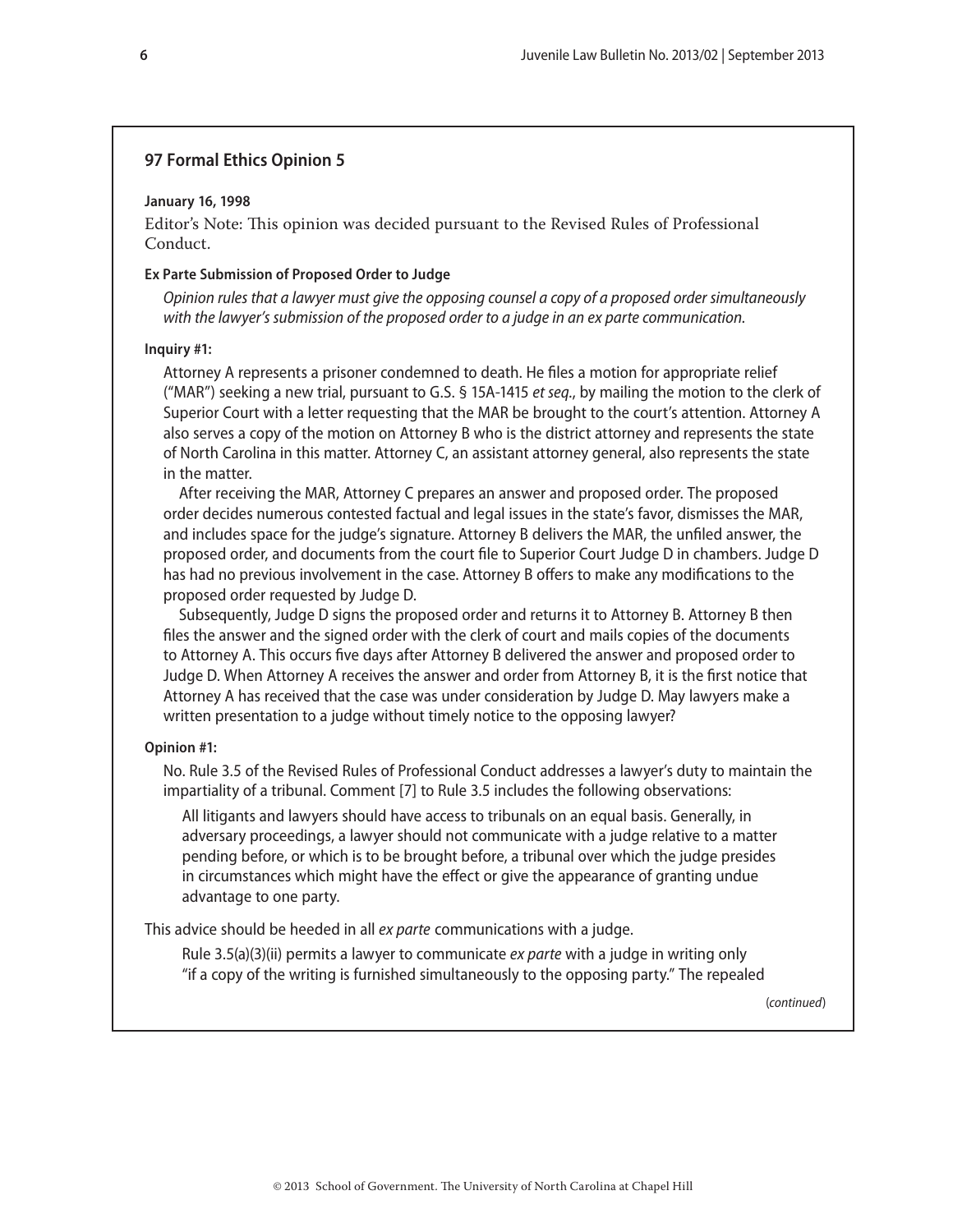### 97 Formal Ethics Opinion 5

**January 16, 1998**

Editor's Note: This opinion was decided pursuant to the Revised Rules of Professional Conduct.

**Ex Parte Submission of Proposed Order to Judge**

*Opinion rules that a lawyer must give the opposing counsel a copy of a proposed order simultaneously with the lawyer's submission of the proposed order to a judge in an ex parte communication.*

**Inquiry #1:**

Attorney A represents a prisoner condemned to death. He files a motion for appropriate relief ("MAR") seeking a new trial, pursuant to G.S. § 15A-1415 *et seq.*, by mailing the motion to the clerk of Superior Court with a letter requesting that the MAR be brought to the court's attention. Attorney A also serves a copy of the motion on Attorney B who is the district attorney and represents the state of North Carolina in this matter. Attorney C, an assistant attorney general, also represents the state in the matter.

After receiving the MAR, Attorney C prepares an answer and proposed order. The proposed order decides numerous contested factual and legal issues in the state's favor, dismisses the MAR, and includes space for the judge's signature. Attorney B delivers the MAR, the unfiled answer, the proposed order, and documents from the court file to Superior Court Judge D in chambers. Judge D has had no previous involvement in the case. Attorney B offers to make any modifications to the proposed order requested by Judge D.

Subsequently, Judge D signs the proposed order and returns it to Attorney B. Attorney B then files the answer and the signed order with the clerk of court and mails copies of the documents to Attorney A. This occurs five days after Attorney B delivered the answer and proposed order to Judge D. When Attorney A receives the answer and order from Attorney B, it is the first notice that Attorney A has received that the case was under consideration by Judge D. May lawyers make a written presentation to a judge without timely notice to the opposing lawyer?

**Opinion #1:**

No. Rule 3.5 of the Revised Rules of Professional Conduct addresses a lawyer's duty to maintain the impartiality of a tribunal. Comment [7] to Rule 3.5 includes the following observations:

> All litigants and lawyers should have access to tribunals on an equal basis. Generally, in adversary proceedings, a lawyer should not communicate with a judge relative to a matter pending before, or which is to be brought before, a tribunal over which the judge presides in circumstances which might have the effect or give the appearance of granting undue advantage to one party.

This advice should be heeded in all *ex parte* communications with a judge.

Rule 3.5(a)(3)(ii) permits a lawyer to communicate *ex parte* with a judge in writing only "if a copy of the writing is furnished simultaneously to the opposing party." The repealed

(*continued*)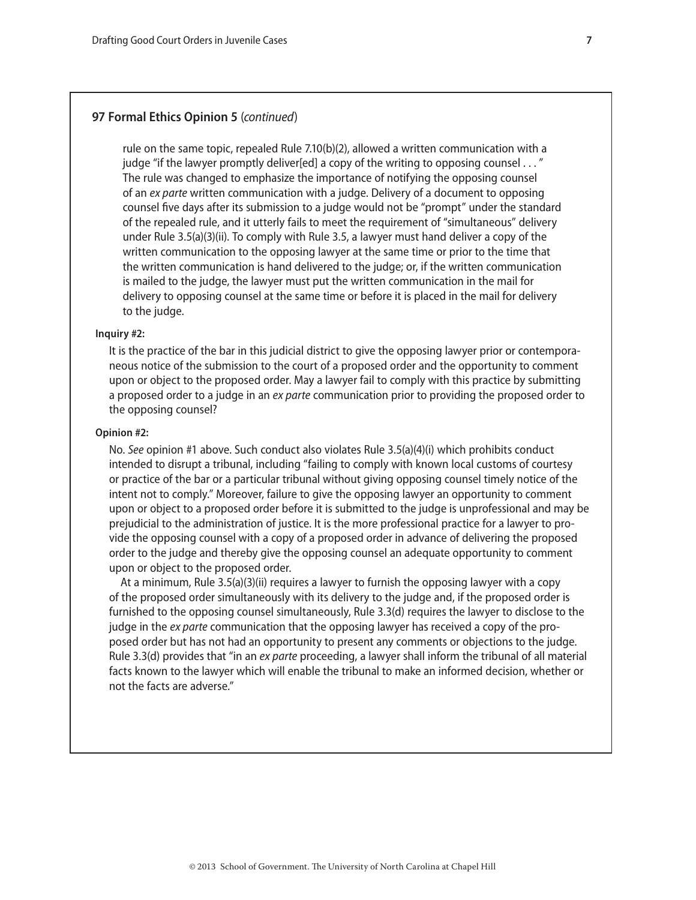**97 Formal Ethics Opinion 5** (*continued*)

rule on the same topic, repealed Rule 7.10(b)(2), allowed a written communication with a judge "if the lawyer promptly deliver[ed] a copy of the writing to opposing counsel . . . " The rule was changed to emphasize the importance of notifying the opposing counsel of an *ex parte* written communication with a judge. Delivery of a document to opposing counsel five days after its submission to a judge would not be "prompt" under the standard of the repealed rule, and it utterly fails to meet the requirement of "simultaneous" delivery under Rule 3.5(a)(3)(ii). To comply with Rule 3.5, a lawyer must hand deliver a copy of the written communication to the opposing lawyer at the same time or prior to the time that the written communication is hand delivered to the judge; or, if the written communication is mailed to the judge, the lawyer must put the written communication in the mail for delivery to opposing counsel at the same time or before it is placed in the mail for delivery to the judge.

**Inquiry #2:**

It is the practice of the bar in this judicial district to give the opposing lawyer prior or contemporaneous notice of the submission to the court of a proposed order and the opportunity to comment upon or object to the proposed order. May a lawyer fail to comply with this practice by submitting a proposed order to a judge in an *ex parte* communication prior to providing the proposed order to the opposing counsel?

**Opinion #2:**

No. *See* opinion #1 above. Such conduct also violates Rule 3.5(a)(4)(i) which prohibits conduct intended to disrupt a tribunal, including "failing to comply with known local customs of courtesy or practice of the bar or a particular tribunal without giving opposing counsel timely notice of the intent not to comply." Moreover, failure to give the opposing lawyer an opportunity to comment upon or object to a proposed order before it is submitted to the judge is unprofessional and may be prejudicial to the administration of justice. It is the more professional practice for a lawyer to provide the opposing counsel with a copy of a proposed order in advance of delivering the proposed order to the judge and thereby give the opposing counsel an adequate opportunity to comment upon or object to the proposed order.

At a minimum, Rule 3.5(a)(3)(ii) requires a lawyer to furnish the opposing lawyer with a copy of the proposed order simultaneously with its delivery to the judge and, if the proposed order is furnished to the opposing counsel simultaneously, Rule 3.3(d) requires the lawyer to disclose to the judge in the *ex parte* communication that the opposing lawyer has received a copy of the proposed order but has not had an opportunity to present any comments or objections to the judge. Rule 3.3(d) provides that "in an *ex parte* proceeding, a lawyer shall inform the tribunal of all material facts known to the lawyer which will enable the tribunal to make an informed decision, whether or not the facts are adverse."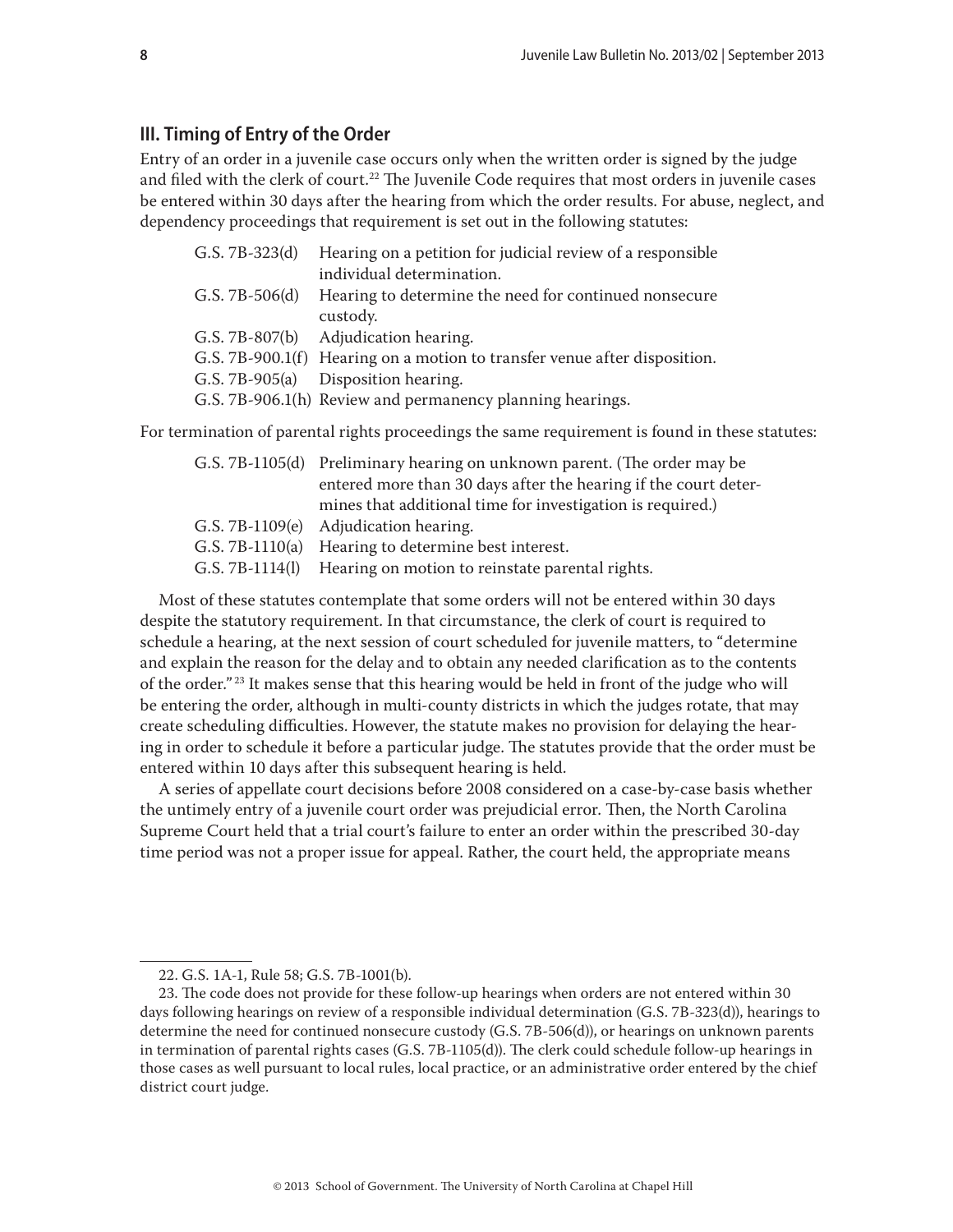## III. Timing of Entry of the Order

Entry of an order in a juvenile case occurs only when the written order is signed by the judge and filed with the clerk of court.[22] The Juvenile Code requires that most orders in juvenile cases be entered within 30 days after the hearing from which the order results. For abuse, neglect, and dependency proceedings that requirement is set out in the following statutes:

| | |
|---|---|
| G.S. 7B-323(d) | Hearing on a petition for judicial review of a responsible individual determination. |
| G.S. 7B-506(d) | Hearing to determine the need for continued nonsecure custody. |
| G.S. 7B-807(b) | Adjudication hearing. |
| G.S. 7B-900.1(f) | Hearing on a motion to transfer venue after disposition. |
| G.S. 7B-905(a) | Disposition hearing. |
| G.S. 7B-906.1(h) | Review and permanency planning hearings. |

For termination of parental rights proceedings the same requirement is found in these statutes:

| | |
|---|---|
| G.S. 7B-1105(d) | Preliminary hearing on unknown parent. (The order may be entered more than 30 days after the hearing if the court determines that additional time for investigation is required.) |
| G.S. 7B-1109(e) | Adjudication hearing. |
| G.S. 7B-1110(a) | Hearing to determine best interest. |
| G.S. 7B-1114(l) | Hearing on motion to reinstate parental rights. |

Most of these statutes contemplate that some orders will not be entered within 30 days despite the statutory requirement. In that circumstance, the clerk of court is required to schedule a hearing, at the next session of court scheduled for juvenile matters, to "determine and explain the reason for the delay and to obtain any needed clarification as to the contents of the order."[23] It makes sense that this hearing would be held in front of the judge who will be entering the order, although in multi-county districts in which the judges rotate, that may create scheduling difficulties. However, the statute makes no provision for delaying the hearing in order to schedule it before a particular judge. The statutes provide that the order must be entered within 10 days after this subsequent hearing is held.

A series of appellate court decisions before 2008 considered on a case-by-case basis whether the untimely entry of a juvenile court order was prejudicial error. Then, the North Carolina Supreme Court held that a trial court's failure to enter an order within the prescribed 30-day time period was not a proper issue for appeal. Rather, the court held, the appropriate means

22. G.S. 1A-1, Rule 58; G.S. 7B-1001(b).

23. The code does not provide for these follow-up hearings when orders are not entered within 30 days following hearings on review of a responsible individual determination (G.S. 7B-323(d)), hearings to determine the need for continued nonsecure custody (G.S. 7B-506(d)), or hearings on unknown parents in termination of parental rights cases (G.S. 7B-1105(d)). The clerk could schedule follow-up hearings in those cases as well pursuant to local rules, local practice, or an administrative order entered by the chief district court judge.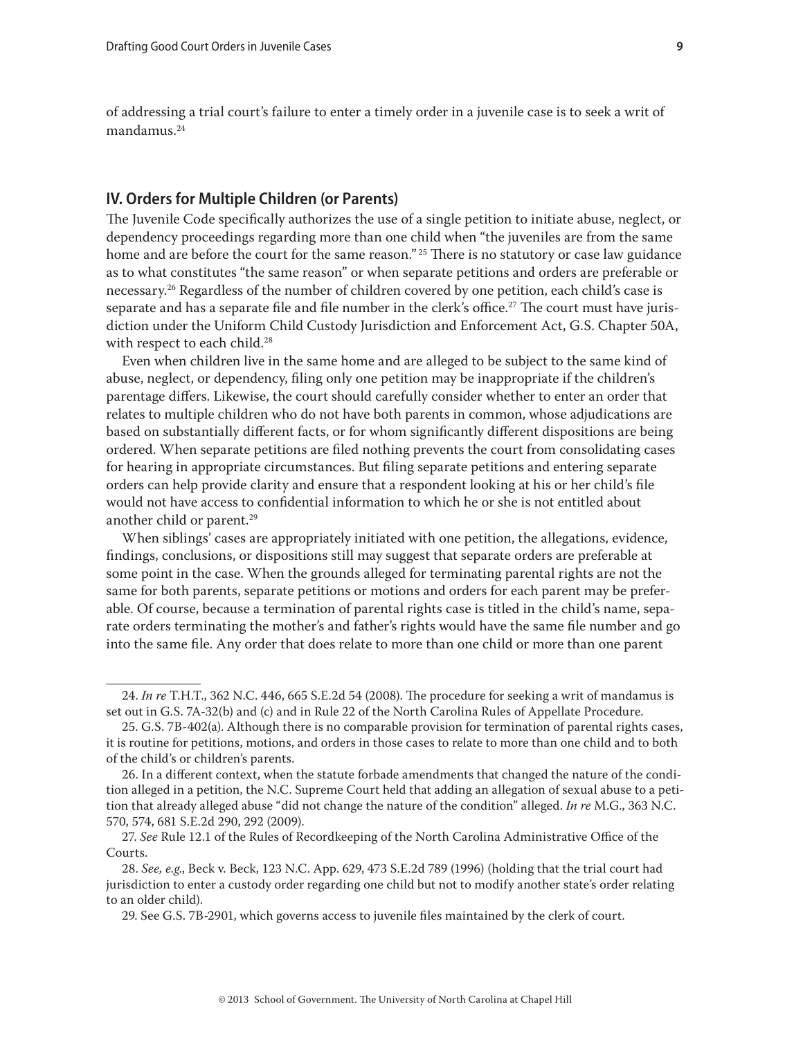of addressing a trial court's failure to enter a timely order in a juvenile case is to seek a writ of mandamus.[24]

## IV. Orders for Multiple Children (or Parents)

The Juvenile Code specifically authorizes the use of a single petition to initiate abuse, neglect, or dependency proceedings regarding more than one child when "the juveniles are from the same home and are before the court for the same reason."[25] There is no statutory or case law guidance as to what constitutes "the same reason" or when separate petitions and orders are preferable or necessary.[26] Regardless of the number of children covered by one petition, each child's case is separate and has a separate file and file number in the clerk's office.[27] The court must have jurisdiction under the Uniform Child Custody Jurisdiction and Enforcement Act, G.S. Chapter 50A, with respect to each child.[28]

Even when children live in the same home and are alleged to be subject to the same kind of abuse, neglect, or dependency, filing only one petition may be inappropriate if the children's parentage differs. Likewise, the court should carefully consider whether to enter an order that relates to multiple children who do not have both parents in common, whose adjudications are based on substantially different facts, or for whom significantly different dispositions are being ordered. When separate petitions are filed nothing prevents the court from consolidating cases for hearing in appropriate circumstances. But filing separate petitions and entering separate orders can help provide clarity and ensure that a respondent looking at his or her child's file would not have access to confidential information to which he or she is not entitled about another child or parent.[29]

When siblings' cases are appropriately initiated with one petition, the allegations, evidence, findings, conclusions, or dispositions still may suggest that separate orders are preferable at some point in the case. When the grounds alleged for terminating parental rights are not the same for both parents, separate petitions or motions and orders for each parent may be preferable. Of course, because a termination of parental rights case is titled in the child's name, separate orders terminating the mother's and father's rights would have the same file number and go into the same file. Any order that does relate to more than one child or more than one parent

---

24. *In re* T.H.T., 362 N.C. 446, 665 S.E.2d 54 (2008). The procedure for seeking a writ of mandamus is set out in G.S. 7A-32(b) and (c) and in Rule 22 of the North Carolina Rules of Appellate Procedure.

25. G.S. 7B-402(a). Although there is no comparable provision for termination of parental rights cases, it is routine for petitions, motions, and orders in those cases to relate to more than one child and to both of the child's or children's parents.

26. In a different context, when the statute forbade amendments that changed the nature of the condition alleged in a petition, the N.C. Supreme Court held that adding an allegation of sexual abuse to a petition that already alleged abuse "did not change the nature of the condition" alleged. *In re* M.G., 363 N.C. 570, 574, 681 S.E.2d 290, 292 (2009).

27. *See* Rule 12.1 of the Rules of Recordkeeping of the North Carolina Administrative Office of the Courts.

28. *See, e.g.*, Beck v. Beck, 123 N.C. App. 629, 473 S.E.2d 789 (1996) (holding that the trial court had jurisdiction to enter a custody order regarding one child but not to modify another state's order relating to an older child).

29. See G.S. 7B-2901, which governs access to juvenile files maintained by the clerk of court.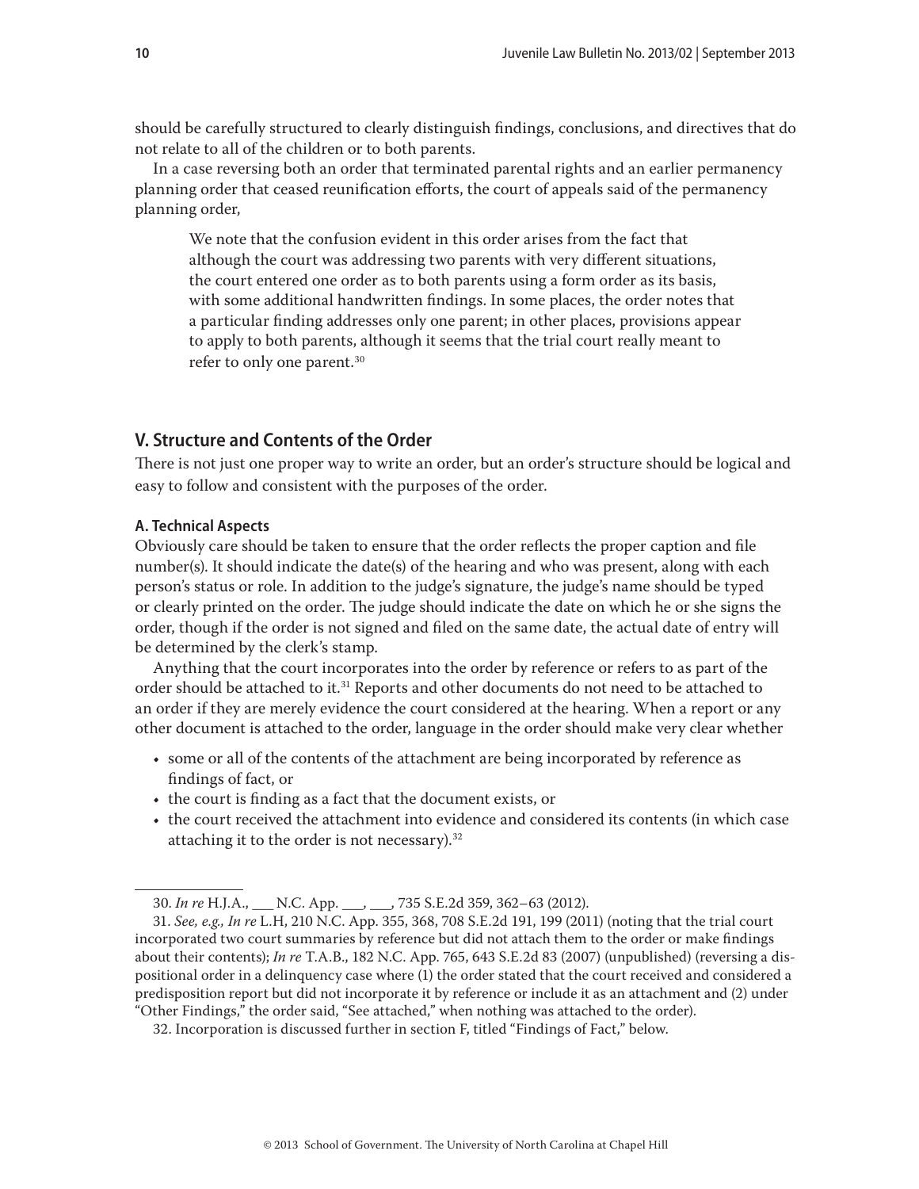should be carefully structured to clearly distinguish findings, conclusions, and directives that do not relate to all of the children or to both parents.

In a case reversing both an order that terminated parental rights and an earlier permanency planning order that ceased reunification efforts, the court of appeals said of the permanency planning order,

> We note that the confusion evident in this order arises from the fact that although the court was addressing two parents with very different situations, the court entered one order as to both parents using a form order as its basis, with some additional handwritten findings. In some places, the order notes that a particular finding addresses only one parent; in other places, provisions appear to apply to both parents, although it seems that the trial court really meant to refer to only one parent.[30]

## V. Structure and Contents of the Order

There is not just one proper way to write an order, but an order's structure should be logical and easy to follow and consistent with the purposes of the order.

### A. Technical Aspects

Obviously care should be taken to ensure that the order reflects the proper caption and file number(s). It should indicate the date(s) of the hearing and who was present, along with each person's status or role. In addition to the judge's signature, the judge's name should be typed or clearly printed on the order. The judge should indicate the date on which he or she signs the order, though if the order is not signed and filed on the same date, the actual date of entry will be determined by the clerk's stamp.

Anything that the court incorporates into the order by reference or refers to as part of the order should be attached to it.[31] Reports and other documents do not need to be attached to an order if they are merely evidence the court considered at the hearing. When a report or any other document is attached to the order, language in the order should make very clear whether

- some or all of the contents of the attachment are being incorporated by reference as findings of fact, or
- the court is finding as a fact that the document exists, or
- the court received the attachment into evidence and considered its contents (in which case attaching it to the order is not necessary).[32]

---

30. *In re* H.J.A., ___ N.C. App. ___, ___, 735 S.E.2d 359, 362–63 (2012).

31. *See, e.g., In re* L.H, 210 N.C. App. 355, 368, 708 S.E.2d 191, 199 (2011) (noting that the trial court incorporated two court summaries by reference but did not attach them to the order or make findings about their contents); *In re* T.A.B., 182 N.C. App. 765, 643 S.E.2d 83 (2007) (unpublished) (reversing a dispositional order in a delinquency case where (1) the order stated that the court received and considered a predisposition report but did not incorporate it by reference or include it as an attachment and (2) under "Other Findings," the order said, "See attached," when nothing was attached to the order).

32. Incorporation is discussed further in section F, titled "Findings of Fact," below.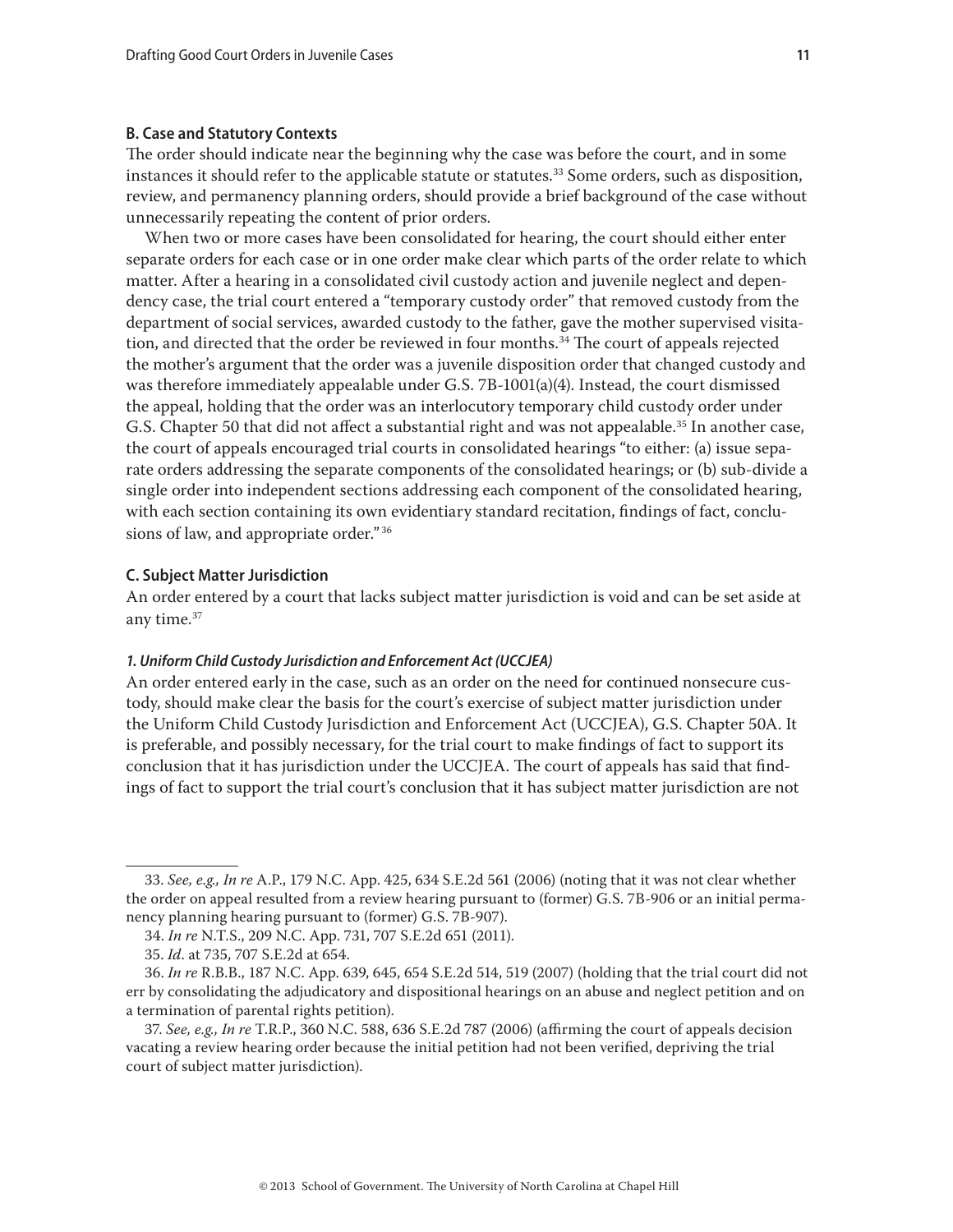### B. Case and Statutory Contexts

The order should indicate near the beginning why the case was before the court, and in some instances it should refer to the applicable statute or statutes.[33] Some orders, such as disposition, review, and permanency planning orders, should provide a brief background of the case without unnecessarily repeating the content of prior orders.

When two or more cases have been consolidated for hearing, the court should either enter separate orders for each case or in one order make clear which parts of the order relate to which matter. After a hearing in a consolidated civil custody action and juvenile neglect and dependency case, the trial court entered a "temporary custody order" that removed custody from the department of social services, awarded custody to the father, gave the mother supervised visitation, and directed that the order be reviewed in four months.[34] The court of appeals rejected the mother's argument that the order was a juvenile disposition order that changed custody and was therefore immediately appealable under G.S. 7B-1001(a)(4). Instead, the court dismissed the appeal, holding that the order was an interlocutory temporary child custody order under G.S. Chapter 50 that did not affect a substantial right and was not appealable.[35] In another case, the court of appeals encouraged trial courts in consolidated hearings "to either: (a) issue separate orders addressing the separate components of the consolidated hearings; or (b) sub-divide a single order into independent sections addressing each component of the consolidated hearing, with each section containing its own evidentiary standard recitation, findings of fact, conclusions of law, and appropriate order."[36]

### C. Subject Matter Jurisdiction

An order entered by a court that lacks subject matter jurisdiction is void and can be set aside at any time.[37]

#### *1. Uniform Child Custody Jurisdiction and Enforcement Act (UCCJEA)*

An order entered early in the case, such as an order on the need for continued nonsecure custody, should make clear the basis for the court's exercise of subject matter jurisdiction under the Uniform Child Custody Jurisdiction and Enforcement Act (UCCJEA), G.S. Chapter 50A. It is preferable, and possibly necessary, for the trial court to make findings of fact to support its conclusion that it has jurisdiction under the UCCJEA. The court of appeals has said that findings of fact to support the trial court's conclusion that it has subject matter jurisdiction are not

---

33. *See, e.g., In re* A.P., 179 N.C. App. 425, 634 S.E.2d 561 (2006) (noting that it was not clear whether the order on appeal resulted from a review hearing pursuant to (former) G.S. 7B-906 or an initial permanency planning hearing pursuant to (former) G.S. 7B-907).

34. *In re* N.T.S., 209 N.C. App. 731, 707 S.E.2d 651 (2011).

35. *Id.* at 735, 707 S.E.2d at 654.

36. *In re* R.B.B., 187 N.C. App. 639, 645, 654 S.E.2d 514, 519 (2007) (holding that the trial court did not err by consolidating the adjudicatory and dispositional hearings on an abuse and neglect petition and on a termination of parental rights petition).

37. *See, e.g., In re* T.R.P., 360 N.C. 588, 636 S.E.2d 787 (2006) (affirming the court of appeals decision vacating a review hearing order because the initial petition had not been verified, depriving the trial court of subject matter jurisdiction).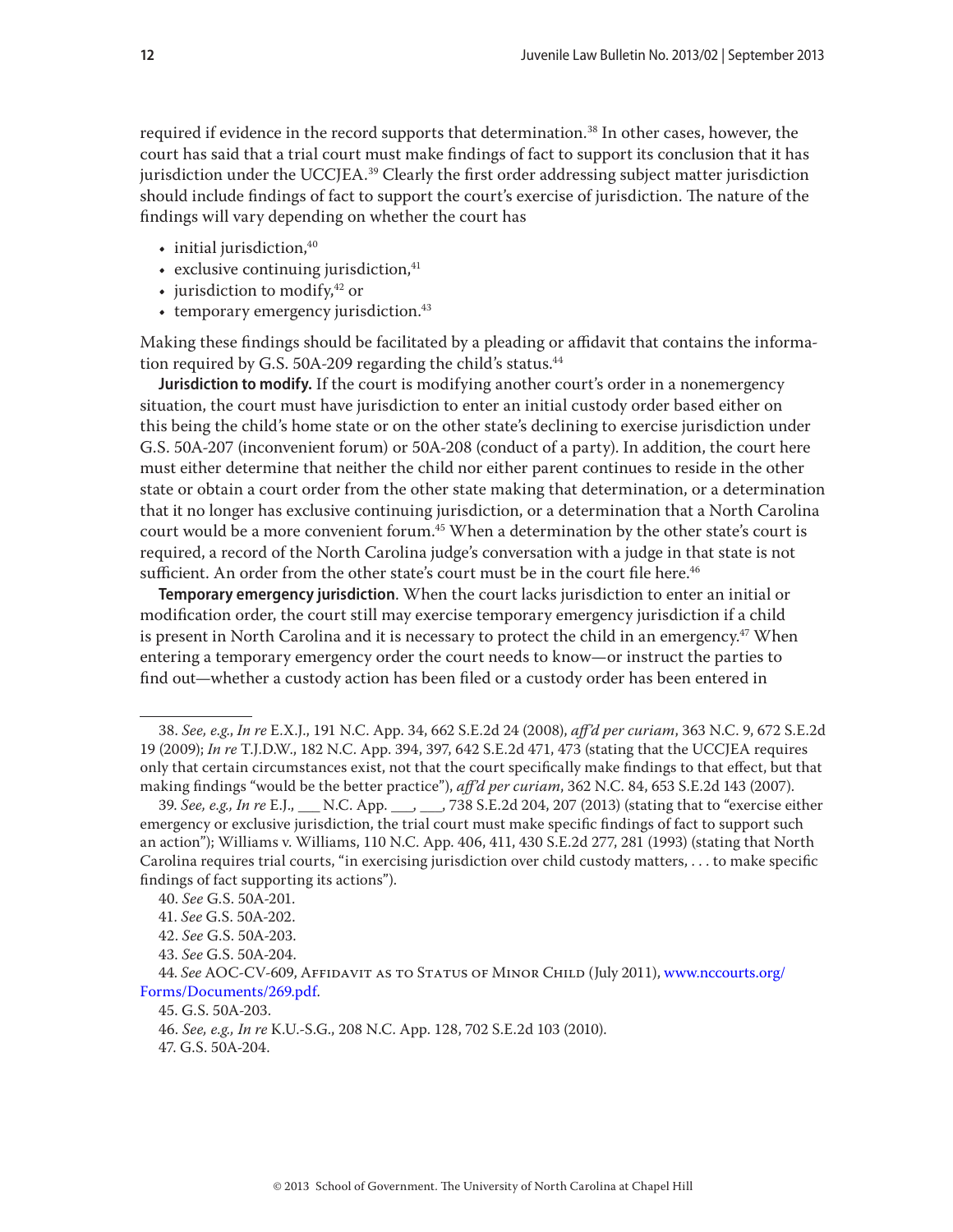required if evidence in the record supports that determination.[38] In other cases, however, the court has said that a trial court must make findings of fact to support its conclusion that it has jurisdiction under the UCCJEA.[39] Clearly the first order addressing subject matter jurisdiction should include findings of fact to support the court's exercise of jurisdiction. The nature of the findings will vary depending on whether the court has

- initial jurisdiction,[40]
- exclusive continuing jurisdiction,[41]
- jurisdiction to modify,[42] or
- temporary emergency jurisdiction.[43]

Making these findings should be facilitated by a pleading or affidavit that contains the information required by G.S. 50A-209 regarding the child's status.[44]

**Jurisdiction to modify.** If the court is modifying another court's order in a nonemergency situation, the court must have jurisdiction to enter an initial custody order based either on this being the child's home state or on the other state's declining to exercise jurisdiction under G.S. 50A-207 (inconvenient forum) or 50A-208 (conduct of a party). In addition, the court here must either determine that neither the child nor either parent continues to reside in the other state or obtain a court order from the other state making that determination, or a determination that it no longer has exclusive continuing jurisdiction, or a determination that a North Carolina court would be a more convenient forum.[45] When a determination by the other state's court is required, a record of the North Carolina judge's conversation with a judge in that state is not sufficient. An order from the other state's court must be in the court file here.[46]

**Temporary emergency jurisdiction**. When the court lacks jurisdiction to enter an initial or modification order, the court still may exercise temporary emergency jurisdiction if a child is present in North Carolina and it is necessary to protect the child in an emergency.[47] When entering a temporary emergency order the court needs to know—or instruct the parties to find out—whether a custody action has been filed or a custody order has been entered in

---

38. *See, e.g.*, *In re* E.X.J., 191 N.C. App. 34, 662 S.E.2d 24 (2008), *aff'd per curiam*, 363 N.C. 9, 672 S.E.2d 19 (2009); *In re* T.J.D.W., 182 N.C. App. 394, 397, 642 S.E.2d 471, 473 (stating that the UCCJEA requires only that certain circumstances exist, not that the court specifically make findings to that effect, but that making findings "would be the better practice"), *aff'd per curiam*, 362 N.C. 84, 653 S.E.2d 143 (2007).

39. *See, e.g., In re* E.J., ___ N.C. App. ___, ___, 738 S.E.2d 204, 207 (2013) (stating that to "exercise either emergency or exclusive jurisdiction, the trial court must make specific findings of fact to support such an action"); Williams v. Williams, 110 N.C. App. 406, 411, 430 S.E.2d 277, 281 (1993) (stating that North Carolina requires trial courts, "in exercising jurisdiction over child custody matters, . . . to make specific findings of fact supporting its actions").

40. *See* G.S. 50A-201.

41. *See* G.S. 50A-202.

42. *See* G.S. 50A-203.

43. *See* G.S. 50A-204.

44. *See* AOC-CV-609, Affidavit as to Status of Minor Child (July 2011), www.nccourts.org/Forms/Documents/269.pdf.

45. G.S. 50A-203.

46. *See, e.g., In re* K.U.-S.G., 208 N.C. App. 128, 702 S.E.2d 103 (2010).

47. G.S. 50A-204.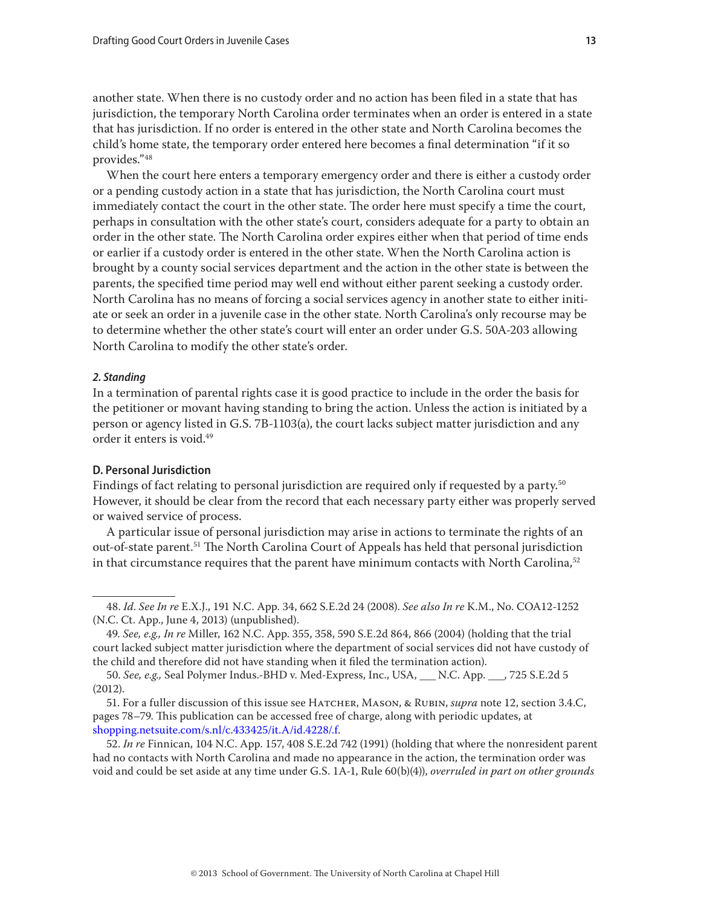another state. When there is no custody order and no action has been filed in a state that has jurisdiction, the temporary North Carolina order terminates when an order is entered in a state that has jurisdiction. If no order is entered in the other state and North Carolina becomes the child's home state, the temporary order entered here becomes a final determination "if it so provides."[48]

When the court here enters a temporary emergency order and there is either a custody order or a pending custody action in a state that has jurisdiction, the North Carolina court must immediately contact the court in the other state. The order here must specify a time the court, perhaps in consultation with the other state's court, considers adequate for a party to obtain an order in the other state. The North Carolina order expires either when that period of time ends or earlier if a custody order is entered in the other state. When the North Carolina action is brought by a county social services department and the action in the other state is between the parents, the specified time period may well end without either parent seeking a custody order. North Carolina has no means of forcing a social services agency in another state to either initiate or seek an order in a juvenile case in the other state. North Carolina's only recourse may be to determine whether the other state's court will enter an order under G.S. 50A-203 allowing North Carolina to modify the other state's order.

#### *2. Standing*

In a termination of parental rights case it is good practice to include in the order the basis for the petitioner or movant having standing to bring the action. Unless the action is initiated by a person or agency listed in G.S. 7B-1103(a), the court lacks subject matter jurisdiction and any order it enters is void.[49]

### D. Personal Jurisdiction

Findings of fact relating to personal jurisdiction are required only if requested by a party.[50] However, it should be clear from the record that each necessary party either was properly served or waived service of process.

A particular issue of personal jurisdiction may arise in actions to terminate the rights of an out-of-state parent.[51] The North Carolina Court of Appeals has held that personal jurisdiction in that circumstance requires that the parent have minimum contacts with North Carolina,[52]

---

48. *Id. See In re* E.X.J., 191 N.C. App. 34, 662 S.E.2d 24 (2008). *See also In re* K.M., No. COA12-1252 (N.C. Ct. App., June 4, 2013) (unpublished).

49. *See, e.g., In re* Miller, 162 N.C. App. 355, 358, 590 S.E.2d 864, 866 (2004) (holding that the trial court lacked subject matter jurisdiction where the department of social services did not have custody of the child and therefore did not have standing when it filed the termination action).

50. *See, e.g.,* Seal Polymer Indus.-BHD v. Med-Express, Inc., USA, ___ N.C. App. ___, 725 S.E.2d 5 (2012).

51. For a fuller discussion of this issue see Hatcher, Mason, & Rubin, *supra* note 12, section 3.4.C, pages 78–79. This publication can be accessed free of charge, along with periodic updates, at shopping.netsuite.com/s.nl/c.433425/it.A/id.4228/.f.

52. *In re* Finnican, 104 N.C. App. 157, 408 S.E.2d 742 (1991) (holding that where the nonresident parent had no contacts with North Carolina and made no appearance in the action, the termination order was void and could be set aside at any time under G.S. 1A-1, Rule 60(b)(4)), *overruled in part on other grounds*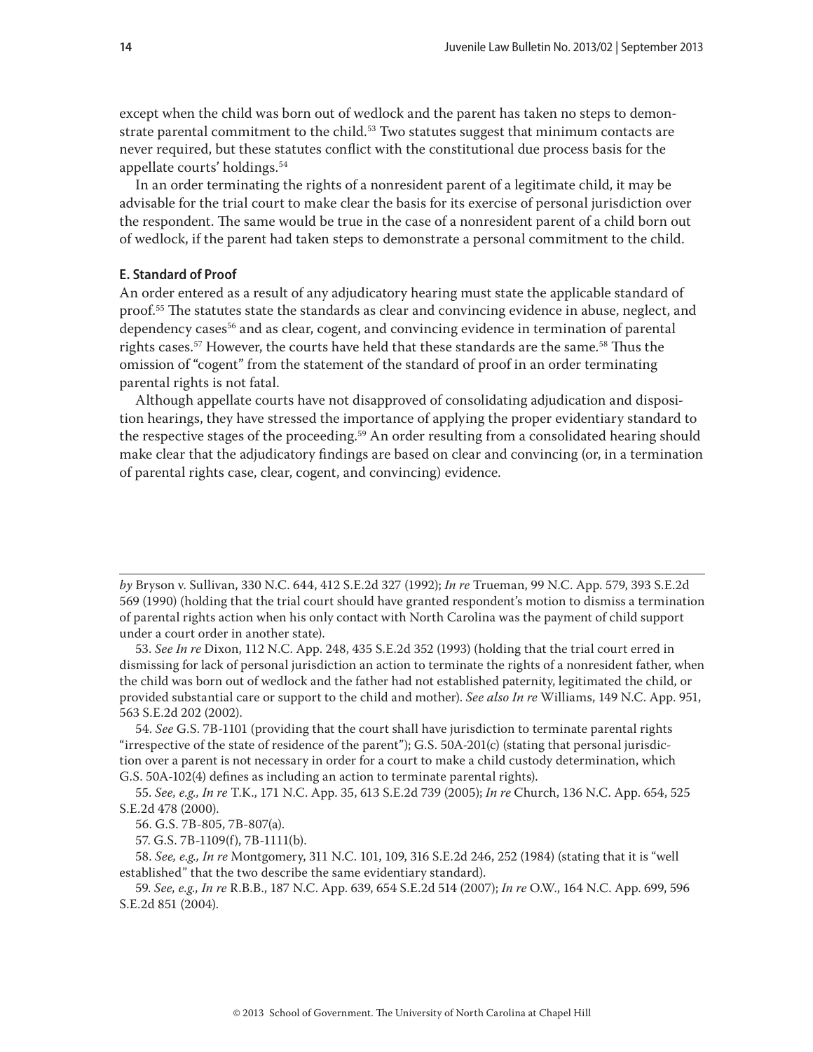except when the child was born out of wedlock and the parent has taken no steps to demonstrate parental commitment to the child.[53] Two statutes suggest that minimum contacts are never required, but these statutes conflict with the constitutional due process basis for the appellate courts' holdings.[54]

In an order terminating the rights of a nonresident parent of a legitimate child, it may be advisable for the trial court to make clear the basis for its exercise of personal jurisdiction over the respondent. The same would be true in the case of a nonresident parent of a child born out of wedlock, if the parent had taken steps to demonstrate a personal commitment to the child.

#### E. Standard of Proof

An order entered as a result of any adjudicatory hearing must state the applicable standard of proof.[55] The statutes state the standards as clear and convincing evidence in abuse, neglect, and dependency cases[56] and as clear, cogent, and convincing evidence in termination of parental rights cases.[57] However, the courts have held that these standards are the same.[58] Thus the omission of "cogent" from the statement of the standard of proof in an order terminating parental rights is not fatal.

Although appellate courts have not disapproved of consolidating adjudication and disposition hearings, they have stressed the importance of applying the proper evidentiary standard to the respective stages of the proceeding.[59] An order resulting from a consolidated hearing should make clear that the adjudicatory findings are based on clear and convincing (or, in a termination of parental rights case, clear, cogent, and convincing) evidence.

---

*by* Bryson v. Sullivan, 330 N.C. 644, 412 S.E.2d 327 (1992); *In re* Trueman, 99 N.C. App. 579, 393 S.E.2d 569 (1990) (holding that the trial court should have granted respondent's motion to dismiss a termination of parental rights action when his only contact with North Carolina was the payment of child support under a court order in another state).

53. *See In re* Dixon, 112 N.C. App. 248, 435 S.E.2d 352 (1993) (holding that the trial court erred in dismissing for lack of personal jurisdiction an action to terminate the rights of a nonresident father, when the child was born out of wedlock and the father had not established paternity, legitimated the child, or provided substantial care or support to the child and mother). *See also In re* Williams, 149 N.C. App. 951, 563 S.E.2d 202 (2002).

54. *See* G.S. 7B-1101 (providing that the court shall have jurisdiction to terminate parental rights "irrespective of the state of residence of the parent"); G.S. 50A-201(c) (stating that personal jurisdiction over a parent is not necessary in order for a court to make a child custody determination, which G.S. 50A-102(4) defines as including an action to terminate parental rights).

55. *See, e.g., In re* T.K., 171 N.C. App. 35, 613 S.E.2d 739 (2005); *In re* Church, 136 N.C. App. 654, 525 S.E.2d 478 (2000).

56. G.S. 7B-805, 7B-807(a).

57. G.S. 7B-1109(f), 7B-1111(b).

58. *See, e.g., In re* Montgomery, 311 N.C. 101, 109, 316 S.E.2d 246, 252 (1984) (stating that it is "well established" that the two describe the same evidentiary standard).

59. *See, e.g., In re* R.B.B., 187 N.C. App. 639, 654 S.E.2d 514 (2007); *In re* O.W., 164 N.C. App. 699, 596 S.E.2d 851 (2004).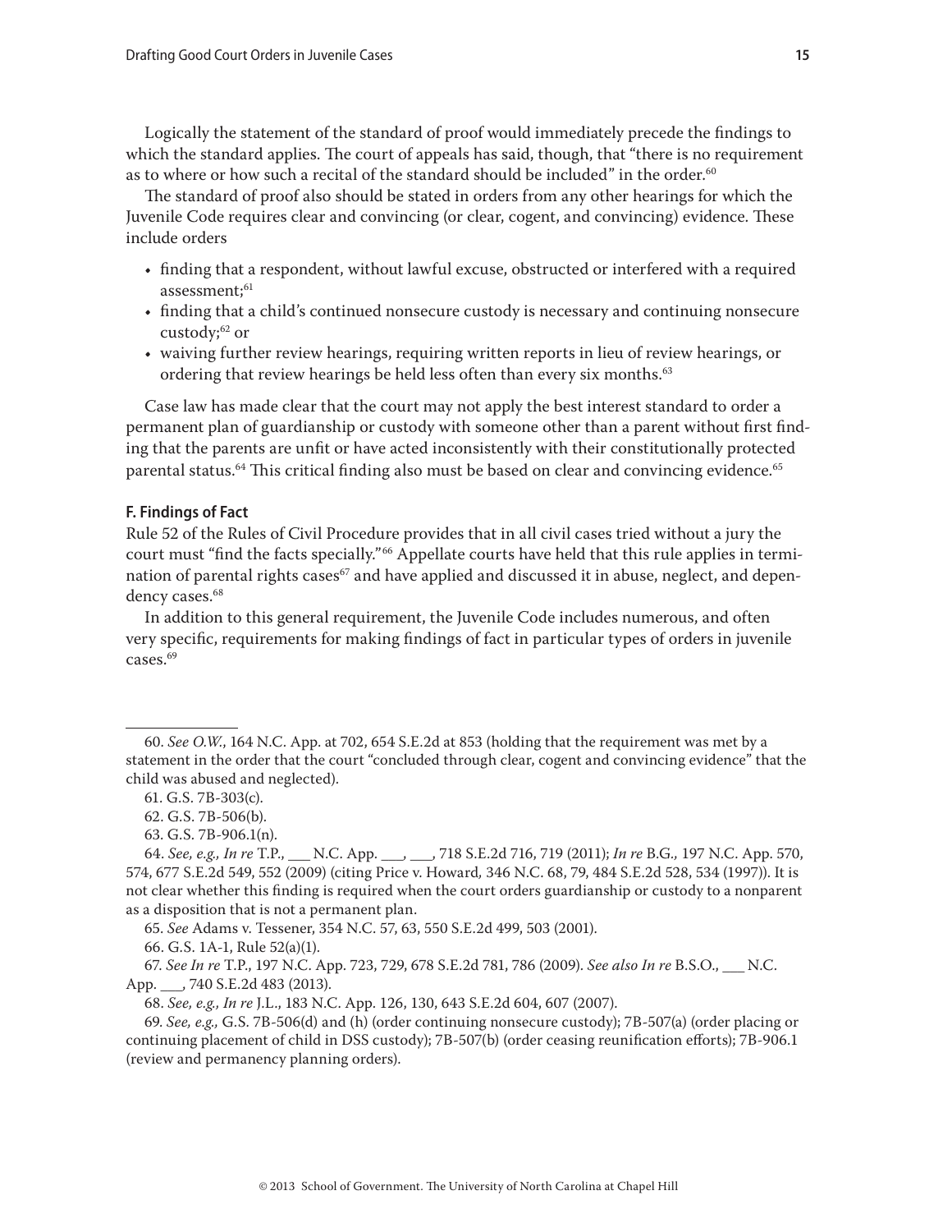Logically the statement of the standard of proof would immediately precede the findings to which the standard applies. The court of appeals has said, though, that "there is no requirement as to where or how such a recital of the standard should be included" in the order.[60]

The standard of proof also should be stated in orders from any other hearings for which the Juvenile Code requires clear and convincing (or clear, cogent, and convincing) evidence. These include orders

- finding that a respondent, without lawful excuse, obstructed or interfered with a required assessment;[61]
- finding that a child's continued nonsecure custody is necessary and continuing nonsecure custody;[62] or
- waiving further review hearings, requiring written reports in lieu of review hearings, or ordering that review hearings be held less often than every six months.[63]

Case law has made clear that the court may not apply the best interest standard to order a permanent plan of guardianship or custody with someone other than a parent without first finding that the parents are unfit or have acted inconsistently with their constitutionally protected parental status.[64] This critical finding also must be based on clear and convincing evidence.[65]

#### F. Findings of Fact

Rule 52 of the Rules of Civil Procedure provides that in all civil cases tried without a jury the court must "find the facts specially."[66] Appellate courts have held that this rule applies in termination of parental rights cases[67] and have applied and discussed it in abuse, neglect, and dependency cases.[68]

In addition to this general requirement, the Juvenile Code includes numerous, and often very specific, requirements for making findings of fact in particular types of orders in juvenile cases.[69]

---

60. *See O.W.*, 164 N.C. App. at 702, 654 S.E.2d at 853 (holding that the requirement was met by a statement in the order that the court "concluded through clear, cogent and convincing evidence" that the child was abused and neglected).

61. G.S. 7B-303(c).

62. G.S. 7B-506(b).

63. G.S. 7B-906.1(n).

64. *See, e.g., In re* T.P., ___ N.C. App. ___, ___, 718 S.E.2d 716, 719 (2011); *In re* B.G., 197 N.C. App. 570, 574, 677 S.E.2d 549, 552 (2009) (citing Price v. Howard, 346 N.C. 68, 79, 484 S.E.2d 528, 534 (1997)). It is not clear whether this finding is required when the court orders guardianship or custody to a nonparent as a disposition that is not a permanent plan.

65. *See* Adams v. Tessener, 354 N.C. 57, 63, 550 S.E.2d 499, 503 (2001).

66. G.S. 1A-1, Rule 52(a)(1).

67. *See In re* T.P., 197 N.C. App. 723, 729, 678 S.E.2d 781, 786 (2009). *See also In re* B.S.O., ___ N.C. App. ___, 740 S.E.2d 483 (2013).

68. *See, e.g., In re* J.L., 183 N.C. App. 126, 130, 643 S.E.2d 604, 607 (2007).

69. *See, e.g.,* G.S. 7B-506(d) and (h) (order continuing nonsecure custody); 7B-507(a) (order placing or continuing placement of child in DSS custody); 7B-507(b) (order ceasing reunification efforts); 7B-906.1 (review and permanency planning orders).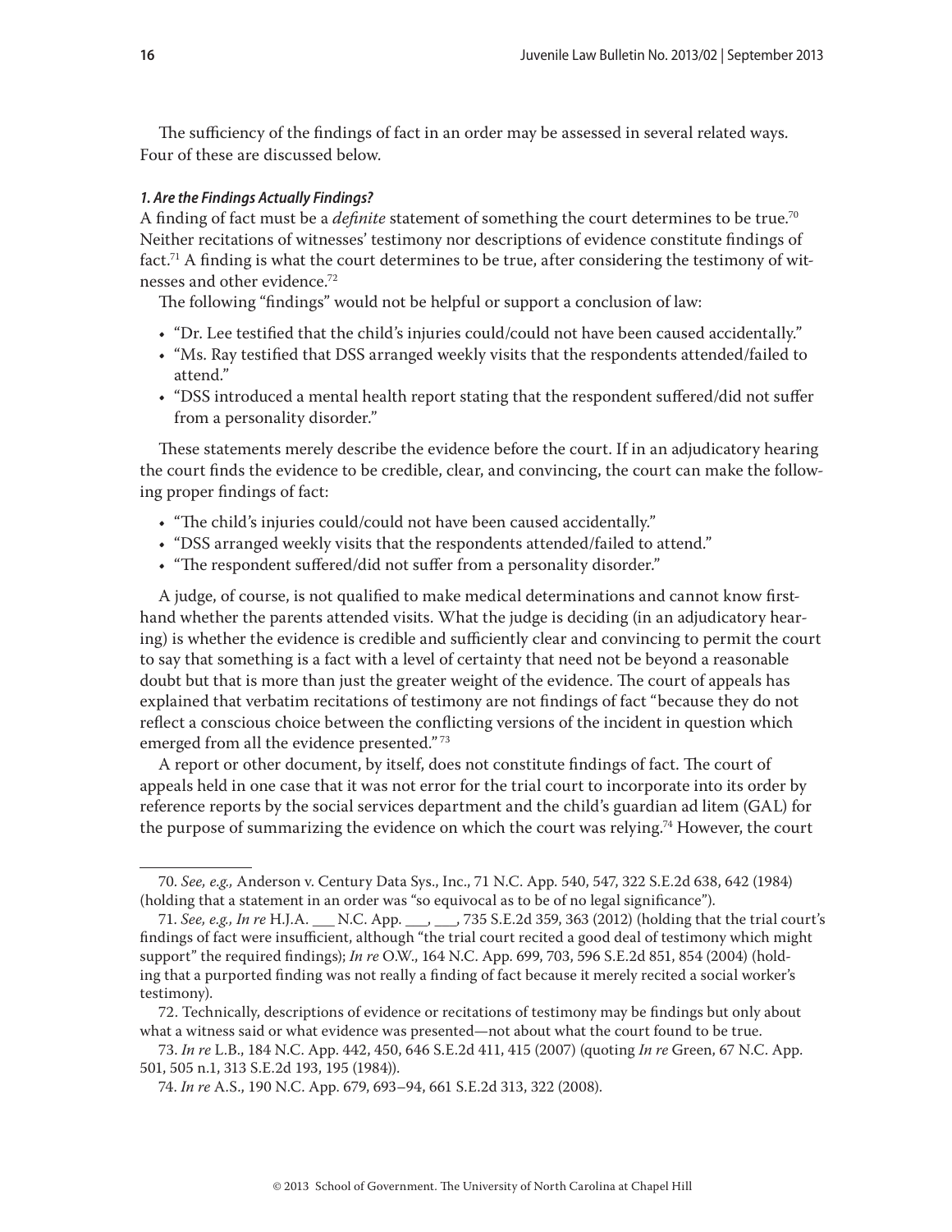The sufficiency of the findings of fact in an order may be assessed in several related ways. Four of these are discussed below.

#### *1. Are the Findings Actually Findings?*

A finding of fact must be a *definite* statement of something the court determines to be true.[70] Neither recitations of witnesses' testimony nor descriptions of evidence constitute findings of fact.[71] A finding is what the court determines to be true, after considering the testimony of witnesses and other evidence.[72]

The following "findings" would not be helpful or support a conclusion of law:

- "Dr. Lee testified that the child's injuries could/could not have been caused accidentally."
- "Ms. Ray testified that DSS arranged weekly visits that the respondents attended/failed to attend."
- "DSS introduced a mental health report stating that the respondent suffered/did not suffer from a personality disorder."

These statements merely describe the evidence before the court. If in an adjudicatory hearing the court finds the evidence to be credible, clear, and convincing, the court can make the following proper findings of fact:

- "The child's injuries could/could not have been caused accidentally."
- "DSS arranged weekly visits that the respondents attended/failed to attend."
- "The respondent suffered/did not suffer from a personality disorder."

A judge, of course, is not qualified to make medical determinations and cannot know first-hand whether the parents attended visits. What the judge is deciding (in an adjudicatory hearing) is whether the evidence is credible and sufficiently clear and convincing to permit the court to say that something is a fact with a level of certainty that need not be beyond a reasonable doubt but that is more than just the greater weight of the evidence. The court of appeals has explained that verbatim recitations of testimony are not findings of fact "because they do not reflect a conscious choice between the conflicting versions of the incident in question which emerged from all the evidence presented."[73]

A report or other document, by itself, does not constitute findings of fact. The court of appeals held in one case that it was not error for the trial court to incorporate into its order by reference reports by the social services department and the child's guardian ad litem (GAL) for the purpose of summarizing the evidence on which the court was relying.[74] However, the court

---

70. *See, e.g.,* Anderson v. Century Data Sys., Inc., 71 N.C. App. 540, 547, 322 S.E.2d 638, 642 (1984) (holding that a statement in an order was "so equivocal as to be of no legal significance").

71. *See, e.g., In re* H.J.A. ___ N.C. App. ___, ___, 735 S.E.2d 359, 363 (2012) (holding that the trial court's findings of fact were insufficient, although "the trial court recited a good deal of testimony which might support" the required findings); *In re* O.W., 164 N.C. App. 699, 703, 596 S.E.2d 851, 854 (2004) (holding that a purported finding was not really a finding of fact because it merely recited a social worker's testimony).

72. Technically, descriptions of evidence or recitations of testimony may be findings but only about what a witness said or what evidence was presented—not about what the court found to be true.

73. *In re* L.B., 184 N.C. App. 442, 450, 646 S.E.2d 411, 415 (2007) (quoting *In re* Green, 67 N.C. App. 501, 505 n.1, 313 S.E.2d 193, 195 (1984)).

74. *In re* A.S., 190 N.C. App. 679, 693–94, 661 S.E.2d 313, 322 (2008).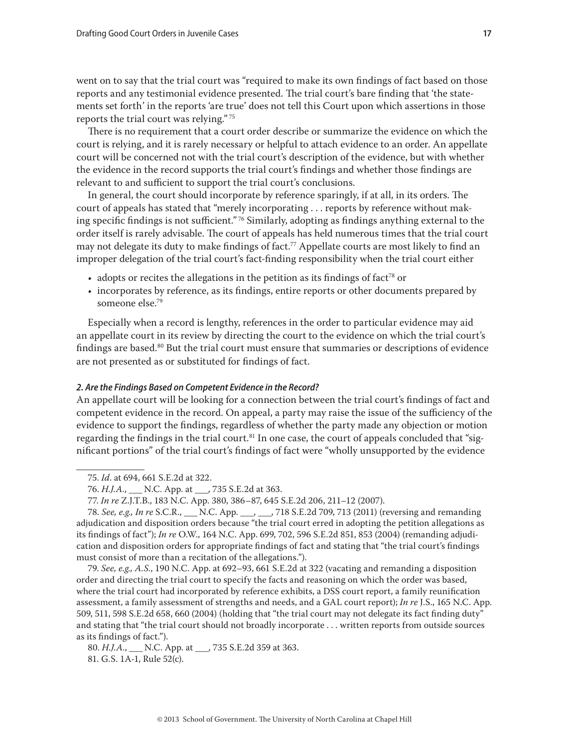went on to say that the trial court was "required to make its own findings of fact based on those reports and any testimonial evidence presented. The trial court's bare finding that 'the statements set forth' in the reports 'are true' does not tell this Court upon which assertions in those reports the trial court was relying."[75]

There is no requirement that a court order describe or summarize the evidence on which the court is relying, and it is rarely necessary or helpful to attach evidence to an order. An appellate court will be concerned not with the trial court's description of the evidence, but with whether the evidence in the record supports the trial court's findings and whether those findings are relevant to and sufficient to support the trial court's conclusions.

In general, the court should incorporate by reference sparingly, if at all, in its orders. The court of appeals has stated that "merely incorporating . . . reports by reference without making specific findings is not sufficient."[76] Similarly, adopting as findings anything external to the order itself is rarely advisable. The court of appeals has held numerous times that the trial court may not delegate its duty to make findings of fact.[77] Appellate courts are most likely to find an improper delegation of the trial court's fact-finding responsibility when the trial court either

- adopts or recites the allegations in the petition as its findings of fact[78] or
- incorporates by reference, as its findings, entire reports or other documents prepared by someone else.[79]

Especially when a record is lengthy, references in the order to particular evidence may aid an appellate court in its review by directing the court to the evidence on which the trial court's findings are based.[80] But the trial court must ensure that summaries or descriptions of evidence are not presented as or substituted for findings of fact.

#### *2. Are the Findings Based on Competent Evidence in the Record?*

An appellate court will be looking for a connection between the trial court's findings of fact and competent evidence in the record. On appeal, a party may raise the issue of the sufficiency of the evidence to support the findings, regardless of whether the party made any objection or motion regarding the findings in the trial court.[81] In one case, the court of appeals concluded that "significant portions" of the trial court's findings of fact were "wholly unsupported by the evidence

---

75. *Id.* at 694, 661 S.E.2d at 322.

76. *H.J.A.*, ___ N.C. App. at ___, 735 S.E.2d at 363.

77. *In re* Z.J.T.B., 183 N.C. App. 380, 386–87, 645 S.E.2d 206, 211–12 (2007).

78. *See, e.g., In re* S.C.R., ___ N.C. App. ___, ___, 718 S.E.2d 709, 713 (2011) (reversing and remanding adjudication and disposition orders because "the trial court erred in adopting the petition allegations as its findings of fact"); *In re* O.W., 164 N.C. App. 699, 702, 596 S.E.2d 851, 853 (2004) (remanding adjudication and disposition orders for appropriate findings of fact and stating that "the trial court's findings must consist of more than a recitation of the allegations.").

79. *See, e.g., A.S.*, 190 N.C. App. at 692–93, 661 S.E.2d at 322 (vacating and remanding a disposition order and directing the trial court to specify the facts and reasoning on which the order was based, where the trial court had incorporated by reference exhibits, a DSS court report, a family reunification assessment, a family assessment of strengths and needs, and a GAL court report); *In re* J.S., 165 N.C. App. 509, 511, 598 S.E.2d 658, 660 (2004) (holding that "the trial court may not delegate its fact finding duty" and stating that "the trial court should not broadly incorporate . . . written reports from outside sources as its findings of fact.").

80. *H.J.A.*, ___ N.C. App. at ___, 735 S.E.2d 359 at 363.

81. G.S. 1A-1, Rule 52(c).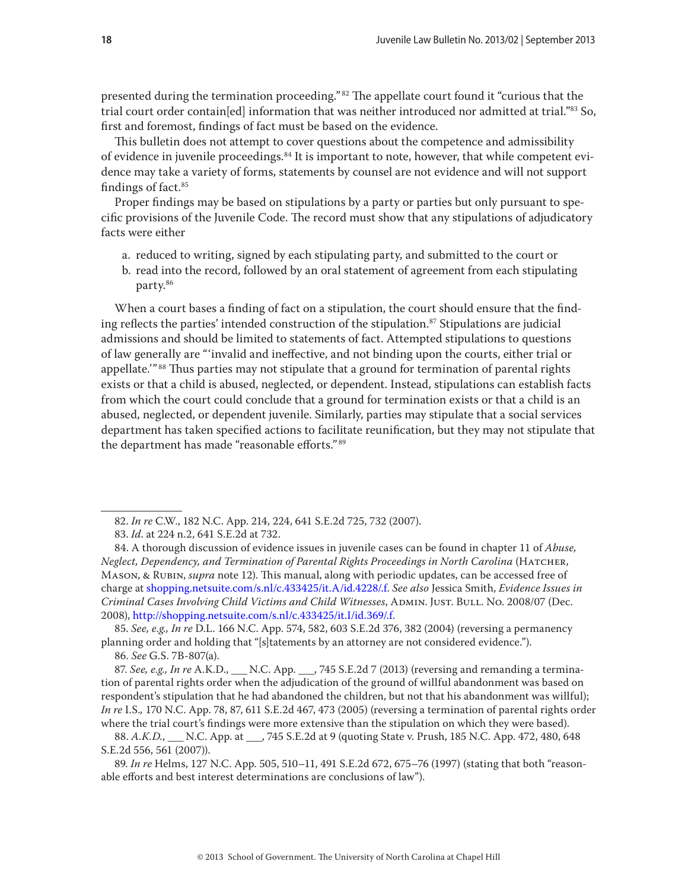presented during the termination proceeding."[82] The appellate court found it "curious that the trial court order contain[ed] information that was neither introduced nor admitted at trial."[83] So, first and foremost, findings of fact must be based on the evidence.

This bulletin does not attempt to cover questions about the competence and admissibility of evidence in juvenile proceedings.[84] It is important to note, however, that while competent evidence may take a variety of forms, statements by counsel are not evidence and will not support findings of fact.[85]

Proper findings may be based on stipulations by a party or parties but only pursuant to specific provisions of the Juvenile Code. The record must show that any stipulations of adjudicatory facts were either

a. reduced to writing, signed by each stipulating party, and submitted to the court or
b. read into the record, followed by an oral statement of agreement from each stipulating party.[86]

When a court bases a finding of fact on a stipulation, the court should ensure that the finding reflects the parties' intended construction of the stipulation.[87] Stipulations are judicial admissions and should be limited to statements of fact. Attempted stipulations to questions of law generally are "'invalid and ineffective, and not binding upon the courts, either trial or appellate.'"[88] Thus parties may not stipulate that a ground for termination of parental rights exists or that a child is abused, neglected, or dependent. Instead, stipulations can establish facts from which the court could conclude that a ground for termination exists or that a child is an abused, neglected, or dependent juvenile. Similarly, parties may stipulate that a social services department has taken specified actions to facilitate reunification, but they may not stipulate that the department has made "reasonable efforts."[89]

---

82. *In re* C.W., 182 N.C. App. 214, 224, 641 S.E.2d 725, 732 (2007).

83. *Id.* at 224 n.2, 641 S.E.2d at 732.

84. A thorough discussion of evidence issues in juvenile cases can be found in chapter 11 of *Abuse, Neglect, Dependency, and Termination of Parental Rights Proceedings in North Carolina* (Hatcher, Mason, & Rubin, *supra* note 12). This manual, along with periodic updates, can be accessed free of charge at shopping.netsuite.com/s.nl/c.433425/it.A/id.4228/.f. *See also* Jessica Smith, *Evidence Issues in Criminal Cases Involving Child Victims and Child Witnesses*, Admin. Just. Bull. No. 2008/07 (Dec. 2008), http://shopping.netsuite.com/s.nl/c.433425/it.I/id.369/.f.

85. *See, e.g., In re* D.L. 166 N.C. App. 574, 582, 603 S.E.2d 376, 382 (2004) (reversing a permanency planning order and holding that "[s]tatements by an attorney are not considered evidence.").

86. *See* G.S. 7B-807(a).

87. *See, e.g., In re* A.K.D., ___ N.C. App. ___, 745 S.E.2d 7 (2013) (reversing and remanding a termination of parental rights order when the adjudication of the ground of willful abandonment was based on respondent's stipulation that he had abandoned the children, but not that his abandonment was willful); *In re* I.S., 170 N.C. App. 78, 87, 611 S.E.2d 467, 473 (2005) (reversing a termination of parental rights order where the trial court's findings were more extensive than the stipulation on which they were based).

88. *A.K.D.*, ___ N.C. App. at ___, 745 S.E.2d at 9 (quoting State v. Prush, 185 N.C. App. 472, 480, 648 S.E.2d 556, 561 (2007)).

89. *In re* Helms, 127 N.C. App. 505, 510–11, 491 S.E.2d 672, 675–76 (1997) (stating that both "reasonable efforts and best interest determinations are conclusions of law").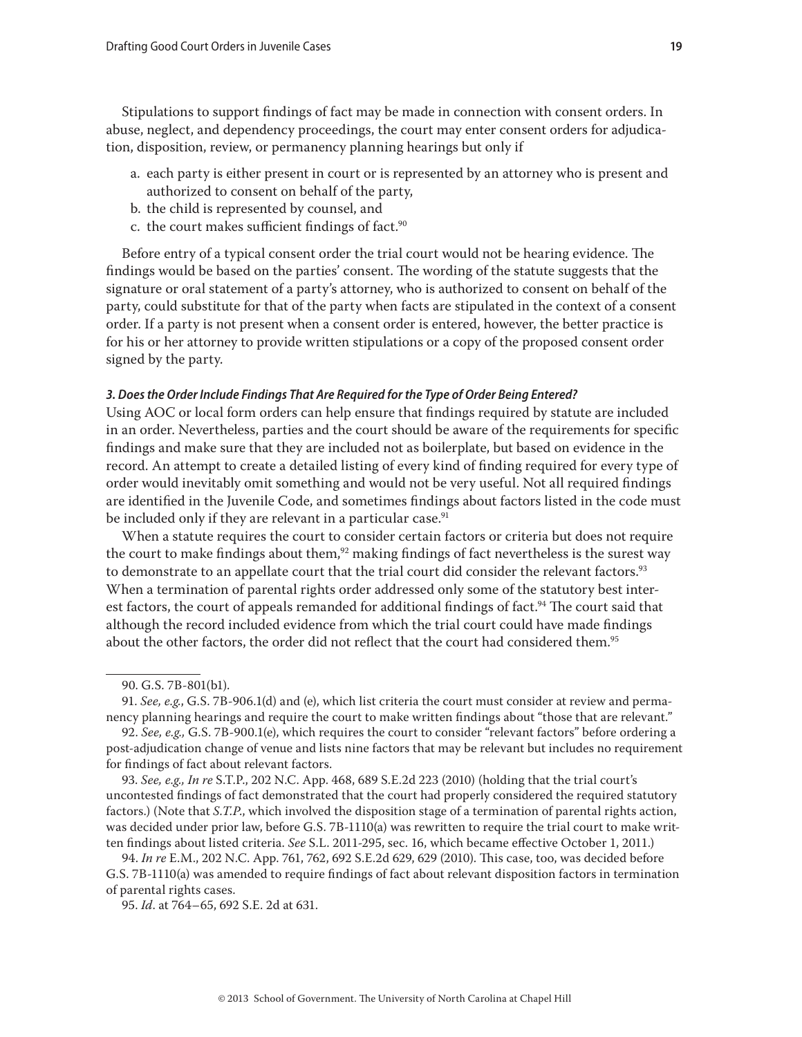Stipulations to support findings of fact may be made in connection with consent orders. In abuse, neglect, and dependency proceedings, the court may enter consent orders for adjudication, disposition, review, or permanency planning hearings but only if

a. each party is either present in court or is represented by an attorney who is present and authorized to consent on behalf of the party,
b. the child is represented by counsel, and
c. the court makes sufficient findings of fact.[90]

Before entry of a typical consent order the trial court would not be hearing evidence. The findings would be based on the parties' consent. The wording of the statute suggests that the signature or oral statement of a party's attorney, who is authorized to consent on behalf of the party, could substitute for that of the party when facts are stipulated in the context of a consent order. If a party is not present when a consent order is entered, however, the better practice is for his or her attorney to provide written stipulations or a copy of the proposed consent order signed by the party.

#### *3. Does the Order Include Findings That Are Required for the Type of Order Being Entered?*

Using AOC or local form orders can help ensure that findings required by statute are included in an order. Nevertheless, parties and the court should be aware of the requirements for specific findings and make sure that they are included not as boilerplate, but based on evidence in the record. An attempt to create a detailed listing of every kind of finding required for every type of order would inevitably omit something and would not be very useful. Not all required findings are identified in the Juvenile Code, and sometimes findings about factors listed in the code must be included only if they are relevant in a particular case.[91]

When a statute requires the court to consider certain factors or criteria but does not require the court to make findings about them,[92] making findings of fact nevertheless is the surest way to demonstrate to an appellate court that the trial court did consider the relevant factors.[93] When a termination of parental rights order addressed only some of the statutory best interest factors, the court of appeals remanded for additional findings of fact.[94] The court said that although the record included evidence from which the trial court could have made findings about the other factors, the order did not reflect that the court had considered them.[95]

---

90. G.S. 7B-801(b1).

91. *See, e.g.,* G.S. 7B-906.1(d) and (e), which list criteria the court must consider at review and permanency planning hearings and require the court to make written findings about "those that are relevant."

92. *See, e.g.,* G.S. 7B-900.1(e), which requires the court to consider "relevant factors" before ordering a post-adjudication change of venue and lists nine factors that may be relevant but includes no requirement for findings of fact about relevant factors.

93. *See, e.g., In re* S.T.P., 202 N.C. App. 468, 689 S.E.2d 223 (2010) (holding that the trial court's uncontested findings of fact demonstrated that the court had properly considered the required statutory factors.) (Note that *S.T.P.*, which involved the disposition stage of a termination of parental rights action, was decided under prior law, before G.S. 7B-1110(a) was rewritten to require the trial court to make written findings about listed criteria. *See* S.L. 2011-295, sec. 16, which became effective October 1, 2011.)

94. *In re* E.M., 202 N.C. App. 761, 762, 692 S.E.2d 629, 629 (2010). This case, too, was decided before G.S. 7B-1110(a) was amended to require findings of fact about relevant disposition factors in termination of parental rights cases.

95. *Id.* at 764–65, 692 S.E. 2d at 631.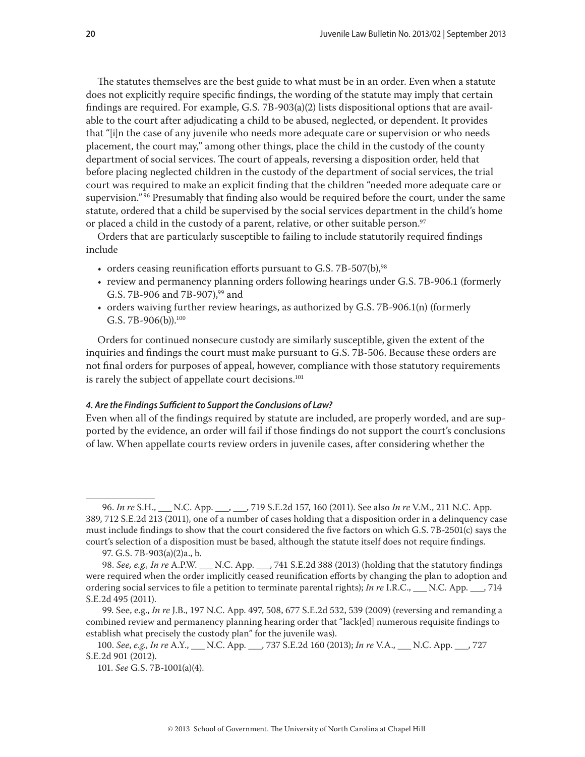The statutes themselves are the best guide to what must be in an order. Even when a statute does not explicitly require specific findings, the wording of the statute may imply that certain findings are required. For example, G.S. 7B-903(a)(2) lists dispositional options that are available to the court after adjudicating a child to be abused, neglected, or dependent. It provides that "[i]n the case of any juvenile who needs more adequate care or supervision or who needs placement, the court may," among other things, place the child in the custody of the county department of social services. The court of appeals, reversing a disposition order, held that before placing neglected children in the custody of the department of social services, the trial court was required to make an explicit finding that the children "needed more adequate care or supervision."[96] Presumably that finding also would be required before the court, under the same statute, ordered that a child be supervised by the social services department in the child's home or placed a child in the custody of a parent, relative, or other suitable person.[97]

Orders that are particularly susceptible to failing to include statutorily required findings include

- orders ceasing reunification efforts pursuant to G.S. 7B-507(b),[98]
- review and permanency planning orders following hearings under G.S. 7B-906.1 (formerly G.S. 7B-906 and 7B-907),[99] and
- orders waiving further review hearings, as authorized by G.S. 7B-906.1(n) (formerly G.S. 7B-906(b)).[100]

Orders for continued nonsecure custody are similarly susceptible, given the extent of the inquiries and findings the court must make pursuant to G.S. 7B-506. Because these orders are not final orders for purposes of appeal, however, compliance with those statutory requirements is rarely the subject of appellate court decisions.[101]

#### *4. Are the Findings Sufficient to Support the Conclusions of Law?*

Even when all of the findings required by statute are included, are properly worded, and are supported by the evidence, an order will fail if those findings do not support the court's conclusions of law. When appellate courts review orders in juvenile cases, after considering whether the

---

96. *In re* S.H., ___ N.C. App. ___, ___, 719 S.E.2d 157, 160 (2011). See also *In re* V.M., 211 N.C. App. 389, 712 S.E.2d 213 (2011), one of a number of cases holding that a disposition order in a delinquency case must include findings to show that the court considered the five factors on which G.S. 7B-2501(c) says the court's selection of a disposition must be based, although the statute itself does not require findings.

97. G.S. 7B-903(a)(2)a., b.

98. *See, e.g., In re* A.P.W. ___ N.C. App. ___, 741 S.E.2d 388 (2013) (holding that the statutory findings were required when the order implicitly ceased reunification efforts by changing the plan to adoption and ordering social services to file a petition to terminate parental rights); *In re* I.R.C., ___ N.C. App. ___, 714 S.E.2d 495 (2011).

99. See, e.g., *In re* J.B., 197 N.C. App. 497, 508, 677 S.E.2d 532, 539 (2009) (reversing and remanding a combined review and permanency planning hearing order that "lack[ed] numerous requisite findings to establish what precisely the custody plan" for the juvenile was).

100. *See, e.g., In re* A.Y., ___ N.C. App. ___, 737 S.E.2d 160 (2013); *In re* V.A., ___ N.C. App. ___, 727 S.E.2d 901 (2012).

101. *See* G.S. 7B-1001(a)(4).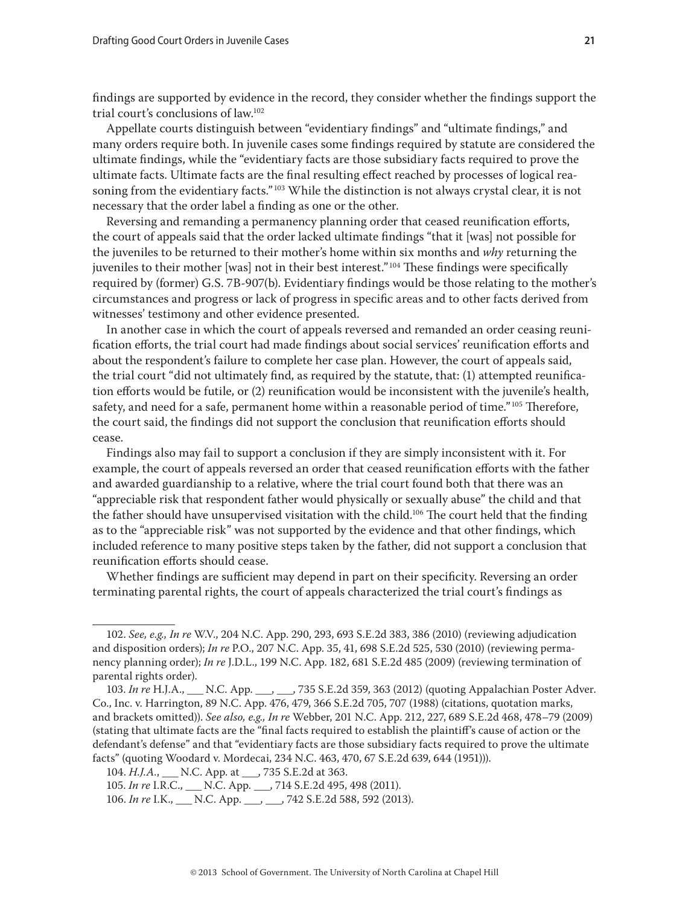findings are supported by evidence in the record, they consider whether the findings support the trial court's conclusions of law.[102]

Appellate courts distinguish between "evidentiary findings" and "ultimate findings," and many orders require both. In juvenile cases some findings required by statute are considered the ultimate findings, while the "evidentiary facts are those subsidiary facts required to prove the ultimate facts. Ultimate facts are the final resulting effect reached by processes of logical reasoning from the evidentiary facts."[103] While the distinction is not always crystal clear, it is not necessary that the order label a finding as one or the other.

Reversing and remanding a permanency planning order that ceased reunification efforts, the court of appeals said that the order lacked ultimate findings "that it [was] not possible for the juveniles to be returned to their mother's home within six months and *why* returning the juveniles to their mother [was] not in their best interest."[104] These findings were specifically required by (former) G.S. 7B-907(b). Evidentiary findings would be those relating to the mother's circumstances and progress or lack of progress in specific areas and to other facts derived from witnesses' testimony and other evidence presented.

In another case in which the court of appeals reversed and remanded an order ceasing reunification efforts, the trial court had made findings about social services' reunification efforts and about the respondent's failure to complete her case plan. However, the court of appeals said, the trial court "did not ultimately find, as required by the statute, that: (1) attempted reunification efforts would be futile, or (2) reunification would be inconsistent with the juvenile's health, safety, and need for a safe, permanent home within a reasonable period of time."[105] Therefore, the court said, the findings did not support the conclusion that reunification efforts should cease.

Findings also may fail to support a conclusion if they are simply inconsistent with it. For example, the court of appeals reversed an order that ceased reunification efforts with the father and awarded guardianship to a relative, where the trial court found both that there was an "appreciable risk that respondent father would physically or sexually abuse" the child and that the father should have unsupervised visitation with the child.[106] The court held that the finding as to the "appreciable risk" was not supported by the evidence and that other findings, which included reference to many positive steps taken by the father, did not support a conclusion that reunification efforts should cease.

Whether findings are sufficient may depend in part on their specificity. Reversing an order terminating parental rights, the court of appeals characterized the trial court's findings as

---

102. *See, e.g., In re* W.V., 204 N.C. App. 290, 293, 693 S.E.2d 383, 386 (2010) (reviewing adjudication and disposition orders); *In re* P.O., 207 N.C. App. 35, 41, 698 S.E.2d 525, 530 (2010) (reviewing permanency planning order); *In re* J.D.L., 199 N.C. App. 182, 681 S.E.2d 485 (2009) (reviewing termination of parental rights order).

103. *In re* H.J.A., ___ N.C. App. ___, ___, 735 S.E.2d 359, 363 (2012) (quoting Appalachian Poster Adver. Co., Inc. v. Harrington, 89 N.C. App. 476, 479, 366 S.E.2d 705, 707 (1988) (citations, quotation marks, and brackets omitted)). *See also, e.g., In re* Webber, 201 N.C. App. 212, 227, 689 S.E.2d 468, 478–79 (2009) (stating that ultimate facts are the "final facts required to establish the plaintiff's cause of action or the defendant's defense" and that "evidentiary facts are those subsidiary facts required to prove the ultimate facts" (quoting Woodard v. Mordecai, 234 N.C. 463, 470, 67 S.E.2d 639, 644 (1951))).

104. *H.J.A.*, ___ N.C. App. at ___, 735 S.E.2d at 363.

105. *In re* I.R.C., ___ N.C. App. ___, 714 S.E.2d 495, 498 (2011).

106. *In re* I.K., ___ N.C. App. ___, ___, 742 S.E.2d 588, 592 (2013).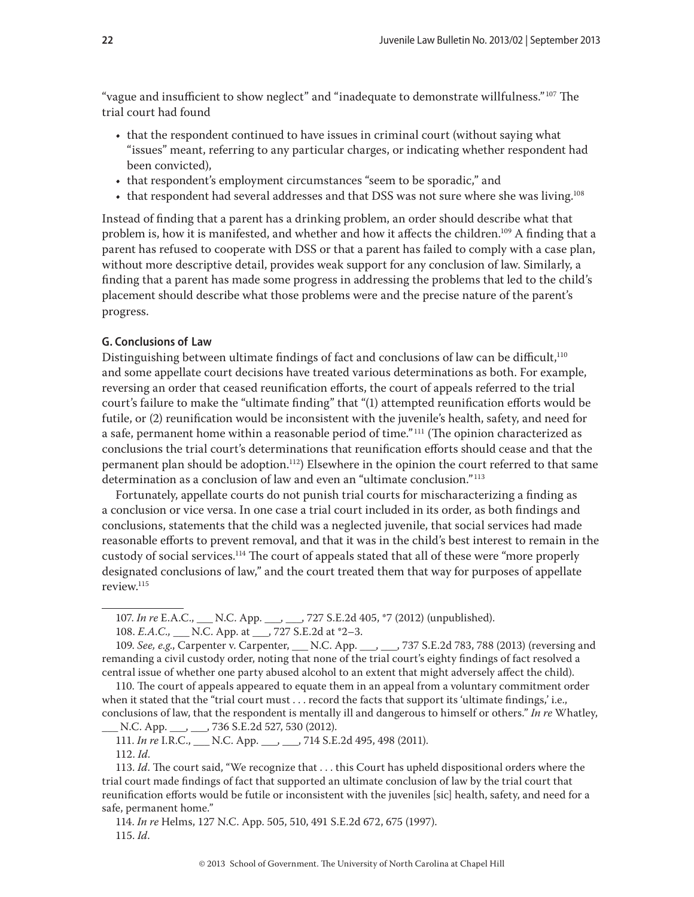"vague and insufficient to show neglect" and "inadequate to demonstrate willfulness."[107] The trial court had found

- that the respondent continued to have issues in criminal court (without saying what "issues" meant, referring to any particular charges, or indicating whether respondent had been convicted),
- that respondent's employment circumstances "seem to be sporadic," and
- that respondent had several addresses and that DSS was not sure where she was living.[108]

Instead of finding that a parent has a drinking problem, an order should describe what that problem is, how it is manifested, and whether and how it affects the children.[109] A finding that a parent has refused to cooperate with DSS or that a parent has failed to comply with a case plan, without more descriptive detail, provides weak support for any conclusion of law. Similarly, a finding that a parent has made some progress in addressing the problems that led to the child's placement should describe what those problems were and the precise nature of the parent's progress.

#### G. Conclusions of Law

Distinguishing between ultimate findings of fact and conclusions of law can be difficult,[110] and some appellate court decisions have treated various determinations as both. For example, reversing an order that ceased reunification efforts, the court of appeals referred to the trial court's failure to make the "ultimate finding" that "(1) attempted reunification efforts would be futile, or (2) reunification would be inconsistent with the juvenile's health, safety, and need for a safe, permanent home within a reasonable period of time."[111] (The opinion characterized as conclusions the trial court's determinations that reunification efforts should cease and that the permanent plan should be adoption.[112]) Elsewhere in the opinion the court referred to that same determination as a conclusion of law and even an "ultimate conclusion."[113]

Fortunately, appellate courts do not punish trial courts for mischaracterizing a finding as a conclusion or vice versa. In one case a trial court included in its order, as both findings and conclusions, statements that the child was a neglected juvenile, that social services had made reasonable efforts to prevent removal, and that it was in the child's best interest to remain in the custody of social services.[114] The court of appeals stated that all of these were "more properly designated conclusions of law," and the court treated them that way for purposes of appellate review.[115]

---

107. *In re* E.A.C., ___ N.C. App. ___, ___, 727 S.E.2d 405, *7 (2012) (unpublished).

108. *E.A.C.*, ___ N.C. App. at ___, 727 S.E.2d at *2–3.

109. *See, e.g.*, Carpenter v. Carpenter, ___ N.C. App. ___, ___, 737 S.E.2d 783, 788 (2013) (reversing and remanding a civil custody order, noting that none of the trial court's eighty findings of fact resolved a central issue of whether one party abused alcohol to an extent that might adversely affect the child).

110. The court of appeals appeared to equate them in an appeal from a voluntary commitment order when it stated that the "trial court must . . . record the facts that support its 'ultimate findings,' i.e., conclusions of law, that the respondent is mentally ill and dangerous to himself or others." *In re* Whatley, ___ N.C. App. ___, ___, 736 S.E.2d 527, 530 (2012).

111. *In re* I.R.C., ___ N.C. App. ___, ___, 714 S.E.2d 495, 498 (2011).

112. *Id*.

113. *Id*. The court said, "We recognize that . . . this Court has upheld dispositional orders where the trial court made findings of fact that supported an ultimate conclusion of law by the trial court that reunification efforts would be futile or inconsistent with the juveniles [sic] health, safety, and need for a safe, permanent home."

114. *In re* Helms, 127 N.C. App. 505, 510, 491 S.E.2d 672, 675 (1997).

115. *Id*.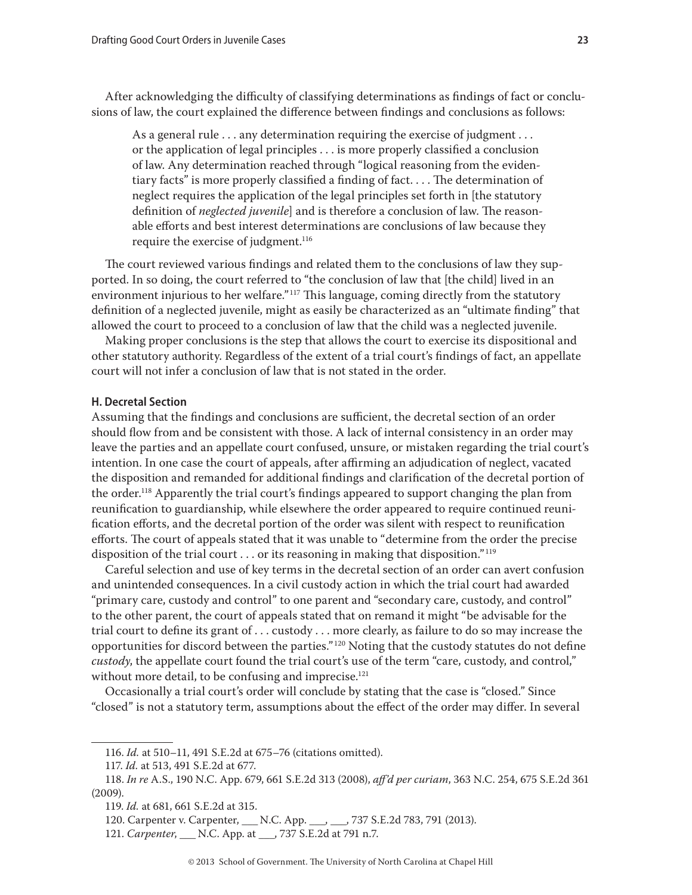After acknowledging the difficulty of classifying determinations as findings of fact or conclusions of law, the court explained the difference between findings and conclusions as follows:

> As a general rule . . . any determination requiring the exercise of judgment . . . or the application of legal principles . . . is more properly classified a conclusion of law. Any determination reached through "logical reasoning from the evidentiary facts" is more properly classified a finding of fact. . . . The determination of neglect requires the application of the legal principles set forth in [the statutory definition of *neglected juvenile*] and is therefore a conclusion of law. The reasonable efforts and best interest determinations are conclusions of law because they require the exercise of judgment.[116]

The court reviewed various findings and related them to the conclusions of law they supported. In so doing, the court referred to "the conclusion of law that [the child] lived in an environment injurious to her welfare."[117] This language, coming directly from the statutory definition of a neglected juvenile, might as easily be characterized as an "ultimate finding" that allowed the court to proceed to a conclusion of law that the child was a neglected juvenile.

Making proper conclusions is the step that allows the court to exercise its dispositional and other statutory authority. Regardless of the extent of a trial court's findings of fact, an appellate court will not infer a conclusion of law that is not stated in the order.

### H. Decretal Section

Assuming that the findings and conclusions are sufficient, the decretal section of an order should flow from and be consistent with those. A lack of internal consistency in an order may leave the parties and an appellate court confused, unsure, or mistaken regarding the trial court's intention. In one case the court of appeals, after affirming an adjudication of neglect, vacated the disposition and remanded for additional findings and clarification of the decretal portion of the order.[118] Apparently the trial court's findings appeared to support changing the plan from reunification to guardianship, while elsewhere the order appeared to require continued reunification efforts, and the decretal portion of the order was silent with respect to reunification efforts. The court of appeals stated that it was unable to "determine from the order the precise disposition of the trial court . . . or its reasoning in making that disposition."[119]

Careful selection and use of key terms in the decretal section of an order can avert confusion and unintended consequences. In a civil custody action in which the trial court had awarded "primary care, custody and control" to one parent and "secondary care, custody, and control" to the other parent, the court of appeals stated that on remand it might "be advisable for the trial court to define its grant of . . . custody . . . more clearly, as failure to do so may increase the opportunities for discord between the parties."[120] Noting that the custody statutes do not define *custody*, the appellate court found the trial court's use of the term "care, custody, and control," without more detail, to be confusing and imprecise.[121]

Occasionally a trial court's order will conclude by stating that the case is "closed." Since "closed" is not a statutory term, assumptions about the effect of the order may differ. In several

---

116. *Id.* at 510–11, 491 S.E.2d at 675–76 (citations omitted).

117. *Id.* at 513, 491 S.E.2d at 677.

118. *In re* A.S., 190 N.C. App. 679, 661 S.E.2d 313 (2008), *aff'd per curiam*, 363 N.C. 254, 675 S.E.2d 361 (2009).

119. *Id.* at 681, 661 S.E.2d at 315.

120. Carpenter v. Carpenter, ___ N.C. App. ___, ___, 737 S.E.2d 783, 791 (2013).

121. *Carpenter*, ___ N.C. App. at ___, 737 S.E.2d at 791 n.7.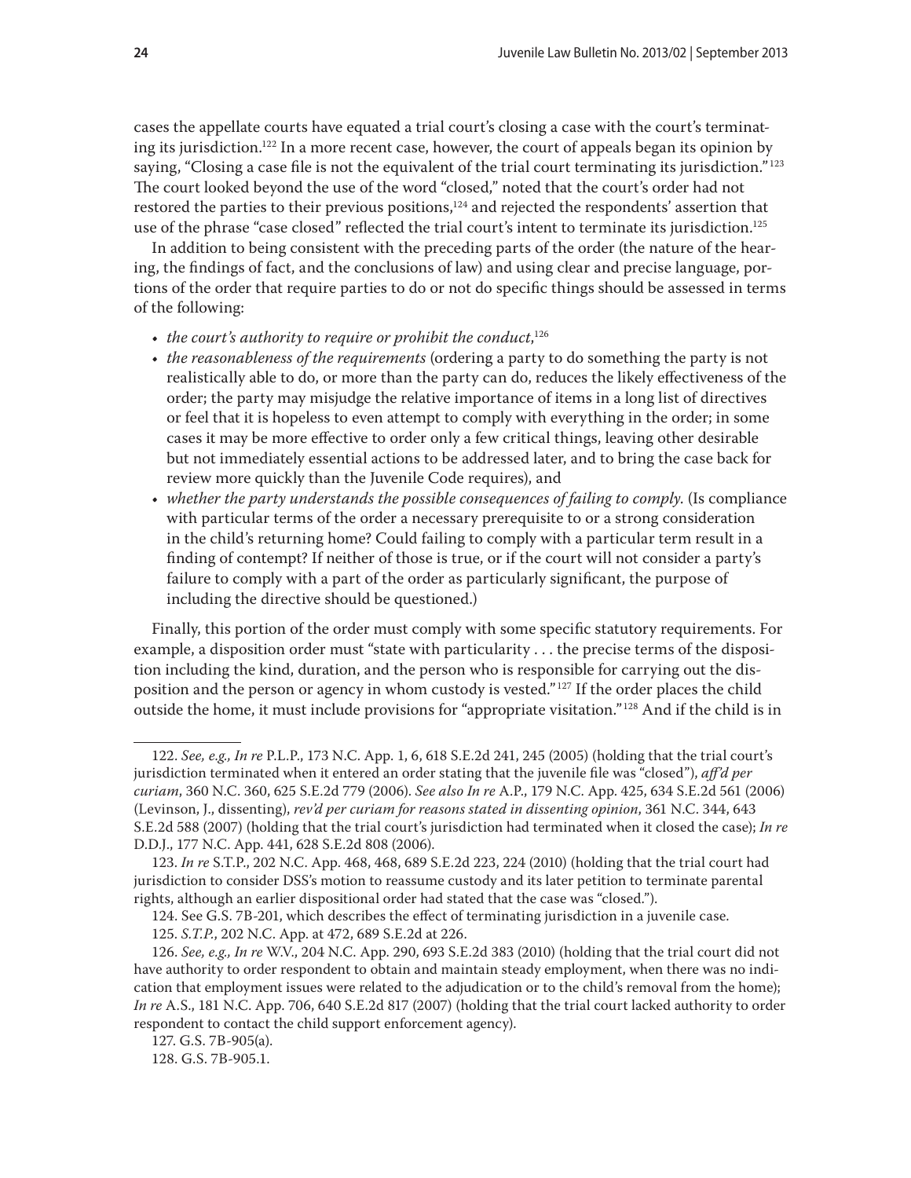cases the appellate courts have equated a trial court's closing a case with the court's terminating its jurisdiction.[122] In a more recent case, however, the court of appeals began its opinion by saying, "Closing a case file is not the equivalent of the trial court terminating its jurisdiction."[123] The court looked beyond the use of the word "closed," noted that the court's order had not restored the parties to their previous positions,[124] and rejected the respondents' assertion that use of the phrase "case closed" reflected the trial court's intent to terminate its jurisdiction.[125]

In addition to being consistent with the preceding parts of the order (the nature of the hearing, the findings of fact, and the conclusions of law) and using clear and precise language, portions of the order that require parties to do or not do specific things should be assessed in terms of the following:

- *the court's authority to require or prohibit the conduct*,[126]
- *the reasonableness of the requirements* (ordering a party to do something the party is not realistically able to do, or more than the party can do, reduces the likely effectiveness of the order; the party may misjudge the relative importance of items in a long list of directives or feel that it is hopeless to even attempt to comply with everything in the order; in some cases it may be more effective to order only a few critical things, leaving other desirable but not immediately essential actions to be addressed later, and to bring the case back for review more quickly than the Juvenile Code requires), and
- *whether the party understands the possible consequences of failing to comply.* (Is compliance with particular terms of the order a necessary prerequisite to or a strong consideration in the child's returning home? Could failing to comply with a particular term result in a finding of contempt? If neither of those is true, or if the court will not consider a party's failure to comply with a part of the order as particularly significant, the purpose of including the directive should be questioned.)

Finally, this portion of the order must comply with some specific statutory requirements. For example, a disposition order must "state with particularity . . . the precise terms of the disposition including the kind, duration, and the person who is responsible for carrying out the disposition and the person or agency in whom custody is vested."[127] If the order places the child outside the home, it must include provisions for "appropriate visitation."[128] And if the child is in

---

122. *See, e.g., In re* P.L.P., 173 N.C. App. 1, 6, 618 S.E.2d 241, 245 (2005) (holding that the trial court's jurisdiction terminated when it entered an order stating that the juvenile file was "closed"), *aff'd per curiam*, 360 N.C. 360, 625 S.E.2d 779 (2006). *See also In re* A.P., 179 N.C. App. 425, 634 S.E.2d 561 (2006) (Levinson, J., dissenting), *rev'd per curiam for reasons stated in dissenting opinion*, 361 N.C. 344, 643 S.E.2d 588 (2007) (holding that the trial court's jurisdiction had terminated when it closed the case); *In re* D.D.J., 177 N.C. App. 441, 628 S.E.2d 808 (2006).

123. *In re* S.T.P., 202 N.C. App. 468, 468, 689 S.E.2d 223, 224 (2010) (holding that the trial court had jurisdiction to consider DSS's motion to reassume custody and its later petition to terminate parental rights, although an earlier dispositional order had stated that the case was "closed.").

124. See G.S. 7B-201, which describes the effect of terminating jurisdiction in a juvenile case.

125. *S.T.P.*, 202 N.C. App. at 472, 689 S.E.2d at 226.

126. *See, e.g., In re* W.V., 204 N.C. App. 290, 693 S.E.2d 383 (2010) (holding that the trial court did not have authority to order respondent to obtain and maintain steady employment, when there was no indication that employment issues were related to the adjudication or to the child's removal from the home); *In re* A.S., 181 N.C. App. 706, 640 S.E.2d 817 (2007) (holding that the trial court lacked authority to order respondent to contact the child support enforcement agency).

127. G.S. 7B-905(a).

128. G.S. 7B-905.1.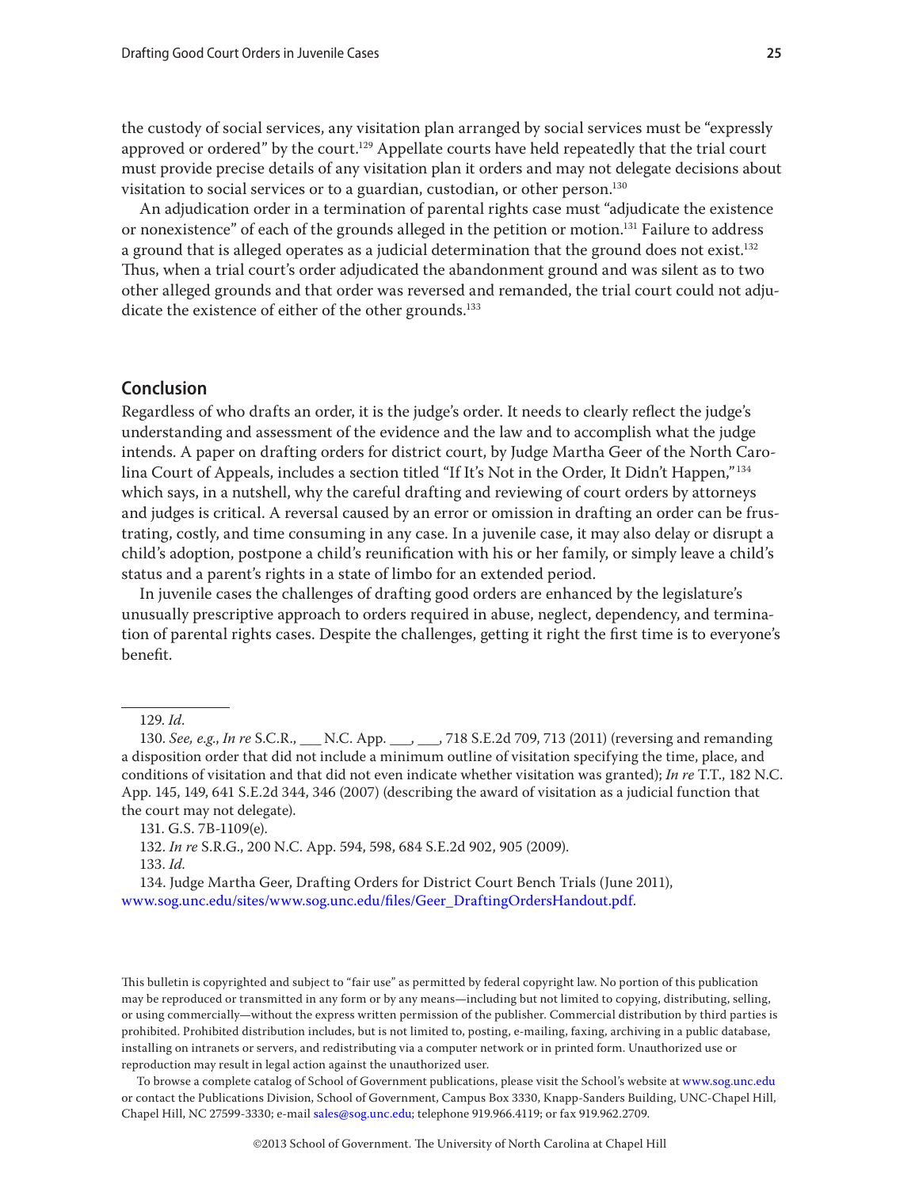the custody of social services, any visitation plan arranged by social services must be "expressly approved or ordered" by the court.[129] Appellate courts have held repeatedly that the trial court must provide precise details of any visitation plan it orders and may not delegate decisions about visitation to social services or to a guardian, custodian, or other person.[130]

An adjudication order in a termination of parental rights case must "adjudicate the existence or nonexistence" of each of the grounds alleged in the petition or motion.[131] Failure to address a ground that is alleged operates as a judicial determination that the ground does not exist.[132] Thus, when a trial court's order adjudicated the abandonment ground and was silent as to two other alleged grounds and that order was reversed and remanded, the trial court could not adjudicate the existence of either of the other grounds.[133]

## Conclusion

Regardless of who drafts an order, it is the judge's order. It needs to clearly reflect the judge's understanding and assessment of the evidence and the law and to accomplish what the judge intends. A paper on drafting orders for district court, by Judge Martha Geer of the North Carolina Court of Appeals, includes a section titled "If It's Not in the Order, It Didn't Happen,"[134] which says, in a nutshell, why the careful drafting and reviewing of court orders by attorneys and judges is critical. A reversal caused by an error or omission in drafting an order can be frustrating, costly, and time consuming in any case. In a juvenile case, it may also delay or disrupt a child's adoption, postpone a child's reunification with his or her family, or simply leave a child's status and a parent's rights in a state of limbo for an extended period.

In juvenile cases the challenges of drafting good orders are enhanced by the legislature's unusually prescriptive approach to orders required in abuse, neglect, dependency, and termination of parental rights cases. Despite the challenges, getting it right the first time is to everyone's benefit.

---

129. *Id.*

130. *See, e.g.*, *In re* S.C.R., ___ N.C. App. ___, ___, 718 S.E.2d 709, 713 (2011) (reversing and remanding a disposition order that did not include a minimum outline of visitation specifying the time, place, and conditions of visitation and that did not even indicate whether visitation was granted); *In re* T.T., 182 N.C. App. 145, 149, 641 S.E.2d 344, 346 (2007) (describing the award of visitation as a judicial function that the court may not delegate).

131. G.S. 7B-1109(e).

132. *In re* S.R.G., 200 N.C. App. 594, 598, 684 S.E.2d 902, 905 (2009).

133. *Id.*

134. Judge Martha Geer, Drafting Orders for District Court Bench Trials (June 2011), www.sog.unc.edu/sites/www.sog.unc.edu/files/Geer_DraftingOrdersHandout.pdf.

This bulletin is copyrighted and subject to "fair use" as permitted by federal copyright law. No portion of this publication may be reproduced or transmitted in any form or by any means—including but not limited to copying, distributing, selling, or using commercially—without the express written permission of the publisher. Commercial distribution by third parties is prohibited. Prohibited distribution includes, but is not limited to, posting, e-mailing, faxing, archiving in a public database, installing on intranets or servers, and redistributing via a computer network or in printed form. Unauthorized use or reproduction may result in legal action against the unauthorized user.

To browse a complete catalog of School of Government publications, please visit the School's website at www.sog.unc.edu or contact the Publications Division, School of Government, Campus Box 3330, Knapp-Sanders Building, UNC-Chapel Hill, Chapel Hill, NC 27599-3330; e-mail sales@sog.unc.edu; telephone 919.966.4119; or fax 919.962.2709.

©2013 School of Government. The University of North Carolina at Chapel Hill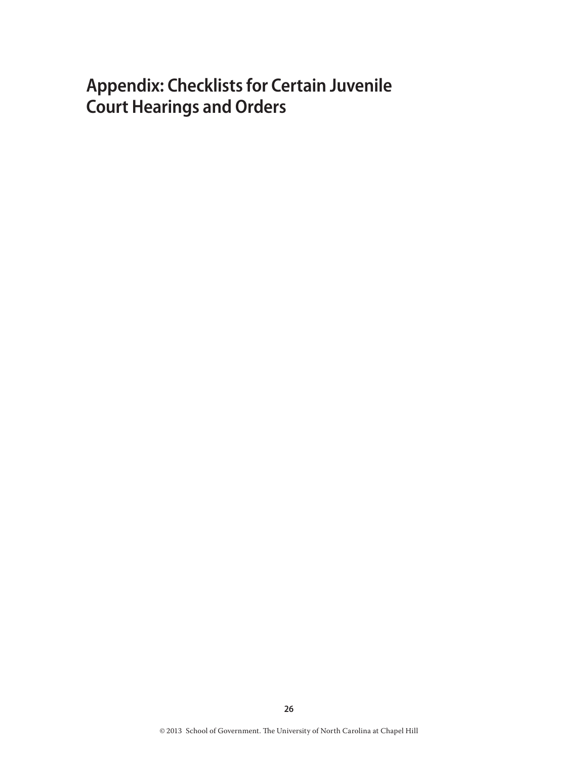# Appendix: Checklists for Certain Juvenile Court Hearings and Orders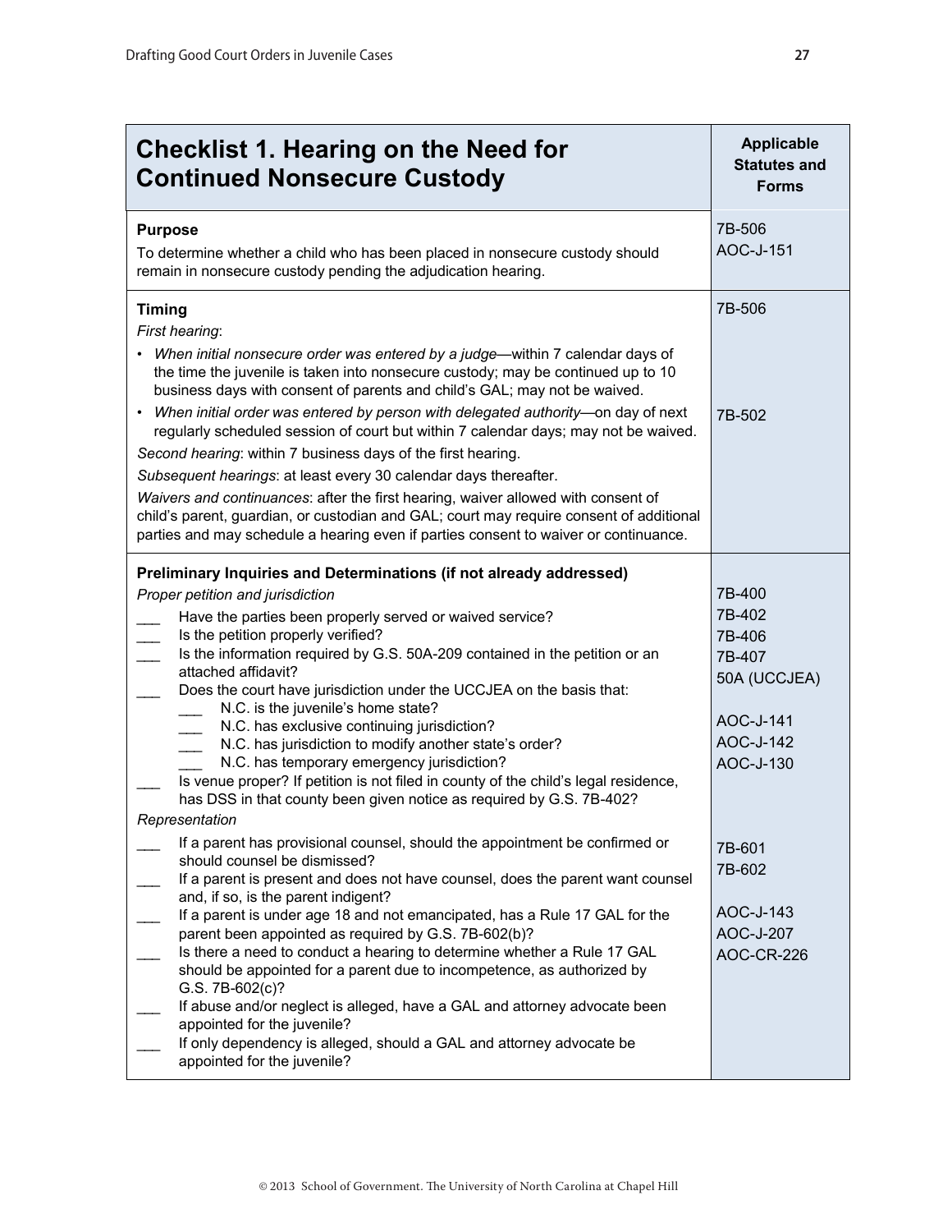| Checklist 1. Hearing on the Need for Continued Nonsecure Custody | Applicable Statutes and Forms |
|---|---|
| **Purpose**<br>To determine whether a child who has been placed in nonsecure custody should remain in nonsecure custody pending the adjudication hearing. | 7B-506<br>AOC-J-151 |
| **Timing**<br>*First hearing*:<br>• *When initial nonsecure order was entered by a judge*—within 7 calendar days of the time the juvenile is taken into nonsecure custody; may be continued up to 10 business days with consent of parents and child's GAL; may not be waived.<br>• *When initial order was entered by person with delegated authority*—on day of next regularly scheduled session of court but within 7 calendar days; may not be waived.<br>*Second hearing*: within 7 business days of the first hearing.<br>*Subsequent hearings*: at least every 30 calendar days thereafter.<br>*Waivers and continuances*: after the first hearing, waiver allowed with consent of child's parent, guardian, or custodian and GAL; court may require consent of additional parties and may schedule a hearing even if parties consent to waiver or continuance. | 7B-506<br><br>7B-502 |
| **Preliminary Inquiries and Determinations (if not already addressed)**<br>*Proper petition and jurisdiction*<br>___ Have the parties been properly served or waived service?<br>___ Is the petition properly verified?<br>___ Is the information required by G.S. 50A-209 contained in the petition or an attached affidavit?<br>___ Does the court have jurisdiction under the UCCJEA on the basis that:<br>&nbsp;&nbsp;&nbsp;&nbsp;___ N.C. is the juvenile's home state?<br>&nbsp;&nbsp;&nbsp;&nbsp;___ N.C. has exclusive continuing jurisdiction?<br>&nbsp;&nbsp;&nbsp;&nbsp;___ N.C. has jurisdiction to modify another state's order?<br>&nbsp;&nbsp;&nbsp;&nbsp;___ N.C. has temporary emergency jurisdiction?<br>___ Is venue proper? If petition is not filed in county of the child's legal residence, has DSS in that county been given notice as required by G.S. 7B-402? | 7B-400<br>7B-402<br>7B-406<br>7B-407<br>50A (UCCJEA)<br><br>AOC-J-141<br>AOC-J-142<br>AOC-J-130 |
| *Representation*<br>___ If a parent has provisional counsel, should the appointment be confirmed or should counsel be dismissed?<br>___ If a parent is present and does not have counsel, does the parent want counsel and, if so, is the parent indigent?<br>___ If a parent is under age 18 and not emancipated, has a Rule 17 GAL for the parent been appointed as required by G.S. 7B-602(b)?<br>___ Is there a need to conduct a hearing to determine whether a Rule 17 GAL should be appointed for a parent due to incompetence, as authorized by G.S. 7B-602(c)?<br>___ If abuse and/or neglect is alleged, have a GAL and attorney advocate been appointed for the juvenile?<br>___ If only dependency is alleged, should a GAL and attorney advocate be appointed for the juvenile? | 7B-601<br>7B-602<br><br>AOC-J-143<br>AOC-J-207<br>AOC-CR-226 |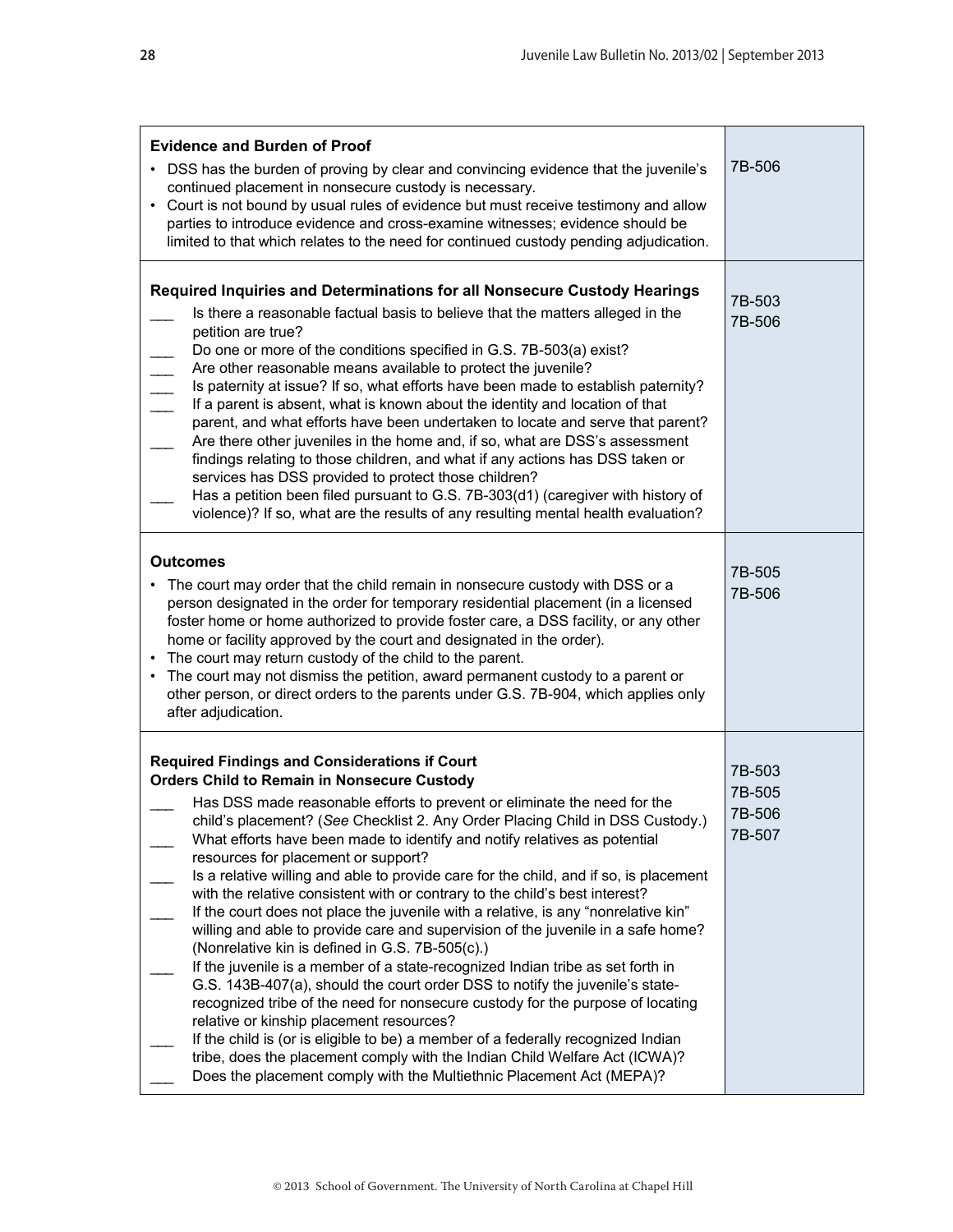| | |
|---|---|
| **Evidence and Burden of Proof**<br>• DSS has the burden of proving by clear and convincing evidence that the juvenile's continued placement in nonsecure custody is necessary.<br>• Court is not bound by usual rules of evidence but must receive testimony and allow parties to introduce evidence and cross-examine witnesses; evidence should be limited to that which relates to the need for continued custody pending adjudication. | 7B-506 |
| **Required Inquiries and Determinations for all Nonsecure Custody Hearings**<br>___ Is there a reasonable factual basis to believe that the matters alleged in the petition are true?<br>___ Do one or more of the conditions specified in G.S. 7B-503(a) exist?<br>___ Are other reasonable means available to protect the juvenile?<br>___ Is paternity at issue? If so, what efforts have been made to establish paternity?<br>___ If a parent is absent, what is known about the identity and location of that parent, and what efforts have been undertaken to locate and serve that parent?<br>___ Are there other juveniles in the home and, if so, what are DSS's assessment findings relating to those children, and what if any actions has DSS taken or services has DSS provided to protect those children?<br>___ Has a petition been filed pursuant to G.S. 7B-303(d1) (caregiver with history of violence)? If so, what are the results of any resulting mental health evaluation? | 7B-503<br>7B-506 |
| **Outcomes**<br>• The court may order that the child remain in nonsecure custody with DSS or a person designated in the order for temporary residential placement (in a licensed foster home or home authorized to provide foster care, a DSS facility, or any other home or facility approved by the court and designated in the order).<br>• The court may return custody of the child to the parent.<br>• The court may not dismiss the petition, award permanent custody to a parent or other person, or direct orders to the parents under G.S. 7B-904, which applies only after adjudication. | 7B-505<br>7B-506 |
| **Required Findings and Considerations if Court Orders Child to Remain in Nonsecure Custody**<br>___ Has DSS made reasonable efforts to prevent or eliminate the need for the child's placement? (*See* Checklist 2. Any Order Placing Child in DSS Custody.)<br>___ What efforts have been made to identify and notify relatives as potential resources for placement or support?<br>___ Is a relative willing and able to provide care for the child, and if so, is placement with the relative consistent with or contrary to the child's best interest?<br>___ If the court does not place the juvenile with a relative, is any "nonrelative kin" willing and able to provide care and supervision of the juvenile in a safe home? (Nonrelative kin is defined in G.S. 7B-505(c).)<br>___ If the juvenile is a member of a state-recognized Indian tribe as set forth in G.S. 143B-407(a), should the court order DSS to notify the juvenile's state-recognized tribe of the need for nonsecure custody for the purpose of locating relative or kinship placement resources?<br>___ If the child is (or is eligible to be) a member of a federally recognized Indian tribe, does the placement comply with the Indian Child Welfare Act (ICWA)?<br>___ Does the placement comply with the Multiethnic Placement Act (MEPA)? | 7B-503<br>7B-505<br>7B-506<br>7B-507 |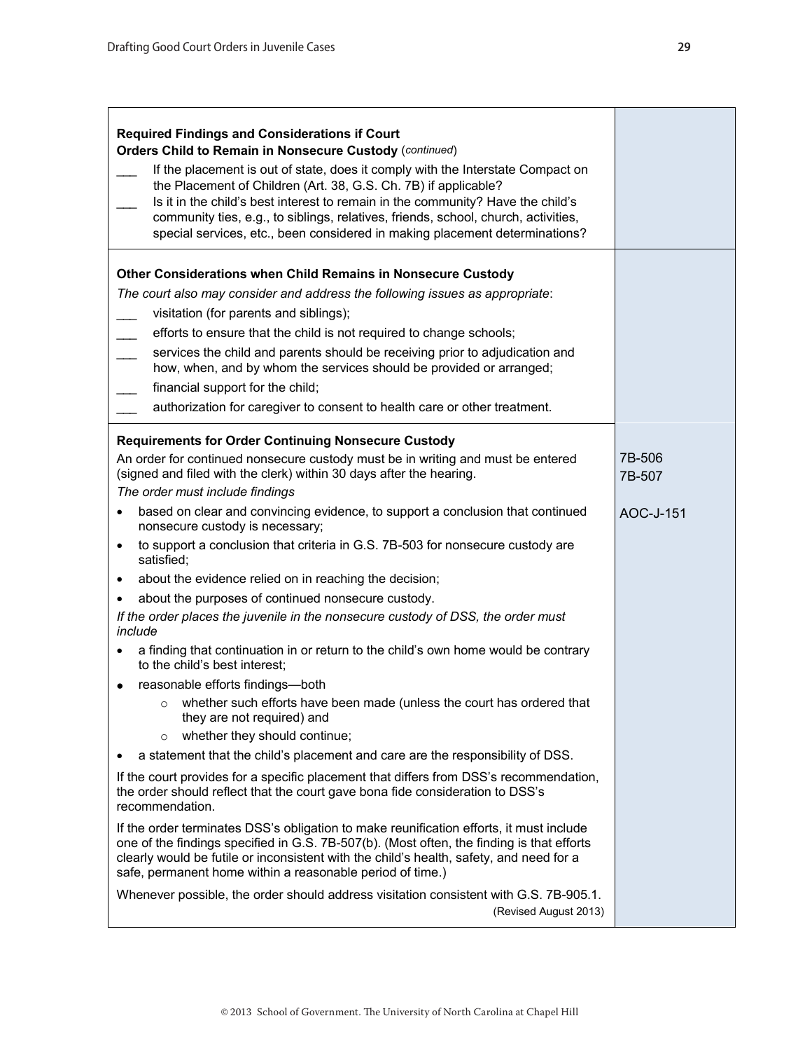| | |
|---|---|
| **Required Findings and Considerations if Court Orders Child to Remain in Nonsecure Custody** (*continued*)<br>___ If the placement is out of state, does it comply with the Interstate Compact on the Placement of Children (Art. 38, G.S. Ch. 7B) if applicable?<br>___ Is it in the child's best interest to remain in the community? Have the child's community ties, e.g., to siblings, relatives, friends, school, church, activities, special services, etc., been considered in making placement determinations? | |
| **Other Considerations when Child Remains in Nonsecure Custody**<br>*The court also may consider and address the following issues as appropriate*:<br>___ visitation (for parents and siblings);<br>___ efforts to ensure that the child is not required to change schools;<br>___ services the child and parents should be receiving prior to adjudication and how, when, and by whom the services should be provided or arranged;<br>___ financial support for the child;<br>___ authorization for caregiver to consent to health care or other treatment. | |
| **Requirements for Order Continuing Nonsecure Custody**<br>An order for continued nonsecure custody must be in writing and must be entered (signed and filed with the clerk) within 30 days after the hearing.<br>*The order must include findings*<br>• based on clear and convincing evidence, to support a conclusion that continued nonsecure custody is necessary;<br>• to support a conclusion that criteria in G.S. 7B-503 for nonsecure custody are satisfied;<br>• about the evidence relied on in reaching the decision;<br>• about the purposes of continued nonsecure custody.<br>*If the order places the juvenile in the nonsecure custody of DSS, the order must include*<br>• a finding that continuation in or return to the child's own home would be contrary to the child's best interest;<br>• reasonable efforts findings—both<br>  ○ whether such efforts have been made (unless the court has ordered that they are not required) and<br>  ○ whether they should continue;<br>• a statement that the child's placement and care are the responsibility of DSS.<br>If the court provides for a specific placement that differs from DSS's recommendation, the order should reflect that the court gave bona fide consideration to DSS's recommendation.<br>If the order terminates DSS's obligation to make reunification efforts, it must include one of the findings specified in G.S. 7B-507(b). (Most often, the finding is that efforts clearly would be futile or inconsistent with the child's health, safety, and need for a safe, permanent home within a reasonable period of time.)<br>Whenever possible, the order should address visitation consistent with G.S. 7B-905.1.<br>(Revised August 2013) | 7B-506<br>7B-507<br><br>AOC-J-151 |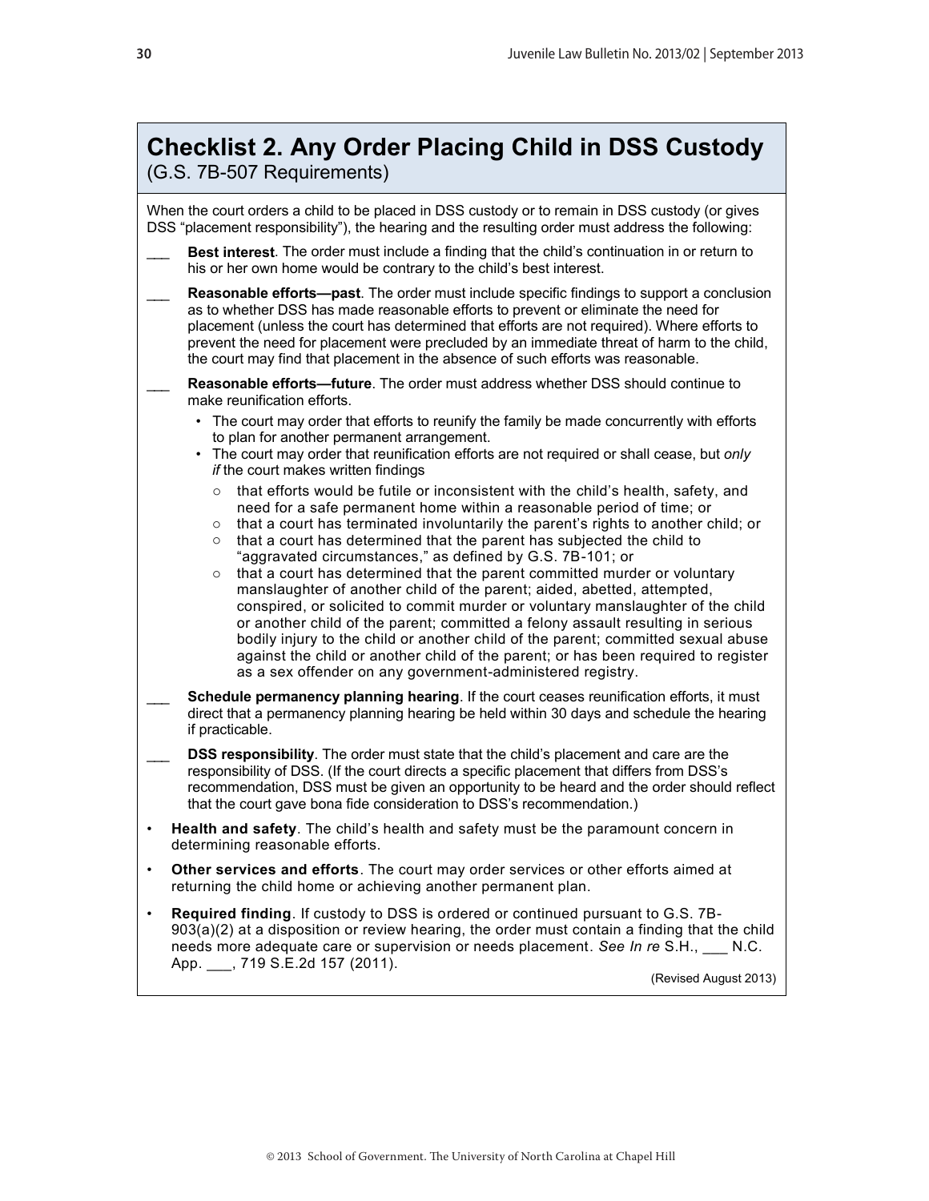## Checklist 2. Any Order Placing Child in DSS Custody

(G.S. 7B-507 Requirements)

When the court orders a child to be placed in DSS custody or to remain in DSS custody (or gives DSS “placement responsibility”), the hearing and the resulting order must address the following:

___ **Best interest**. The order must include a finding that the child’s continuation in or return to his or her own home would be contrary to the child’s best interest.

___ **Reasonable efforts—past**. The order must include specific findings to support a conclusion as to whether DSS has made reasonable efforts to prevent or eliminate the need for placement (unless the court has determined that efforts are not required). Where efforts to prevent the need for placement were precluded by an immediate threat of harm to the child, the court may find that placement in the absence of such efforts was reasonable.

___ **Reasonable efforts—future**. The order must address whether DSS should continue to make reunification efforts.

- The court may order that efforts to reunify the family be made concurrently with efforts to plan for another permanent arrangement.
- The court may order that reunification efforts are not required or shall cease, but *only if* the court makes written findings
    - that efforts would be futile or inconsistent with the child’s health, safety, and need for a safe permanent home within a reasonable period of time; or
    - that a court has terminated involuntarily the parent’s rights to another child; or
    - that a court has determined that the parent has subjected the child to “aggravated circumstances,” as defined by G.S. 7B-101; or
    - that a court has determined that the parent committed murder or voluntary manslaughter of another child of the parent; aided, abetted, attempted, conspired, or solicited to commit murder or voluntary manslaughter of the child or another child of the parent; committed a felony assault resulting in serious bodily injury to the child or another child of the parent; committed sexual abuse against the child or another child of the parent; or has been required to register as a sex offender on any government-administered registry.

___ **Schedule permanency planning hearing**. If the court ceases reunification efforts, it must direct that a permanency planning hearing be held within 30 days and schedule the hearing if practicable.

___ **DSS responsibility**. The order must state that the child’s placement and care are the responsibility of DSS. (If the court directs a specific placement that differs from DSS’s recommendation, DSS must be given an opportunity to be heard and the order should reflect that the court gave bona fide consideration to DSS’s recommendation.)

- **Health and safety**. The child’s health and safety must be the paramount concern in determining reasonable efforts.
- **Other services and efforts**. The court may order services or other efforts aimed at returning the child home or achieving another permanent plan.
- **Required finding**. If custody to DSS is ordered or continued pursuant to G.S. 7B-903(a)(2) at a disposition or review hearing, the order must contain a finding that the child needs more adequate care or supervision or needs placement. *See In re* S.H., ___ N.C. App. ___, 719 S.E.2d 157 (2011).

(Revised August 2013)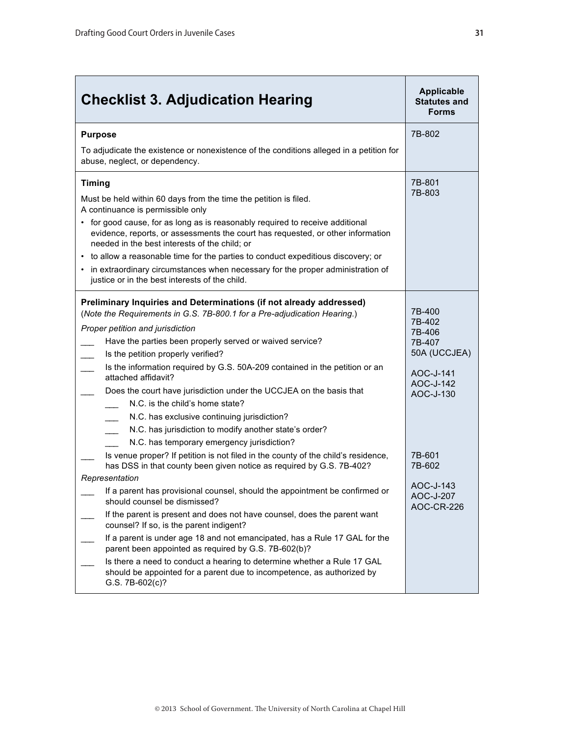| **Checklist 3. Adjudication Hearing** | **Applicable Statutes and Forms** |
|---|---|
| **Purpose**<br><br>To adjudicate the existence or nonexistence of the conditions alleged in a petition for abuse, neglect, or dependency. | 7B-802 |
| **Timing**<br><br>Must be held within 60 days from the time the petition is filed.<br>A continuance is permissible only<br>• for good cause, for as long as is reasonably required to receive additional evidence, reports, or assessments the court has requested, or other information needed in the best interests of the child; or<br>• to allow a reasonable time for the parties to conduct expeditious discovery; or<br>• in extraordinary circumstances when necessary for the proper administration of justice or in the best interests of the child. | 7B-801<br>7B-803 |
| **Preliminary Inquiries and Determinations (if not already addressed)**<br>(*Note the Requirements in G.S. 7B-800.1 for a Pre-adjudication Hearing.*)<br><br>*Proper petition and jurisdiction*<br>___ Have the parties been properly served or waived service?<br>___ Is the petition properly verified?<br>___ Is the information required by G.S. 50A-209 contained in the petition or an attached affidavit?<br>___ Does the court have jurisdiction under the UCCJEA on the basis that<br>&nbsp;&nbsp;&nbsp;&nbsp;___ N.C. is the child's home state?<br>&nbsp;&nbsp;&nbsp;&nbsp;___ N.C. has exclusive continuing jurisdiction?<br>&nbsp;&nbsp;&nbsp;&nbsp;___ N.C. has jurisdiction to modify another state's order?<br>&nbsp;&nbsp;&nbsp;&nbsp;___ N.C. has temporary emergency jurisdiction?<br>___ Is venue proper? If petition is not filed in the county of the child's residence, has DSS in that county been given notice as required by G.S. 7B-402? | 7B-400<br>7B-402<br>7B-406<br>7B-407<br>50A (UCCJEA)<br><br>AOC-J-141<br>AOC-J-142<br>AOC-J-130 |
| *Representation*<br>___ If a parent has provisional counsel, should the appointment be confirmed or should counsel be dismissed?<br>___ If the parent is present and does not have counsel, does the parent want counsel? If so, is the parent indigent?<br>___ If a parent is under age 18 and not emancipated, has a Rule 17 GAL for the parent been appointed as required by G.S. 7B-602(b)?<br>___ Is there a need to conduct a hearing to determine whether a Rule 17 GAL should be appointed for a parent due to incompetence, as authorized by G.S. 7B-602(c)? | 7B-601<br>7B-602<br><br>AOC-J-143<br>AOC-J-207<br>AOC-CR-226 |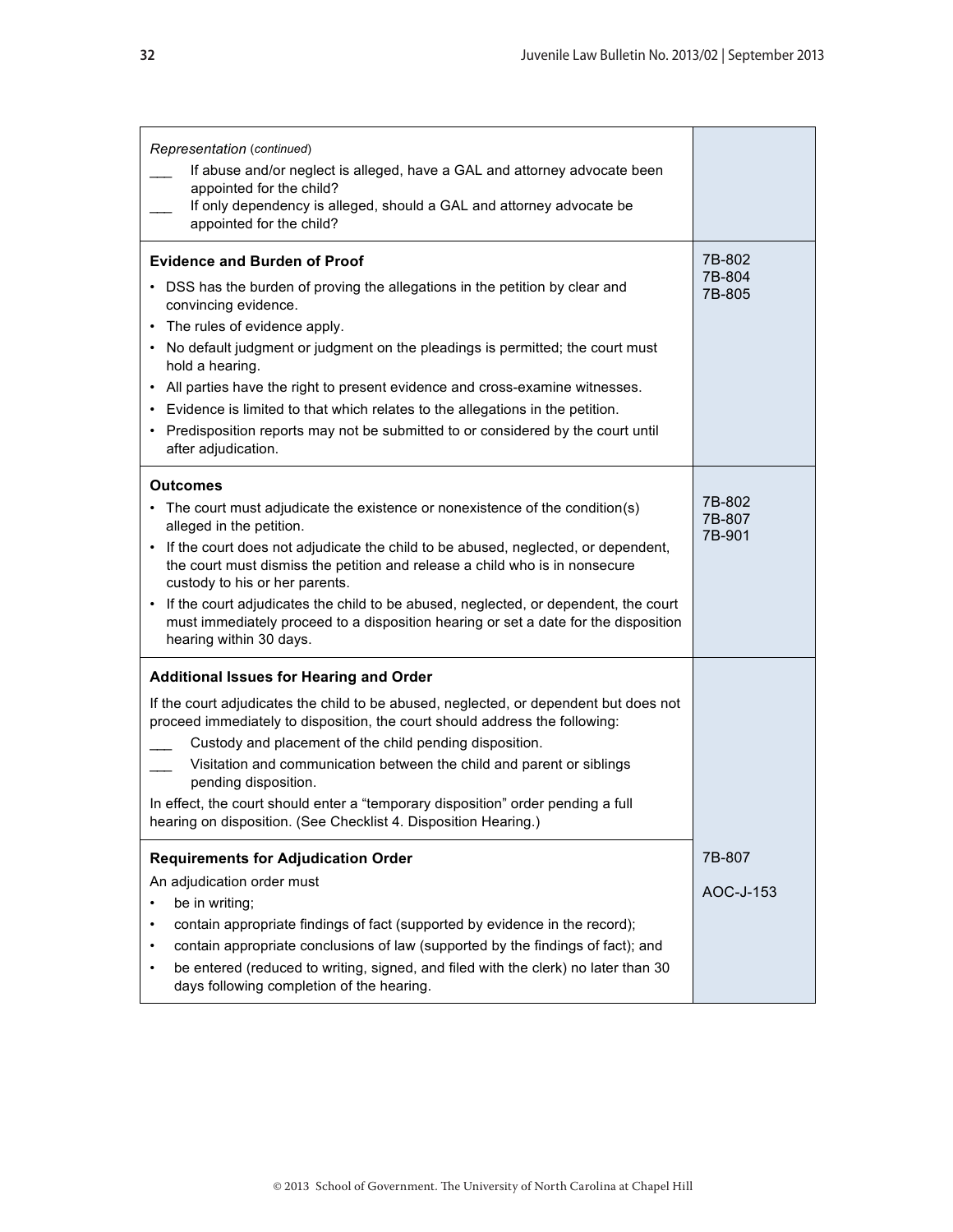| | |
|---|---|
| *Representation* (*continued*)<br>___ If abuse and/or neglect is alleged, have a GAL and attorney advocate been appointed for the child?<br>___ If only dependency is alleged, should a GAL and attorney advocate be appointed for the child? | |
| **Evidence and Burden of Proof**<br>• DSS has the burden of proving the allegations in the petition by clear and convincing evidence.<br>• The rules of evidence apply.<br>• No default judgment or judgment on the pleadings is permitted; the court must hold a hearing.<br>• All parties have the right to present evidence and cross-examine witnesses.<br>• Evidence is limited to that which relates to the allegations in the petition.<br>• Predisposition reports may not be submitted to or considered by the court until after adjudication. | 7B-802<br>7B-804<br>7B-805 |
| **Outcomes**<br>• The court must adjudicate the existence or nonexistence of the condition(s) alleged in the petition.<br>• If the court does not adjudicate the child to be abused, neglected, or dependent, the court must dismiss the petition and release a child who is in nonsecure custody to his or her parents.<br>• If the court adjudicates the child to be abused, neglected, or dependent, the court must immediately proceed to a disposition hearing or set a date for the disposition hearing within 30 days. | 7B-802<br>7B-807<br>7B-901 |
| **Additional Issues for Hearing and Order**<br>If the court adjudicates the child to be abused, neglected, or dependent but does not proceed immediately to disposition, the court should address the following:<br>___ Custody and placement of the child pending disposition.<br>___ Visitation and communication between the child and parent or siblings pending disposition.<br>In effect, the court should enter a "temporary disposition" order pending a full hearing on disposition. (See Checklist 4. Disposition Hearing.) | |
| **Requirements for Adjudication Order**<br>An adjudication order must<br>• be in writing;<br>• contain appropriate findings of fact (supported by evidence in the record);<br>• contain appropriate conclusions of law (supported by the findings of fact); and<br>• be entered (reduced to writing, signed, and filed with the clerk) no later than 30 days following completion of the hearing. | 7B-807<br><br>AOC-J-153 |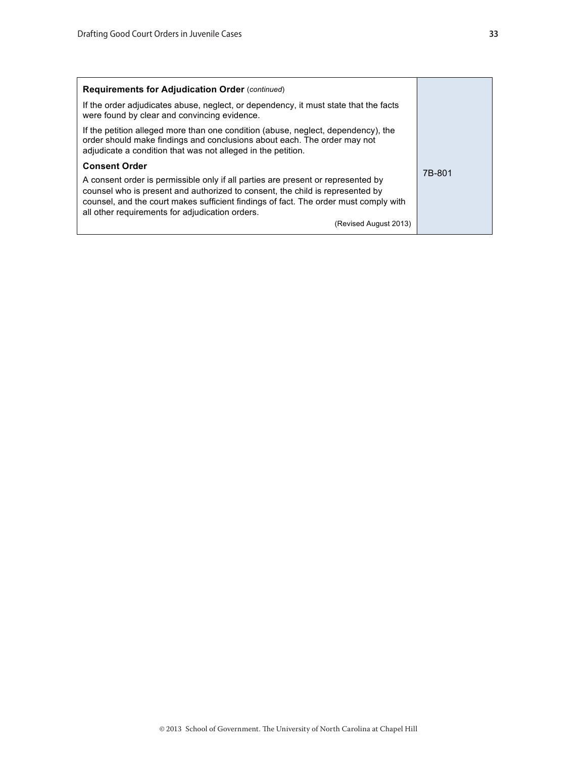| | |
|---|---|
| **Requirements for Adjudication Order** (*continued*)<br><br>If the order adjudicates abuse, neglect, or dependency, it must state that the facts were found by clear and convincing evidence.<br><br>If the petition alleged more than one condition (abuse, neglect, dependency), the order should make findings and conclusions about each. The order may not adjudicate a condition that was not alleged in the petition.<br><br>**Consent Order**<br><br>A consent order is permissible only if all parties are present or represented by counsel who is present and authorized to consent, the child is represented by counsel, and the court makes sufficient findings of fact. The order must comply with all other requirements for adjudication orders.<br><br>(Revised August 2013) | 7B-801 |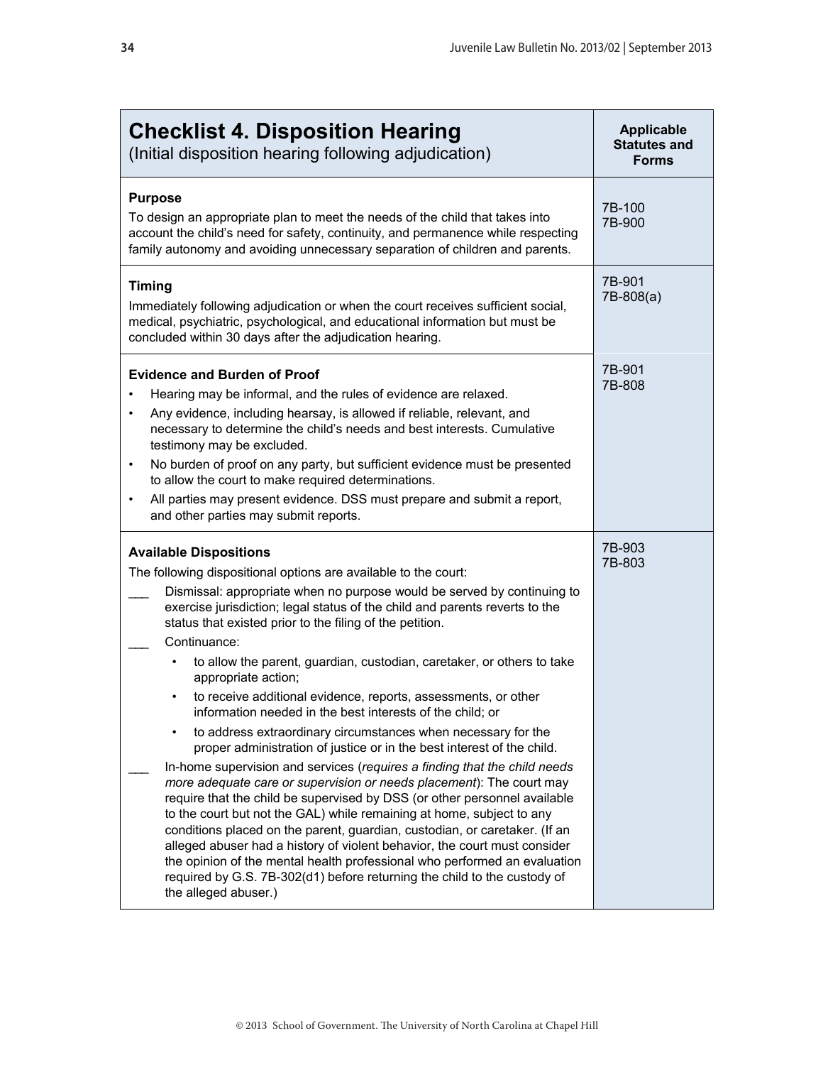| **Checklist 4. Disposition Hearing**<br>(Initial disposition hearing following adjudication) | **Applicable Statutes and Forms** |
|---|---|
| **Purpose**<br>To design an appropriate plan to meet the needs of the child that takes into account the child's need for safety, continuity, and permanence while respecting family autonomy and avoiding unnecessary separation of children and parents. | 7B-100<br>7B-900 |
| **Timing**<br>Immediately following adjudication or when the court receives sufficient social, medical, psychiatric, psychological, and educational information but must be concluded within 30 days after the adjudication hearing. | 7B-901<br>7B-808(a) |
| **Evidence and Burden of Proof**<br>• Hearing may be informal, and the rules of evidence are relaxed.<br>• Any evidence, including hearsay, is allowed if reliable, relevant, and necessary to determine the child's needs and best interests. Cumulative testimony may be excluded.<br>• No burden of proof on any party, but sufficient evidence must be presented to allow the court to make required determinations.<br>• All parties may present evidence. DSS must prepare and submit a report, and other parties may submit reports. | 7B-901<br>7B-808 |
| **Available Dispositions**<br>The following dispositional options are available to the court:<br>___ Dismissal: appropriate when no purpose would be served by continuing to exercise jurisdiction; legal status of the child and parents reverts to the status that existed prior to the filing of the petition.<br>___ Continuance:<br>• to allow the parent, guardian, custodian, caretaker, or others to take appropriate action;<br>• to receive additional evidence, reports, assessments, or other information needed in the best interests of the child; or<br>• to address extraordinary circumstances when necessary for the proper administration of justice or in the best interest of the child.<br>___ In-home supervision and services (*requires a finding that the child needs more adequate care or supervision or needs placement*): The court may require that the child be supervised by DSS (or other personnel available to the court but not the GAL) while remaining at home, subject to any conditions placed on the parent, guardian, custodian, or caretaker. (If an alleged abuser had a history of violent behavior, the court must consider the opinion of the mental health professional who performed an evaluation required by G.S. 7B-302(d1) before returning the child to the custody of the alleged abuser.) | 7B-903<br>7B-803 |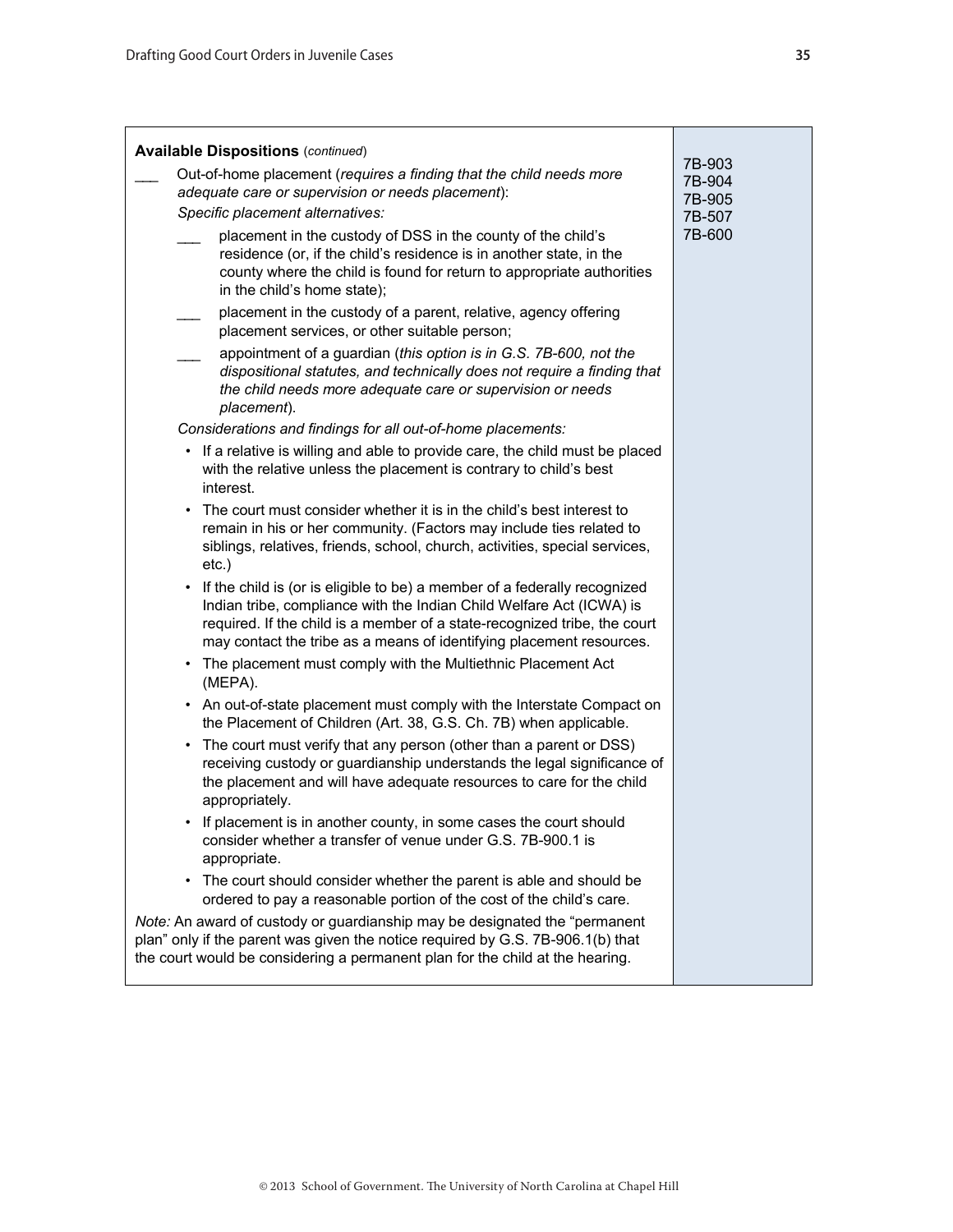| | |
|---|---|
| **Available Dispositions** (*continued*)<br><br>___ Out-of-home placement (*requires a finding that the child needs more adequate care or supervision or needs placement*):<br>*Specific placement alternatives:*<br>___ placement in the custody of DSS in the county of the child's residence (or, if the child's residence is in another state, in the county where the child is found for return to appropriate authorities in the child's home state);<br>___ placement in the custody of a parent, relative, agency offering placement services, or other suitable person;<br>___ appointment of a guardian (*this option is in G.S. 7B-600, not the dispositional statutes, and technically does not require a finding that the child needs more adequate care or supervision or needs placement*).<br><br>*Considerations and findings for all out-of-home placements:*<br>• If a relative is willing and able to provide care, the child must be placed with the relative unless the placement is contrary to child's best interest.<br>• The court must consider whether it is in the child's best interest to remain in his or her community. (Factors may include ties related to siblings, relatives, friends, school, church, activities, special services, etc.)<br>• If the child is (or is eligible to be) a member of a federally recognized Indian tribe, compliance with the Indian Child Welfare Act (ICWA) is required. If the child is a member of a state-recognized tribe, the court may contact the tribe as a means of identifying placement resources.<br>• The placement must comply with the Multiethnic Placement Act (MEPA).<br>• An out-of-state placement must comply with the Interstate Compact on the Placement of Children (Art. 38, G.S. Ch. 7B) when applicable.<br>• The court must verify that any person (other than a parent or DSS) receiving custody or guardianship understands the legal significance of the placement and will have adequate resources to care for the child appropriately.<br>• If placement is in another county, in some cases the court should consider whether a transfer of venue under G.S. 7B-900.1 is appropriate.<br>• The court should consider whether the parent is able and should be ordered to pay a reasonable portion of the cost of the child's care.<br><br>*Note:* An award of custody or guardianship may be designated the "permanent plan" only if the parent was given the notice required by G.S. 7B-906.1(b) that the court would be considering a permanent plan for the child at the hearing. | 7B-903<br>7B-904<br>7B-905<br>7B-507<br>7B-600 |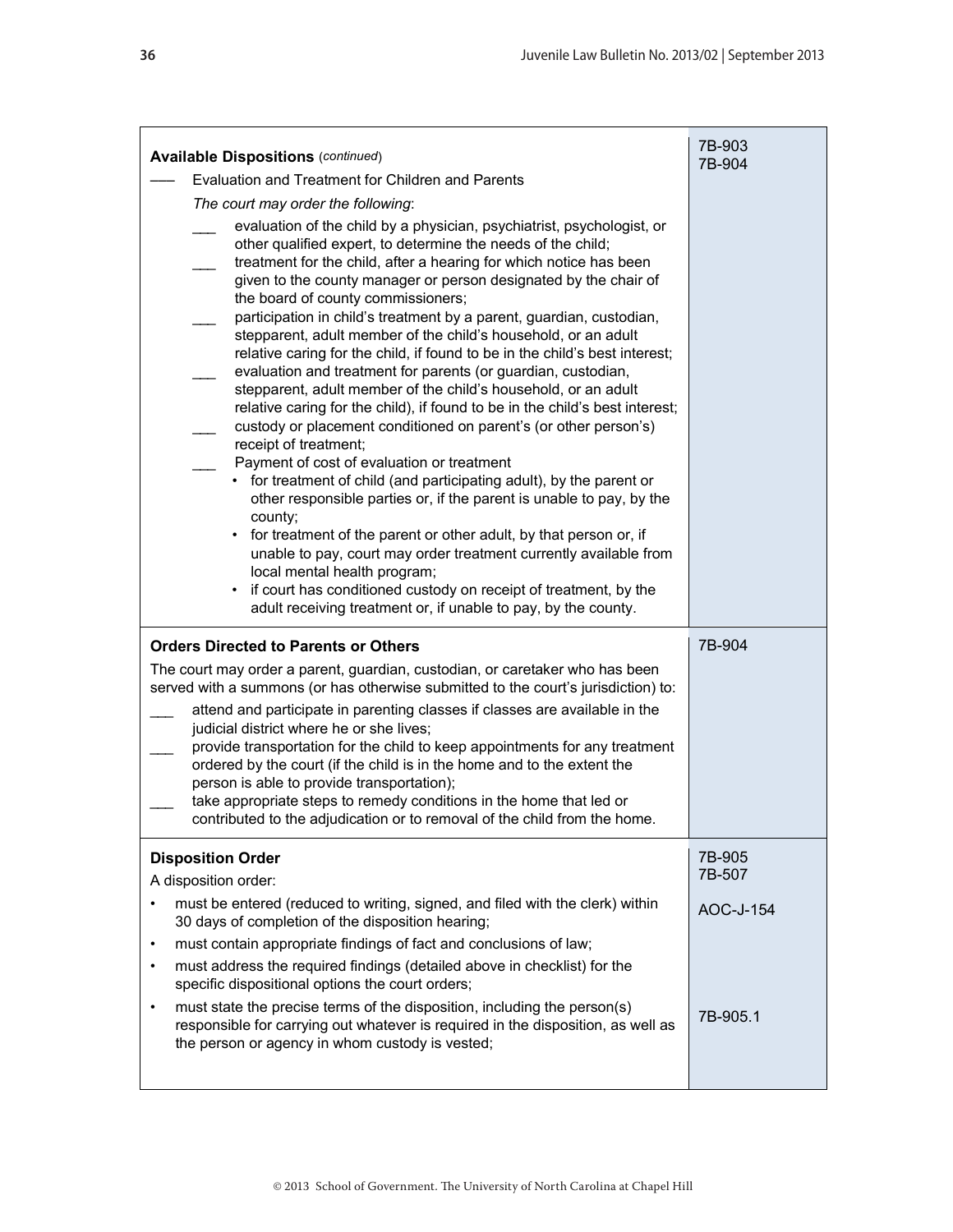| | |
|---|---|
| **Available Dispositions** (*continued*)<br>—— Evaluation and Treatment for Children and Parents<br>*The court may order the following*:<br>___ evaluation of the child by a physician, psychiatrist, psychologist, or other qualified expert, to determine the needs of the child;<br>___ treatment for the child, after a hearing for which notice has been given to the county manager or person designated by the chair of the board of county commissioners;<br>___ participation in child's treatment by a parent, guardian, custodian, stepparent, adult member of the child's household, or an adult relative caring for the child, if found to be in the child's best interest;<br>___ evaluation and treatment for parents (or guardian, custodian, stepparent, adult member of the child's household, or an adult relative caring for the child), if found to be in the child's best interest;<br>___ custody or placement conditioned on parent's (or other person's) receipt of treatment;<br>___ Payment of cost of evaluation or treatment<br>• for treatment of child (and participating adult), by the parent or other responsible parties or, if the parent is unable to pay, by the county;<br>• for treatment of the parent or other adult, by that person or, if unable to pay, court may order treatment currently available from local mental health program;<br>• if court has conditioned custody on receipt of treatment, by the adult receiving treatment or, if unable to pay, by the county. | 7B-903<br>7B-904 |
| **Orders Directed to Parents or Others**<br>The court may order a parent, guardian, custodian, or caretaker who has been served with a summons (or has otherwise submitted to the court's jurisdiction) to:<br>___ attend and participate in parenting classes if classes are available in the judicial district where he or she lives;<br>___ provide transportation for the child to keep appointments for any treatment ordered by the court (if the child is in the home and to the extent the person is able to provide transportation);<br>___ take appropriate steps to remedy conditions in the home that led or contributed to the adjudication or to removal of the child from the home. | 7B-904 |
| **Disposition Order**<br>A disposition order:<br>• must be entered (reduced to writing, signed, and filed with the clerk) within 30 days of completion of the disposition hearing;<br>• must contain appropriate findings of fact and conclusions of law;<br>• must address the required findings (detailed above in checklist) for the specific dispositional options the court orders;<br>• must state the precise terms of the disposition, including the person(s) responsible for carrying out whatever is required in the disposition, as well as the person or agency in whom custody is vested; | 7B-905<br>7B-507<br><br>AOC-J-154<br><br>7B-905.1 |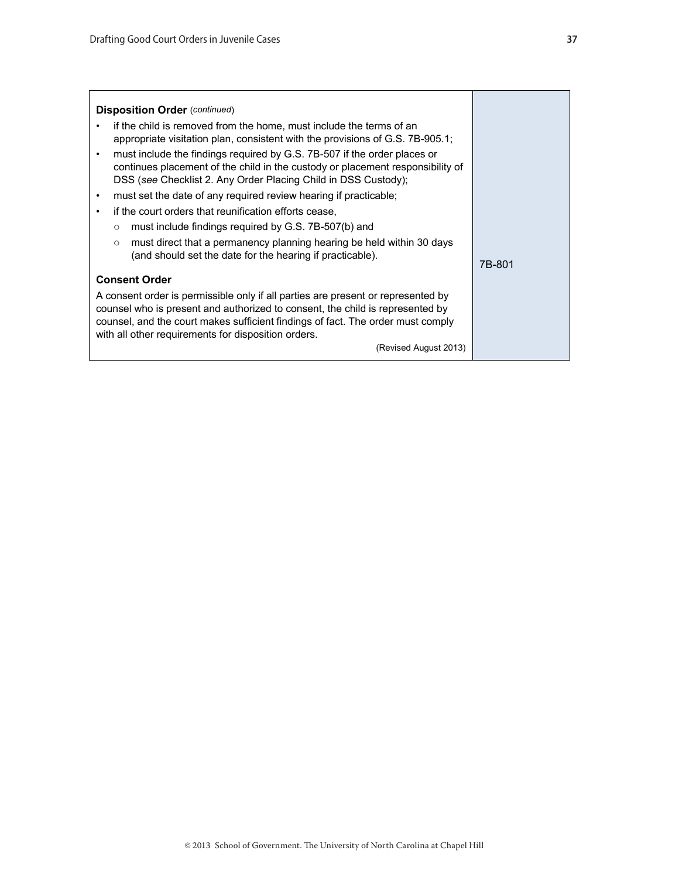| | |
|---|---|
| **Disposition Order** (*continued*)<br>• if the child is removed from the home, must include the terms of an appropriate visitation plan, consistent with the provisions of G.S. 7B-905.1;<br>• must include the findings required by G.S. 7B-507 if the order places or continues placement of the child in the custody or placement responsibility of DSS (*see* Checklist 2. Any Order Placing Child in DSS Custody);<br>• must set the date of any required review hearing if practicable;<br>• if the court orders that reunification efforts cease,<br>  ○ must include findings required by G.S. 7B-507(b) and<br>  ○ must direct that a permanency planning hearing be held within 30 days (and should set the date for the hearing if practicable).<br><br>**Consent Order**<br>A consent order is permissible only if all parties are present or represented by counsel who is present and authorized to consent, the child is represented by counsel, and the court makes sufficient findings of fact. The order must comply with all other requirements for disposition orders.<br>(Revised August 2013) | 7B-801 |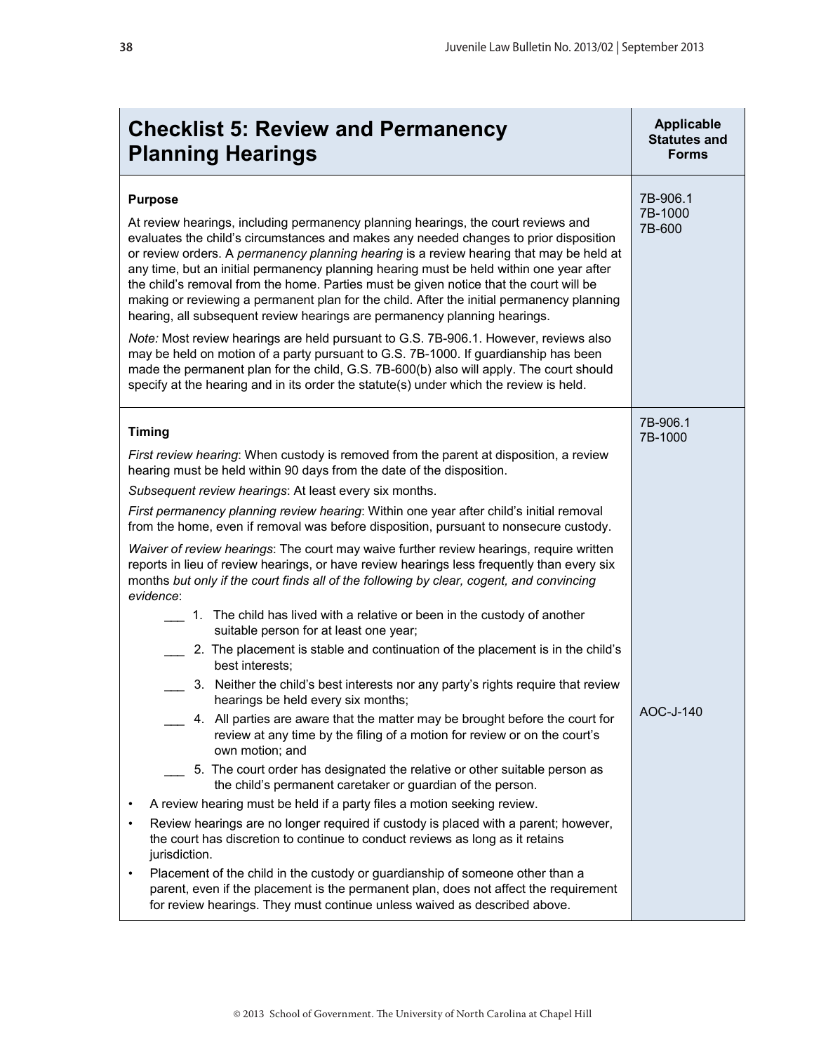| Checklist 5: Review and Permanency Planning Hearings | Applicable Statutes and Forms |
|---|---|
| **Purpose**<br><br>At review hearings, including permanency planning hearings, the court reviews and evaluates the child's circumstances and makes any needed changes to prior disposition or review orders. A *permanency planning hearing* is a review hearing that may be held at any time, but an initial permanency planning hearing must be held within one year after the child's removal from the home. Parties must be given notice that the court will be making or reviewing a permanent plan for the child. After the initial permanency planning hearing, all subsequent review hearings are permanency planning hearings.<br><br>*Note:* Most review hearings are held pursuant to G.S. 7B-906.1. However, reviews also may be held on motion of a party pursuant to G.S. 7B-1000. If guardianship has been made the permanent plan for the child, G.S. 7B-600(b) also will apply. The court should specify at the hearing and in its order the statute(s) under which the review is held. | 7B-906.1<br>7B-1000<br>7B-600 |
| **Timing**<br><br>*First review hearing*: When custody is removed from the parent at disposition, a review hearing must be held within 90 days from the date of the disposition.<br><br>*Subsequent review hearings*: At least every six months.<br><br>*First permanency planning review hearing*: Within one year after child's initial removal from the home, even if removal was before disposition, pursuant to nonsecure custody.<br><br>*Waiver of review hearings*: The court may waive further review hearings, require written reports in lieu of review hearings, or have review hearings less frequently than every six months *but only if the court finds all of the following by clear, cogent, and convincing evidence*:<br><br>\_\_\_ 1. The child has lived with a relative or been in the custody of another suitable person for at least one year;<br>\_\_\_ 2. The placement is stable and continuation of the placement is in the child's best interests;<br>\_\_\_ 3. Neither the child's best interests nor any party's rights require that review hearings be held every six months;<br>\_\_\_ 4. All parties are aware that the matter may be brought before the court for review at any time by the filing of a motion for review or on the court's own motion; and<br>\_\_\_ 5. The court order has designated the relative or other suitable person as the child's permanent caretaker or guardian of the person.<br><br>• A review hearing must be held if a party files a motion seeking review.<br>• Review hearings are no longer required if custody is placed with a parent; however, the court has discretion to continue to conduct reviews as long as it retains jurisdiction.<br>• Placement of the child in the custody or guardianship of someone other than a parent, even if the placement is the permanent plan, does not affect the requirement for review hearings. They must continue unless waived as described above. | 7B-906.1<br>7B-1000<br><br>AOC-J-140 |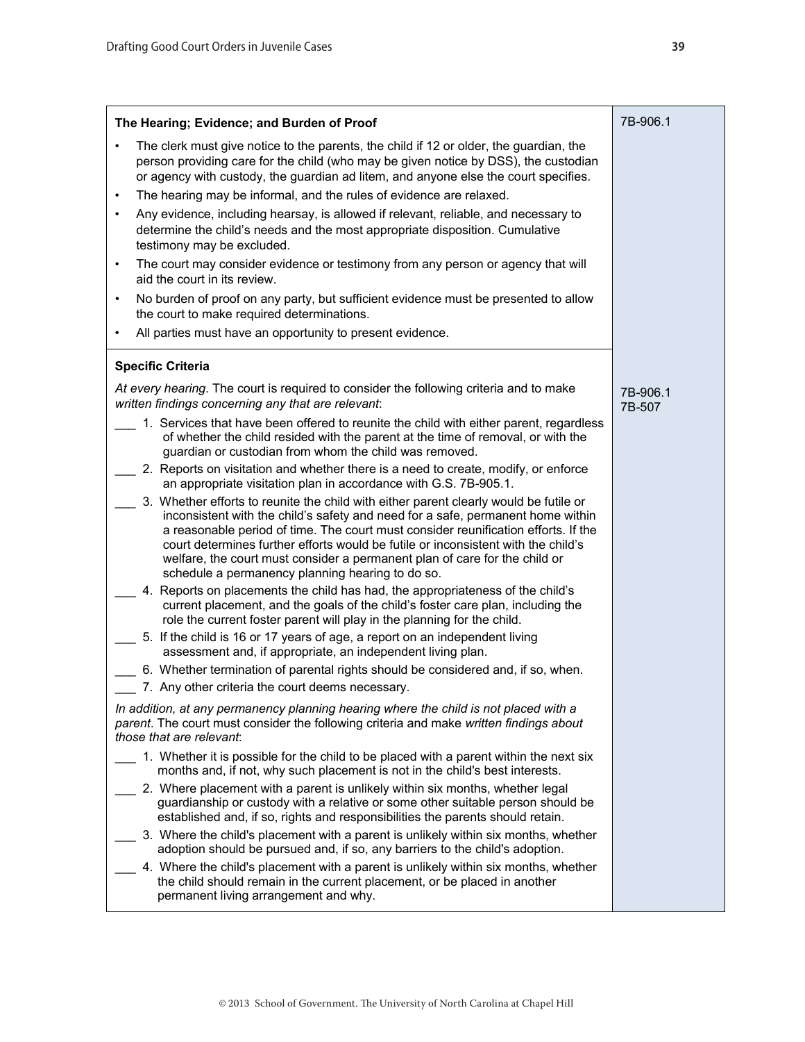| | |
|---|---|
| **The Hearing; Evidence; and Burden of Proof**<br><br>• The clerk must give notice to the parents, the child if 12 or older, the guardian, the person providing care for the child (who may be given notice by DSS), the custodian or agency with custody, the guardian ad litem, and anyone else the court specifies.<br>• The hearing may be informal, and the rules of evidence are relaxed.<br>• Any evidence, including hearsay, is allowed if relevant, reliable, and necessary to determine the child's needs and the most appropriate disposition. Cumulative testimony may be excluded.<br>• The court may consider evidence or testimony from any person or agency that will aid the court in its review.<br>• No burden of proof on any party, but sufficient evidence must be presented to allow the court to make required determinations.<br>• All parties must have an opportunity to present evidence. | 7B-906.1 |
| **Specific Criteria**<br><br>*At every hearing*. The court is required to consider the following criteria and to make *written findings concerning any that are relevant*:<br>___ 1. Services that have been offered to reunite the child with either parent, regardless of whether the child resided with the parent at the time of removal, or with the guardian or custodian from whom the child was removed.<br>___ 2. Reports on visitation and whether there is a need to create, modify, or enforce an appropriate visitation plan in accordance with G.S. 7B-905.1.<br>___ 3. Whether efforts to reunite the child with either parent clearly would be futile or inconsistent with the child's safety and need for a safe, permanent home within a reasonable period of time. The court must consider reunification efforts. If the court determines further efforts would be futile or inconsistent with the child's welfare, the court must consider a permanent plan of care for the child or schedule a permanency planning hearing to do so.<br>___ 4. Reports on placements the child has had, the appropriateness of the child's current placement, and the goals of the child's foster care plan, including the role the current foster parent will play in the planning for the child.<br>___ 5. If the child is 16 or 17 years of age, a report on an independent living assessment and, if appropriate, an independent living plan.<br>___ 6. Whether termination of parental rights should be considered and, if so, when.<br>___ 7. Any other criteria the court deems necessary.<br><br>*In addition, at any permanency planning hearing where the child is not placed with a parent*. The court must consider the following criteria and make *written findings about those that are relevant*:<br>___ 1. Whether it is possible for the child to be placed with a parent within the next six months and, if not, why such placement is not in the child's best interests.<br>___ 2. Where placement with a parent is unlikely within six months, whether legal guardianship or custody with a relative or some other suitable person should be established and, if so, rights and responsibilities the parents should retain.<br>___ 3. Where the child's placement with a parent is unlikely within six months, whether adoption should be pursued and, if so, any barriers to the child's adoption.<br>___ 4. Where the child's placement with a parent is unlikely within six months, whether the child should remain in the current placement, or be placed in another permanent living arrangement and why. | 7B-906.1<br>7B-507 |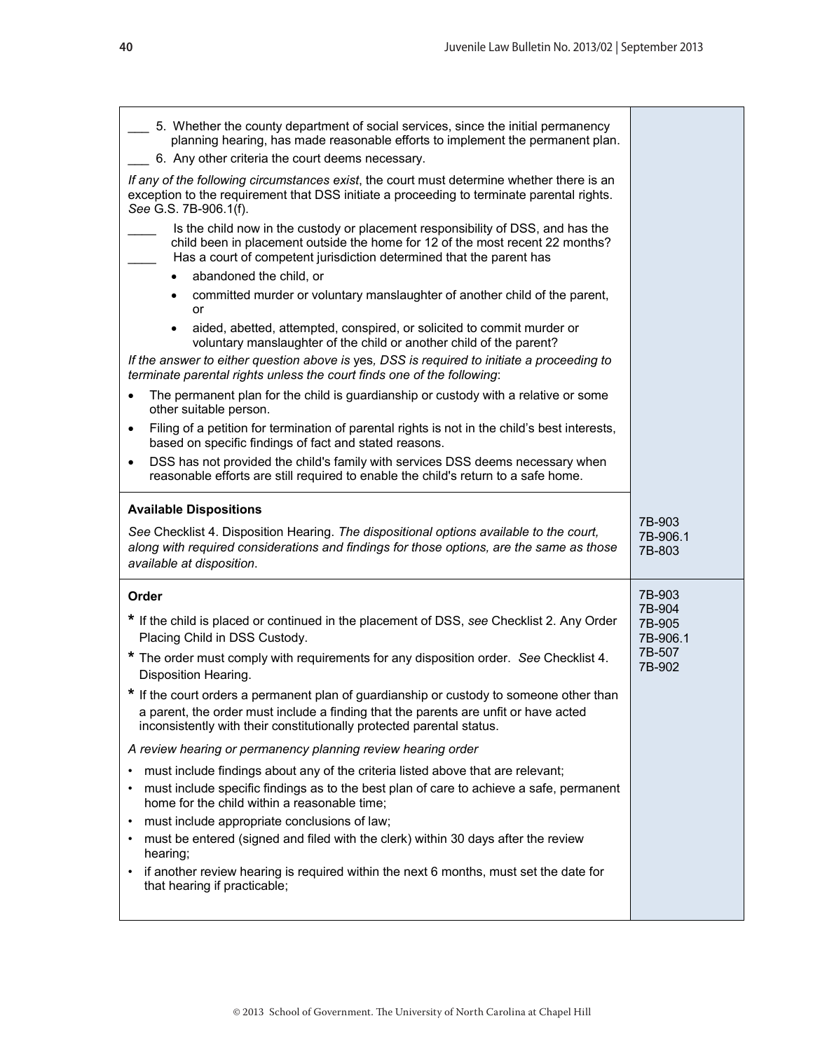| | |
|---|---|
| ___ 5. Whether the county department of social services, since the initial permanency planning hearing, has made reasonable efforts to implement the permanent plan.<br>___ 6. Any other criteria the court deems necessary.<br><br>*If any of the following circumstances exist*, the court must determine whether there is an exception to the requirement that DSS initiate a proceeding to terminate parental rights. *See* G.S. 7B-906.1(f).<br><br>____ Is the child now in the custody or placement responsibility of DSS, and has the child been in placement outside the home for 12 of the most recent 22 months?<br>____ Has a court of competent jurisdiction determined that the parent has<br>• abandoned the child, or<br>• committed murder or voluntary manslaughter of another child of the parent, or<br>• aided, abetted, attempted, conspired, or solicited to commit murder or voluntary manslaughter of the child or another child of the parent?<br><br>*If the answer to either question above is* yes, *DSS is required to initiate a proceeding to terminate parental rights unless the court finds one of the following*:<br>• The permanent plan for the child is guardianship or custody with a relative or some other suitable person.<br>• Filing of a petition for termination of parental rights is not in the child's best interests, based on specific findings of fact and stated reasons.<br>• DSS has not provided the child's family with services DSS deems necessary when reasonable efforts are still required to enable the child's return to a safe home. | |
| **Available Dispositions**<br><br>*See* Checklist 4. Disposition Hearing. *The dispositional options available to the court, along with required considerations and findings for those options, are the same as those available at disposition*. | 7B-903<br>7B-906.1<br>7B-803 |
| **Order**<br><br>* If the child is placed or continued in the placement of DSS, *see* Checklist 2. Any Order Placing Child in DSS Custody.<br>* The order must comply with requirements for any disposition order. *See* Checklist 4. Disposition Hearing.<br>* If the court orders a permanent plan of guardianship or custody to someone other than a parent, the order must include a finding that the parents are unfit or have acted inconsistently with their constitutionally protected parental status.<br><br>*A review hearing or permanency planning review hearing order*<br>• must include findings about any of the criteria listed above that are relevant;<br>• must include specific findings as to the best plan of care to achieve a safe, permanent home for the child within a reasonable time;<br>• must include appropriate conclusions of law;<br>• must be entered (signed and filed with the clerk) within 30 days after the review hearing;<br>• if another review hearing is required within the next 6 months, must set the date for that hearing if practicable; | 7B-903<br>7B-904<br>7B-905<br>7B-906.1<br>7B-507<br>7B-902 |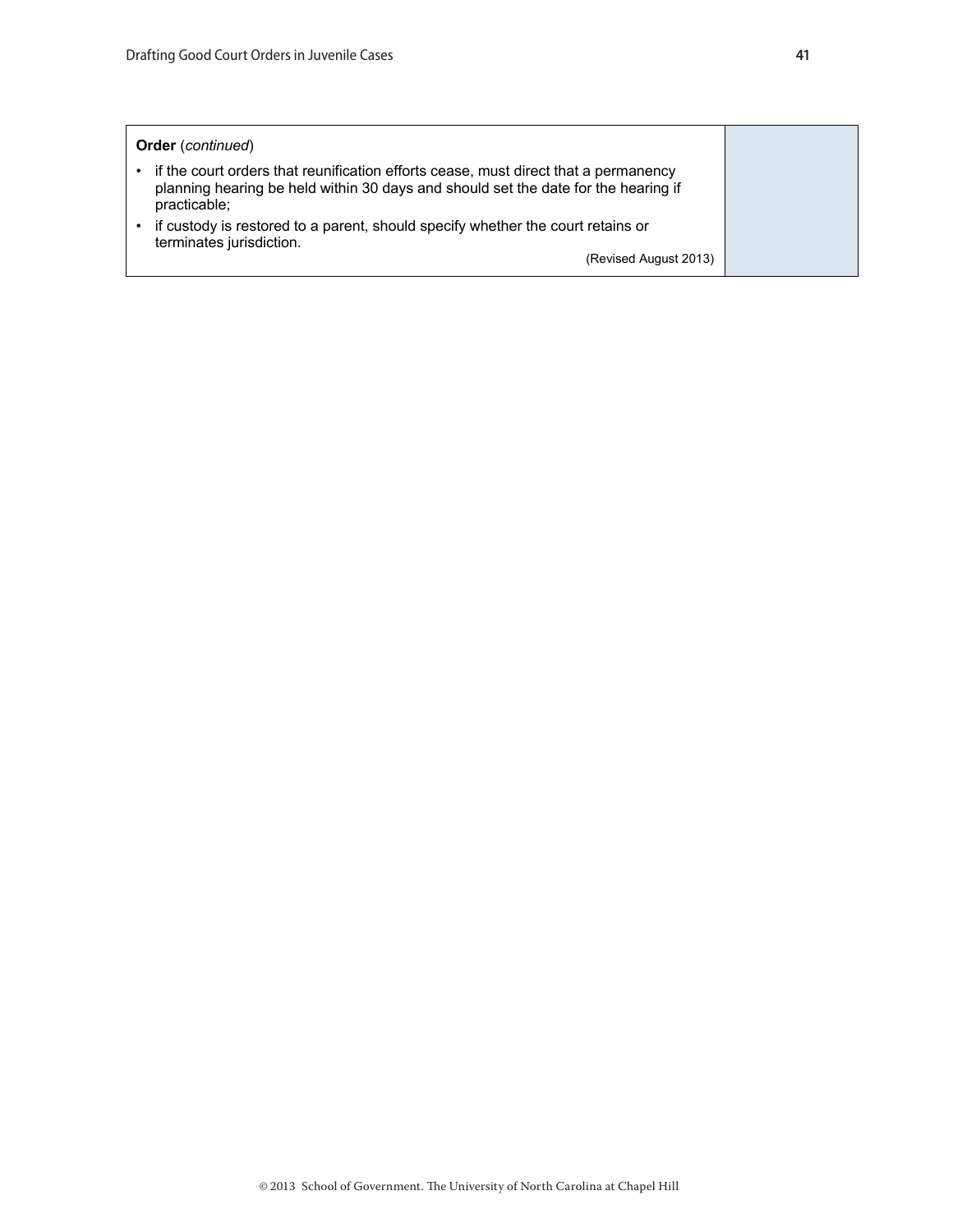| | |
|---|---|
| **Order** (*continued*)<br>• if the court orders that reunification efforts cease, must direct that a permanency planning hearing be held within 30 days and should set the date for the hearing if practicable;<br>• if custody is restored to a parent, should specify whether the court retains or terminates jurisdiction.<br>(Revised August 2013) | |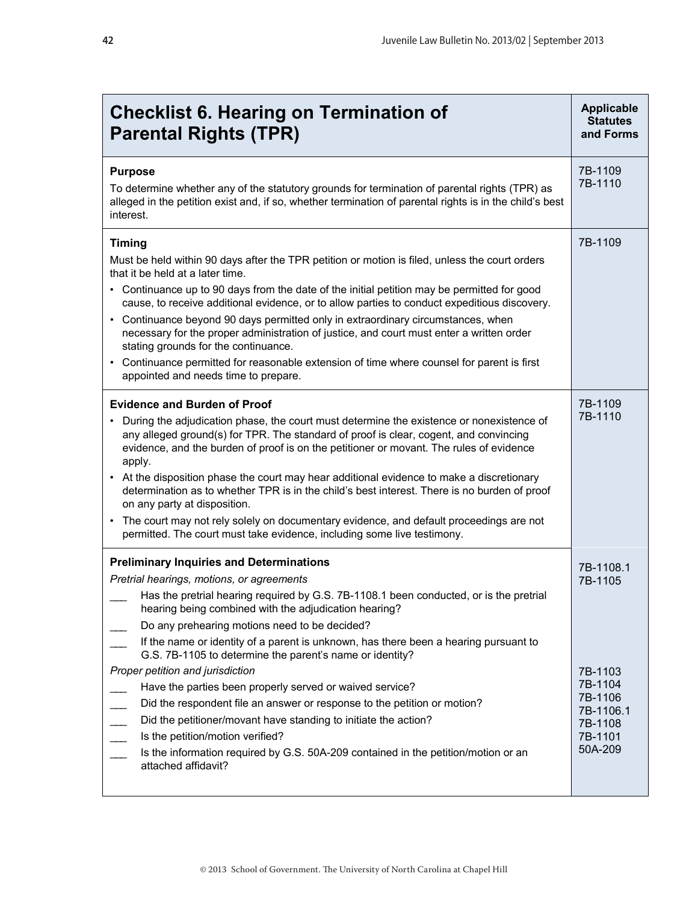| Checklist 6. Hearing on Termination of Parental Rights (TPR) | Applicable Statutes and Forms |
|---|---|
| **Purpose**<br>To determine whether any of the statutory grounds for termination of parental rights (TPR) as alleged in the petition exist and, if so, whether termination of parental rights is in the child's best interest. | 7B-1109<br>7B-1110 |
| **Timing**<br>Must be held within 90 days after the TPR petition or motion is filed, unless the court orders that it be held at a later time.<br>• Continuance up to 90 days from the date of the initial petition may be permitted for good cause, to receive additional evidence, or to allow parties to conduct expeditious discovery.<br>• Continuance beyond 90 days permitted only in extraordinary circumstances, when necessary for the proper administration of justice, and court must enter a written order stating grounds for the continuance.<br>• Continuance permitted for reasonable extension of time where counsel for parent is first appointed and needs time to prepare. | 7B-1109 |
| **Evidence and Burden of Proof**<br>• During the adjudication phase, the court must determine the existence or nonexistence of any alleged ground(s) for TPR. The standard of proof is clear, cogent, and convincing evidence, and the burden of proof is on the petitioner or movant. The rules of evidence apply.<br>• At the disposition phase the court may hear additional evidence to make a discretionary determination as to whether TPR is in the child's best interest. There is no burden of proof on any party at disposition.<br>• The court may not rely solely on documentary evidence, and default proceedings are not permitted. The court must take evidence, including some live testimony. | 7B-1109<br>7B-1110 |
| **Preliminary Inquiries and Determinations**<br>*Pretrial hearings, motions, or agreements*<br>___ Has the pretrial hearing required by G.S. 7B-1108.1 been conducted, or is the pretrial hearing being combined with the adjudication hearing?<br>___ Do any prehearing motions need to be decided?<br>___ If the name or identity of a parent is unknown, has there been a hearing pursuant to G.S. 7B-1105 to determine the parent's name or identity? | 7B-1108.1<br>7B-1105 |
| *Proper petition and jurisdiction*<br>___ Have the parties been properly served or waived service?<br>___ Did the respondent file an answer or response to the petition or motion?<br>___ Did the petitioner/movant have standing to initiate the action?<br>___ Is the petition/motion verified?<br>___ Is the information required by G.S. 50A-209 contained in the petition/motion or an attached affidavit? | 7B-1103<br>7B-1104<br>7B-1106<br>7B-1106.1<br>7B-1108<br>7B-1101<br>50A-209 |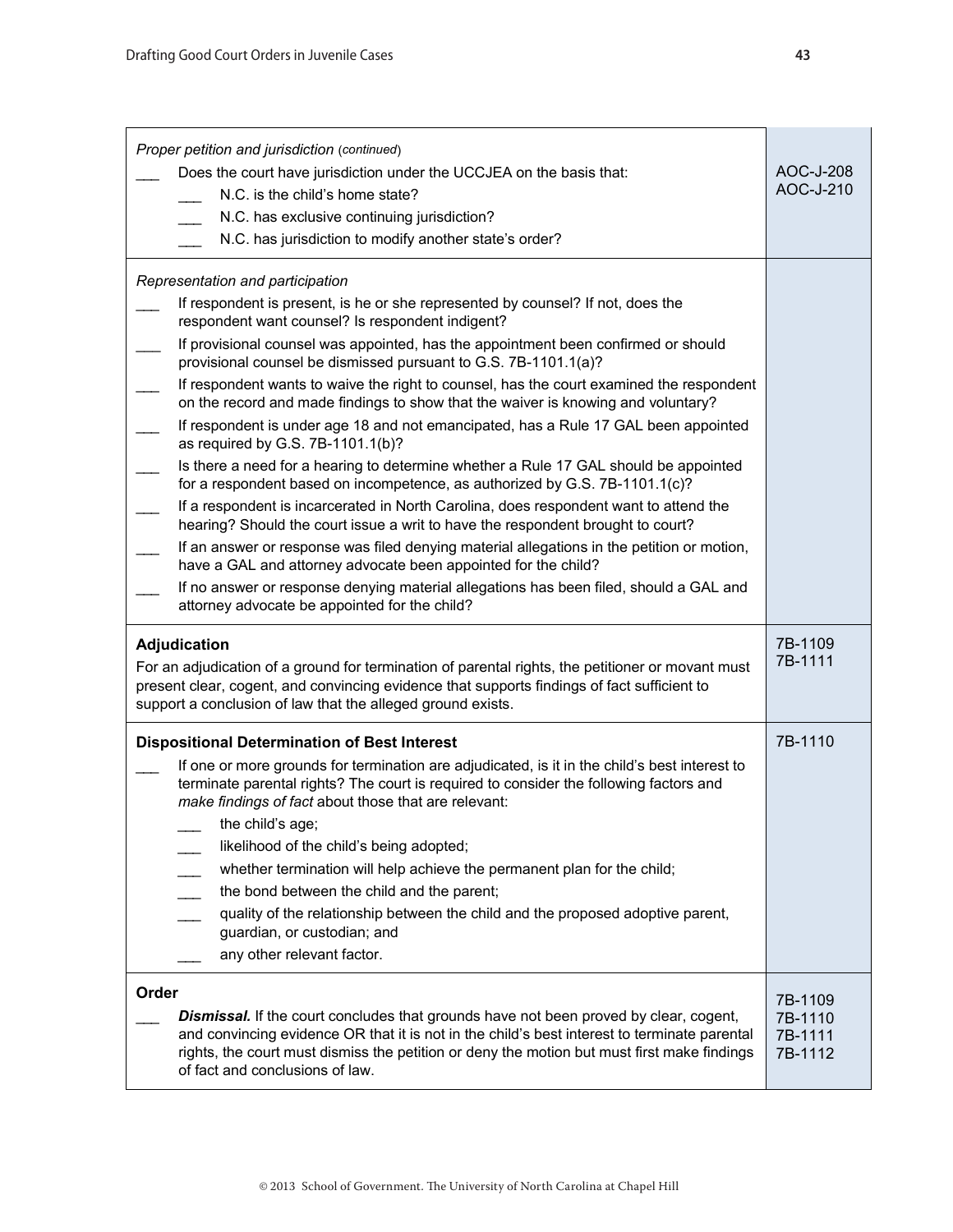| | |
|---|---|
| *Proper petition and jurisdiction* (*continued*)<br>___ Does the court have jurisdiction under the UCCJEA on the basis that:<br>&nbsp;&nbsp;&nbsp;&nbsp;___ N.C. is the child's home state?<br>&nbsp;&nbsp;&nbsp;&nbsp;___ N.C. has exclusive continuing jurisdiction?<br>&nbsp;&nbsp;&nbsp;&nbsp;___ N.C. has jurisdiction to modify another state's order? | AOC-J-208<br>AOC-J-210 |
| *Representation and participation*<br>___ If respondent is present, is he or she represented by counsel? If not, does the respondent want counsel? Is respondent indigent?<br>___ If provisional counsel was appointed, has the appointment been confirmed or should provisional counsel be dismissed pursuant to G.S. 7B-1101.1(a)?<br>___ If respondent wants to waive the right to counsel, has the court examined the respondent on the record and made findings to show that the waiver is knowing and voluntary?<br>___ If respondent is under age 18 and not emancipated, has a Rule 17 GAL been appointed as required by G.S. 7B-1101.1(b)?<br>___ Is there a need for a hearing to determine whether a Rule 17 GAL should be appointed for a respondent based on incompetence, as authorized by G.S. 7B-1101.1(c)?<br>___ If a respondent is incarcerated in North Carolina, does respondent want to attend the hearing? Should the court issue a writ to have the respondent brought to court?<br>___ If an answer or response was filed denying material allegations in the petition or motion, have a GAL and attorney advocate been appointed for the child?<br>___ If no answer or response denying material allegations has been filed, should a GAL and attorney advocate be appointed for the child? | |
| **Adjudication**<br>For an adjudication of a ground for termination of parental rights, the petitioner or movant must present clear, cogent, and convincing evidence that supports findings of fact sufficient to support a conclusion of law that the alleged ground exists. | 7B-1109<br>7B-1111 |
| **Dispositional Determination of Best Interest**<br>___ If one or more grounds for termination are adjudicated, is it in the child's best interest to terminate parental rights? The court is required to consider the following factors and *make findings of fact* about those that are relevant:<br>&nbsp;&nbsp;&nbsp;&nbsp;___ the child's age;<br>&nbsp;&nbsp;&nbsp;&nbsp;___ likelihood of the child's being adopted;<br>&nbsp;&nbsp;&nbsp;&nbsp;___ whether termination will help achieve the permanent plan for the child;<br>&nbsp;&nbsp;&nbsp;&nbsp;___ the bond between the child and the parent;<br>&nbsp;&nbsp;&nbsp;&nbsp;___ quality of the relationship between the child and the proposed adoptive parent, guardian, or custodian; and<br>&nbsp;&nbsp;&nbsp;&nbsp;___ any other relevant factor. | 7B-1110 |
| **Order**<br>___ ***Dismissal.*** If the court concludes that grounds have not been proved by clear, cogent, and convincing evidence OR that it is not in the child's best interest to terminate parental rights, the court must dismiss the petition or deny the motion but must first make findings of fact and conclusions of law. | 7B-1109<br>7B-1110<br>7B-1111<br>7B-1112 |

© 2013 School of Government. The University of North Carolina at Chapel Hill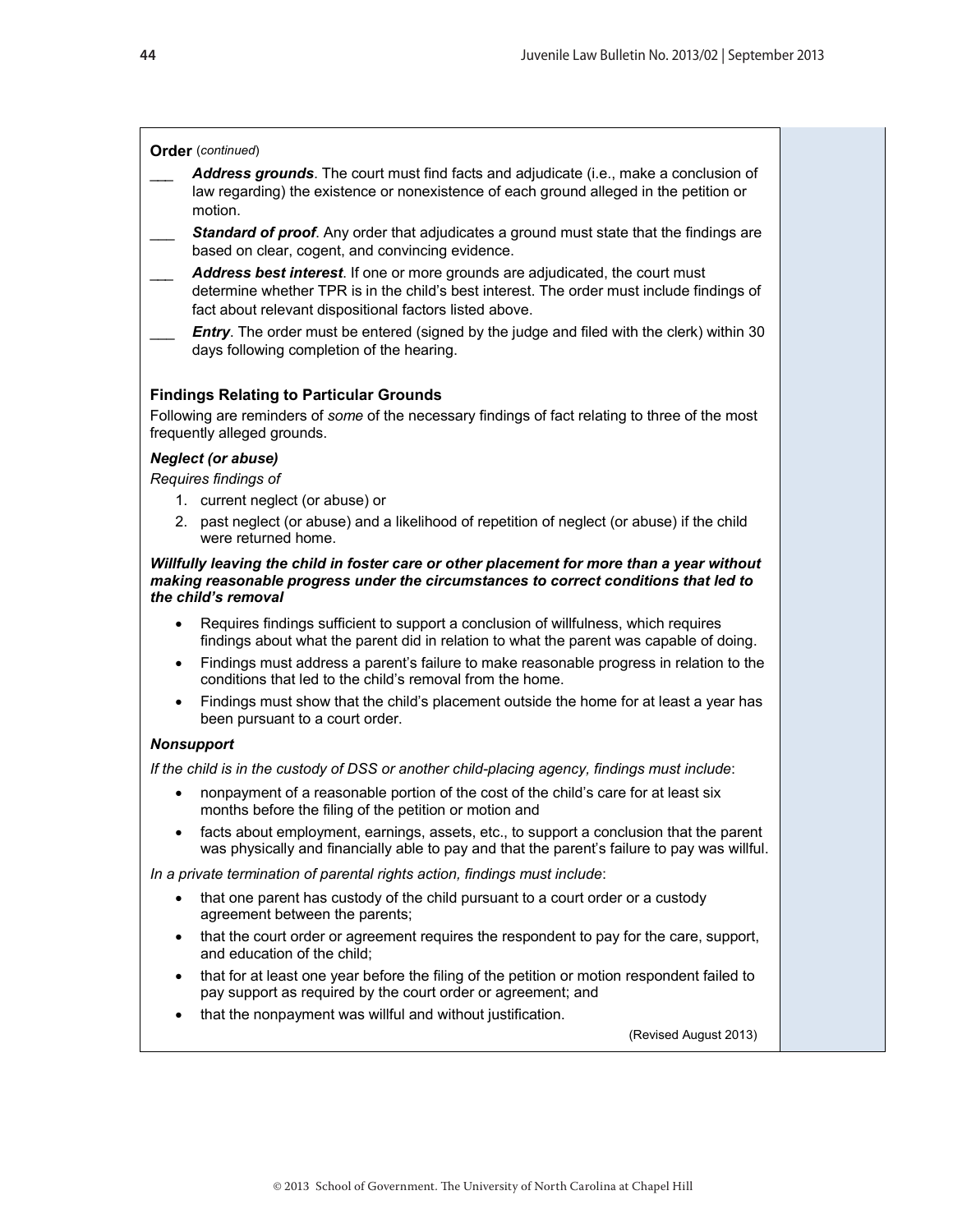**Order** (*continued*)

___ ***Address grounds***. The court must find facts and adjudicate (i.e., make a conclusion of law regarding) the existence or nonexistence of each ground alleged in the petition or motion.

___ ***Standard of proof***. Any order that adjudicates a ground must state that the findings are based on clear, cogent, and convincing evidence.

___ ***Address best interest***. If one or more grounds are adjudicated, the court must determine whether TPR is in the child's best interest. The order must include findings of fact about relevant dispositional factors listed above.

___ ***Entry***. The order must be entered (signed by the judge and filed with the clerk) within 30 days following completion of the hearing.

**Findings Relating to Particular Grounds**

Following are reminders of *some* of the necessary findings of fact relating to three of the most frequently alleged grounds.

***Neglect (or abuse)***

*Requires findings of*

1. current neglect (or abuse) or
2. past neglect (or abuse) and a likelihood of repetition of neglect (or abuse) if the child were returned home.

***Willfully leaving the child in foster care or other placement for more than a year without making reasonable progress under the circumstances to correct conditions that led to the child's removal***

- Requires findings sufficient to support a conclusion of willfulness, which requires findings about what the parent did in relation to what the parent was capable of doing.
- Findings must address a parent's failure to make reasonable progress in relation to the conditions that led to the child's removal from the home.
- Findings must show that the child's placement outside the home for at least a year has been pursuant to a court order.

***Nonsupport***

*If the child is in the custody of DSS or another child-placing agency, findings must include*:

- nonpayment of a reasonable portion of the cost of the child's care for at least six months before the filing of the petition or motion and
- facts about employment, earnings, assets, etc., to support a conclusion that the parent was physically and financially able to pay and that the parent's failure to pay was willful.

*In a private termination of parental rights action, findings must include*:

- that one parent has custody of the child pursuant to a court order or a custody agreement between the parents;
- that the court order or agreement requires the respondent to pay for the care, support, and education of the child;
- that for at least one year before the filing of the petition or motion respondent failed to pay support as required by the court order or agreement; and
- that the nonpayment was willful and without justification.

(Revised August 2013)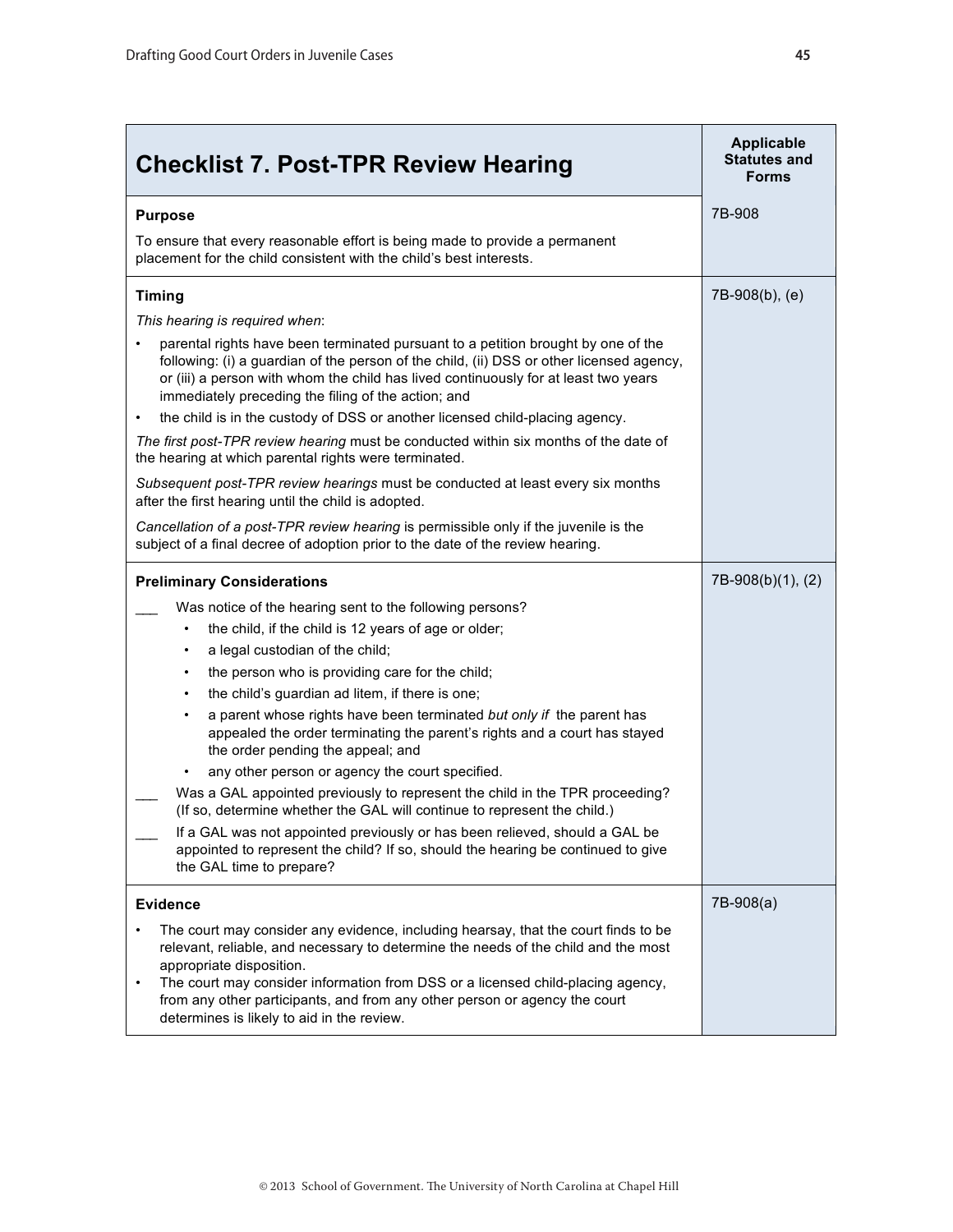| **Checklist 7. Post-TPR Review Hearing** | **Applicable Statutes and Forms** |
| --- | --- |
| **Purpose**<br><br>To ensure that every reasonable effort is being made to provide a permanent placement for the child consistent with the child's best interests. | 7B-908 |
| **Timing**<br><br>*This hearing is required when*:<br><br>• parental rights have been terminated pursuant to a petition brought by one of the following: (i) a guardian of the person of the child, (ii) DSS or other licensed agency, or (iii) a person with whom the child has lived continuously for at least two years immediately preceding the filing of the action; and<br>• the child is in the custody of DSS or another licensed child-placing agency.<br><br>*The first post-TPR review hearing* must be conducted within six months of the date of the hearing at which parental rights were terminated.<br><br>*Subsequent post-TPR review hearings* must be conducted at least every six months after the first hearing until the child is adopted.<br><br>*Cancellation of a post-TPR review hearing* is permissible only if the juvenile is the subject of a final decree of adoption prior to the date of the review hearing. | 7B-908(b), (e) |
| **Preliminary Considerations**<br><br>___ Was notice of the hearing sent to the following persons?<br>• the child, if the child is 12 years of age or older;<br>• a legal custodian of the child;<br>• the person who is providing care for the child;<br>• the child's guardian ad litem, if there is one;<br>• a parent whose rights have been terminated *but only if* the parent has appealed the order terminating the parent's rights and a court has stayed the order pending the appeal; and<br>• any other person or agency the court specified.<br><br>___ Was a GAL appointed previously to represent the child in the TPR proceeding? (If so, determine whether the GAL will continue to represent the child.)<br><br>___ If a GAL was not appointed previously or has been relieved, should a GAL be appointed to represent the child? If so, should the hearing be continued to give the GAL time to prepare? | 7B-908(b)(1), (2) |
| **Evidence**<br><br>• The court may consider any evidence, including hearsay, that the court finds to be relevant, reliable, and necessary to determine the needs of the child and the most appropriate disposition.<br>• The court may consider information from DSS or a licensed child-placing agency, from any other participants, and from any other person or agency the court determines is likely to aid in the review. | 7B-908(a) |

© 2013 School of Government. The University of North Carolina at Chapel Hill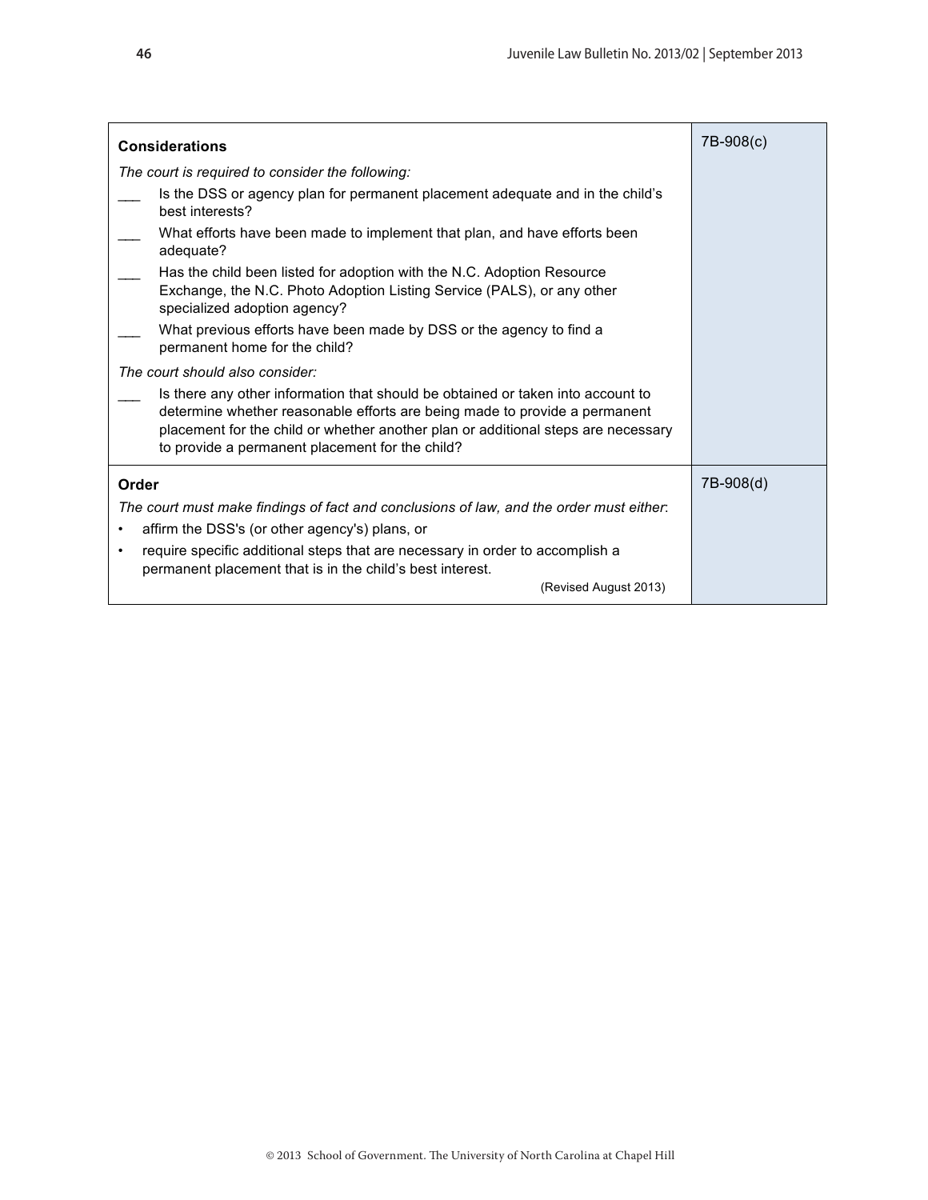| | |
|---|---|
| **Considerations**<br>*The court is required to consider the following:*<br>___ Is the DSS or agency plan for permanent placement adequate and in the child's best interests?<br>___ What efforts have been made to implement that plan, and have efforts been adequate?<br>___ Has the child been listed for adoption with the N.C. Adoption Resource Exchange, the N.C. Photo Adoption Listing Service (PALS), or any other specialized adoption agency?<br>___ What previous efforts have been made by DSS or the agency to find a permanent home for the child?<br>*The court should also consider:*<br>___ Is there any other information that should be obtained or taken into account to determine whether reasonable efforts are being made to provide a permanent placement for the child or whether another plan or additional steps are necessary to provide a permanent placement for the child? | 7B-908(c) |
| **Order**<br>*The court must make findings of fact and conclusions of law, and the order must either*:<br>• affirm the DSS's (or other agency's) plans, or<br>• require specific additional steps that are necessary in order to accomplish a permanent placement that is in the child's best interest.<br>(Revised August 2013) | 7B-908(d) |